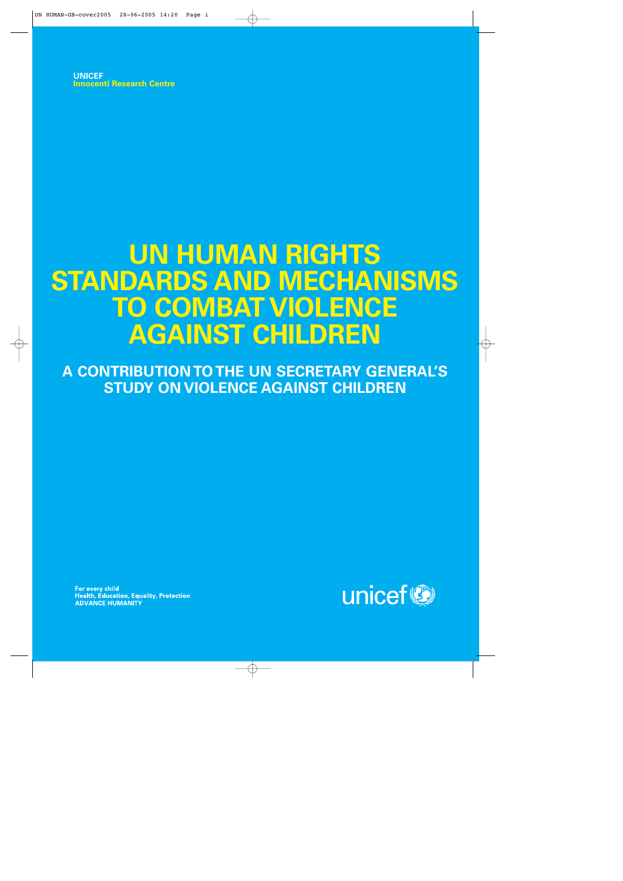UNICEF
Innocenti Research Centre

# UN HUMAN RIGHTS STANDARDS AND MECHANISMS TO COMBAT VIOLENCE AGAINST CHILDREN

## A CONTRIBUTION TO THE UN SECRETARY GENERAL'S STUDY ON VIOLENCE AGAINST CHILDREN

**For every child**
**Health, Education, Equality, Protection**
**ADVANCE HUMANITY**

unicef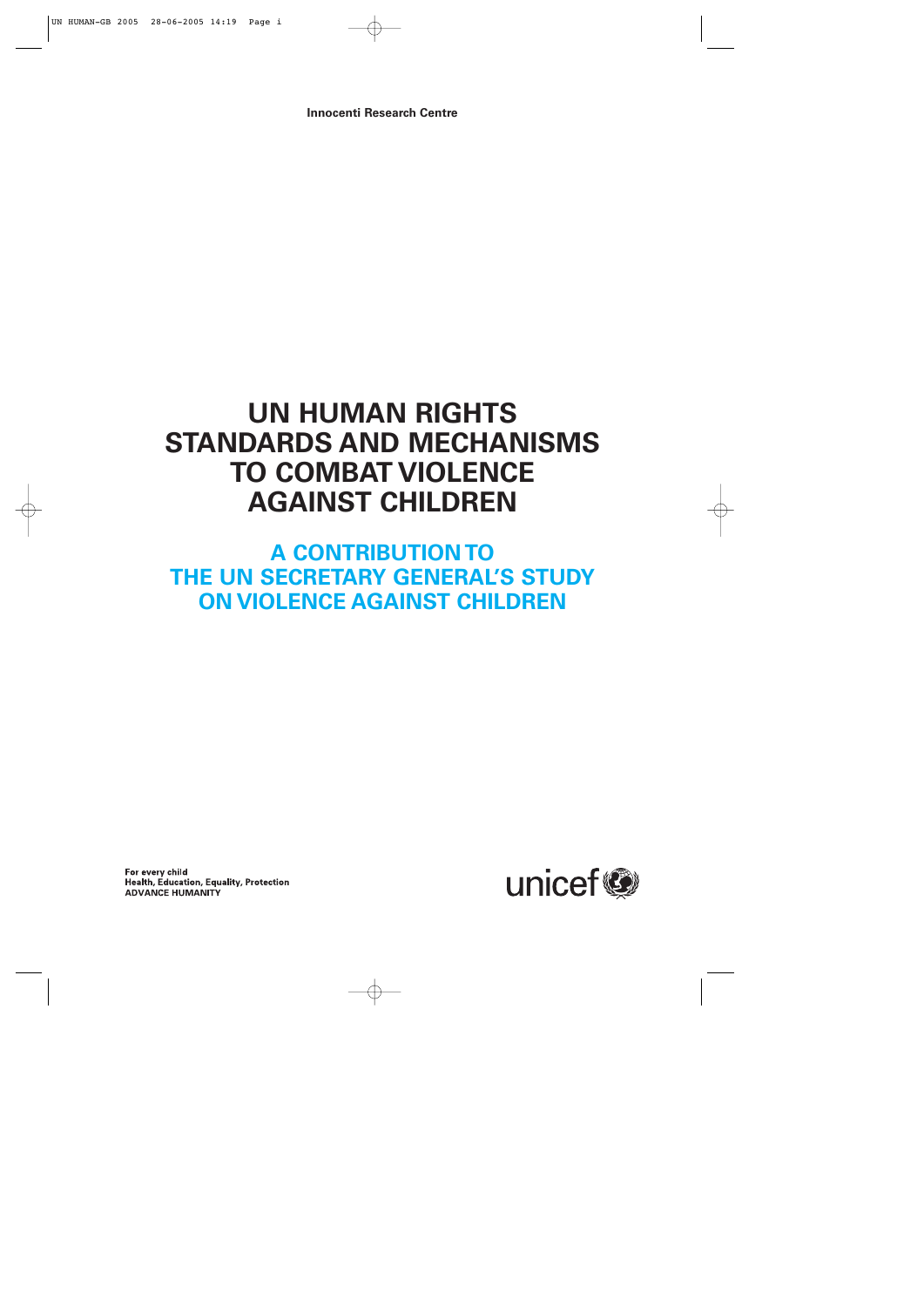**Innocenti Research Centre**

# UN HUMAN RIGHTS STANDARDS AND MECHANISMS TO COMBAT VIOLENCE AGAINST CHILDREN

## A CONTRIBUTION TO THE UN SECRETARY GENERAL'S STUDY ON VIOLENCE AGAINST CHILDREN

**For every child**
**Health, Education, Equality, Protection**
**ADVANCE HUMANITY**

unicef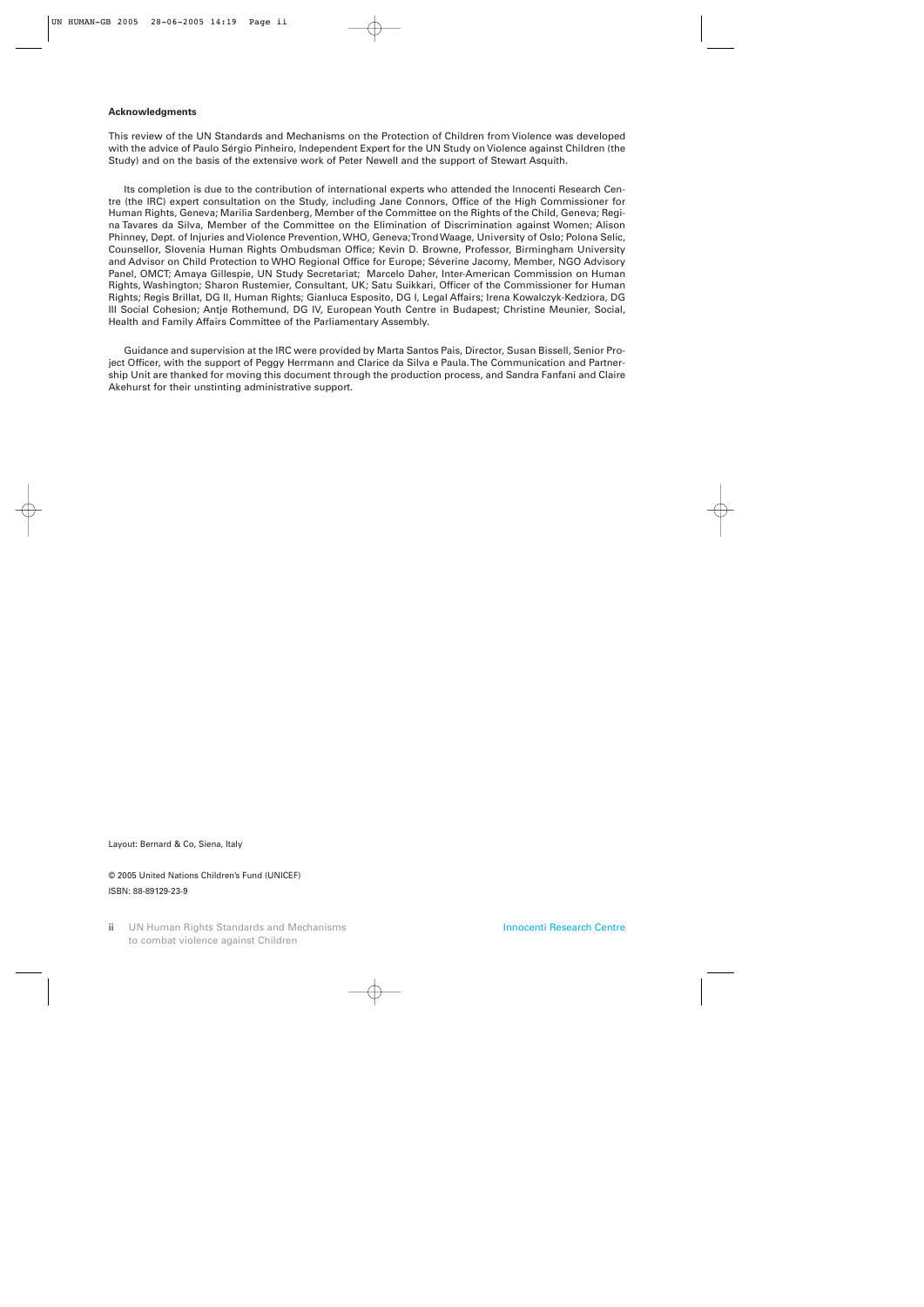**Acknowledgments**

This review of the UN Standards and Mechanisms on the Protection of Children from Violence was developed with the advice of Paulo Sérgio Pinheiro, Independent Expert for the UN Study on Violence against Children (the Study) and on the basis of the extensive work of Peter Newell and the support of Stewart Asquith.

Its completion is due to the contribution of international experts who attended the Innocenti Research Centre (the IRC) expert consultation on the Study, including Jane Connors, Office of the High Commissioner for Human Rights, Geneva; Marilia Sardenberg, Member of the Committee on the Rights of the Child, Geneva; Regina Tavares da Silva, Member of the Committee on the Elimination of Discrimination against Women; Alison Phinney, Dept. of Injuries and Violence Prevention, WHO, Geneva; Trond Waage, University of Oslo; Polona Selic, Counsellor, Slovenia Human Rights Ombudsman Office; Kevin D. Browne, Professor, Birmingham University and Advisor on Child Protection to WHO Regional Office for Europe; Séverine Jacomy, Member, NGO Advisory Panel, OMCT; Amaya Gillespie, UN Study Secretariat; Marcelo Daher, Inter-American Commission on Human Rights, Washington; Sharon Rustemier, Consultant, UK; Satu Suikkari, Officer of the Commissioner for Human Rights; Regis Brillat, DG II, Human Rights; Gianluca Esposito, DG I, Legal Affairs; Irena Kowalczyk-Kedziora, DG III Social Cohesion; Antje Rothemund, DG IV, European Youth Centre in Budapest; Christine Meunier, Social, Health and Family Affairs Committee of the Parliamentary Assembly.

Guidance and supervision at the IRC were provided by Marta Santos Pais, Director, Susan Bissell, Senior Project Officer, with the support of Peggy Herrmann and Clarice da Silva e Paula. The Communication and Partnership Unit are thanked for moving this document through the production process, and Sandra Fanfani and Claire Akehurst for their unstinting administrative support.

Layout: Bernard & Co, Siena, Italy

© 2005 United Nations Children's Fund (UNICEF)
ISBN: 88-89129-23-9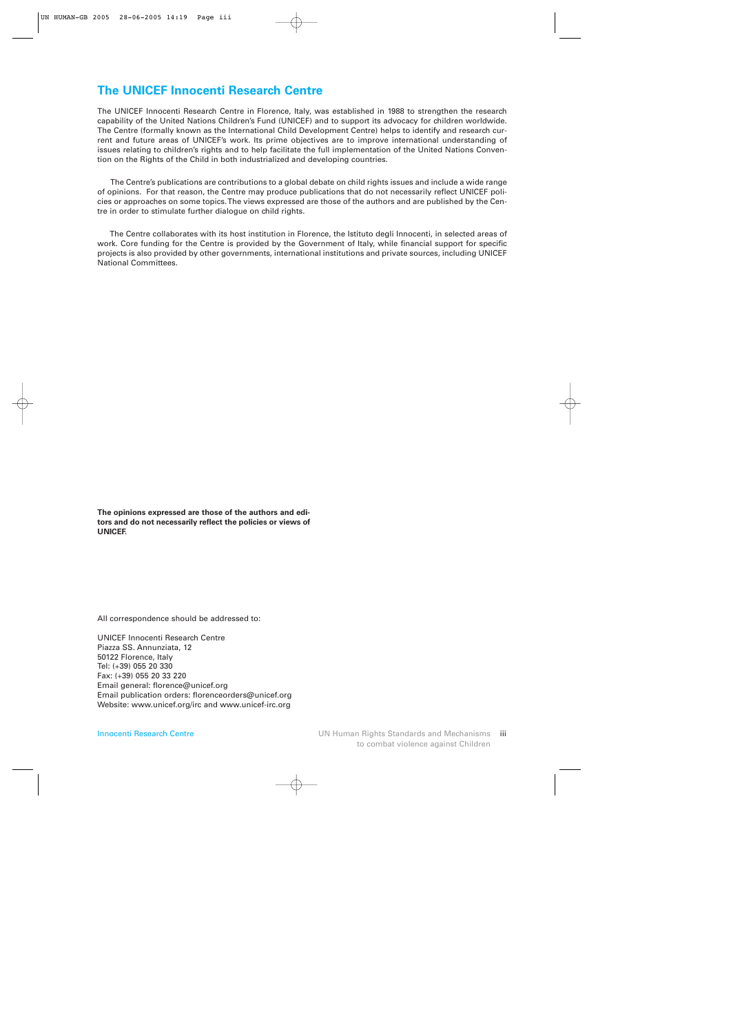## The UNICEF Innocenti Research Centre

The UNICEF Innocenti Research Centre in Florence, Italy, was established in 1988 to strengthen the research capability of the United Nations Children's Fund (UNICEF) and to support its advocacy for children worldwide. The Centre (formally known as the International Child Development Centre) helps to identify and research current and future areas of UNICEF's work. Its prime objectives are to improve international understanding of issues relating to children's rights and to help facilitate the full implementation of the United Nations Convention on the Rights of the Child in both industrialized and developing countries.

The Centre's publications are contributions to a global debate on child rights issues and include a wide range of opinions. For that reason, the Centre may produce publications that do not necessarily reflect UNICEF policies or approaches on some topics. The views expressed are those of the authors and are published by the Centre in order to stimulate further dialogue on child rights.

The Centre collaborates with its host institution in Florence, the Istituto degli Innocenti, in selected areas of work. Core funding for the Centre is provided by the Government of Italy, while financial support for specific projects is also provided by other governments, international institutions and private sources, including UNICEF National Committees.

**The opinions expressed are those of the authors and editors and do not necessarily reflect the policies or views of UNICEF.**

All correspondence should be addressed to:

UNICEF Innocenti Research Centre
Piazza SS. Annunziata, 12
50122 Florence, Italy
Tel: (+39) 055 20 330
Fax: (+39) 055 20 33 220
Email general: florence@unicef.org
Email publication orders: florenceorders@unicef.org
Website: www.unicef.org/irc and www.unicef-irc.org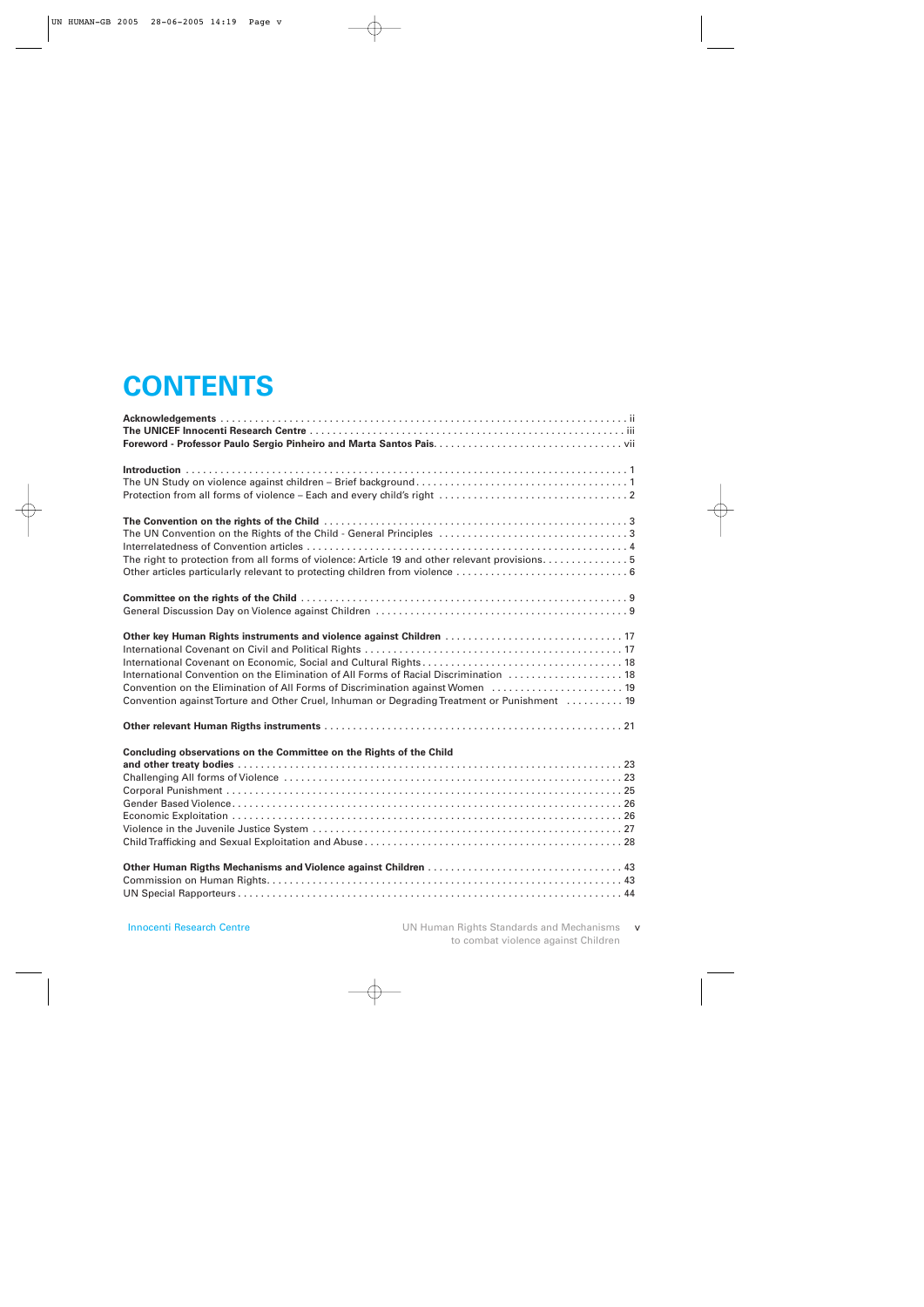# CONTENTS

**Acknowledgements** . . . . . . . . . . ii
**The UNICEF Innocenti Research Centre** . . . . . . . . . . iii
**Foreword - Professor Paulo Sergio Pinheiro and Marta Santos Pais** . . . . . . . . . . vii

**Introduction** . . . . . . . . . . 1
The UN Study on violence against children – Brief background . . . . . . . . . . 1
Protection from all forms of violence – Each and every child's right . . . . . . . . . . 2

**The Convention on the rights of the Child** . . . . . . . . . . 3
The UN Convention on the Rights of the Child - General Principles . . . . . . . . . . 3
Interrelatedness of Convention articles . . . . . . . . . . 4
The right to protection from all forms of violence: Article 19 and other relevant provisions . . . . . . . . . . 5
Other articles particularly relevant to protecting children from violence . . . . . . . . . . 6

**Committee on the rights of the Child** . . . . . . . . . . 9
General Discussion Day on Violence against Children . . . . . . . . . . 9

**Other key Human Rights instruments and violence against Children** . . . . . . . . . . 17
International Covenant on Civil and Political Rights . . . . . . . . . . 17
International Covenant on Economic, Social and Cultural Rights . . . . . . . . . . 18
International Convention on the Elimination of All Forms of Racial Discrimination . . . . . . . . . . 18
Convention on the Elimination of All Forms of Discrimination against Women . . . . . . . . . . 19
Convention against Torture and Other Cruel, Inhuman or Degrading Treatment or Punishment . . . . . . . . . . 19

**Other relevant Human Rigths instruments** . . . . . . . . . . 21

**Concluding observations on the Committee on the Rights of the Child and other treaty bodies** . . . . . . . . . . 23
Challenging All forms of Violence . . . . . . . . . . 23
Corporal Punishment . . . . . . . . . . 25
Gender Based Violence . . . . . . . . . . 26
Economic Exploitation . . . . . . . . . . 26
Violence in the Juvenile Justice System . . . . . . . . . . 27
Child Trafficking and Sexual Exploitation and Abuse . . . . . . . . . . 28

**Other Human Rigths Mechanisms and Violence against Children** . . . . . . . . . . 43
Commission on Human Rights . . . . . . . . . . 43
UN Special Rapporteurs . . . . . . . . . . 44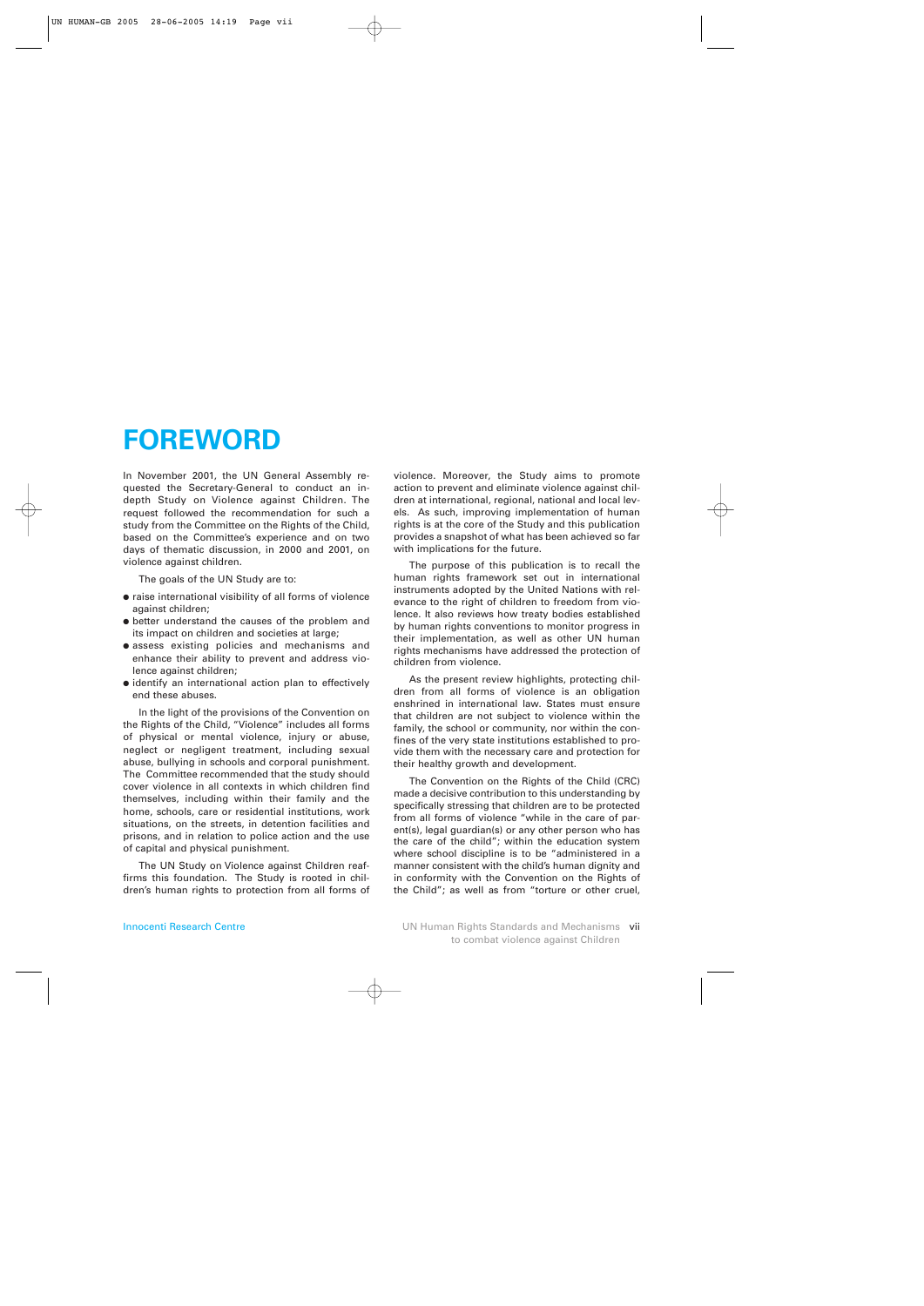# FOREWORD

In November 2001, the UN General Assembly requested the Secretary-General to conduct an in-depth Study on Violence against Children. The request followed the recommendation for such a study from the Committee on the Rights of the Child, based on the Committee's experience and on two days of thematic discussion, in 2000 and 2001, on violence against children.

The goals of the UN Study are to:

- raise international visibility of all forms of violence against children;
- better understand the causes of the problem and its impact on children and societies at large;
- assess existing policies and mechanisms and enhance their ability to prevent and address violence against children;
- identify an international action plan to effectively end these abuses.

In the light of the provisions of the Convention on the Rights of the Child, "Violence" includes all forms of physical or mental violence, injury or abuse, neglect or negligent treatment, including sexual abuse, bullying in schools and corporal punishment. The Committee recommended that the study should cover violence in all contexts in which children find themselves, including within their family and the home, schools, care or residential institutions, work situations, on the streets, in detention facilities and prisons, and in relation to police action and the use of capital and physical punishment.

The UN Study on Violence against Children reaffirms this foundation. The Study is rooted in children's human rights to protection from all forms of violence. Moreover, the Study aims to promote action to prevent and eliminate violence against children at international, regional, national and local levels. As such, improving implementation of human rights is at the core of the Study and this publication provides a snapshot of what has been achieved so far with implications for the future.

The purpose of this publication is to recall the human rights framework set out in international instruments adopted by the United Nations with relevance to the right of children to freedom from violence. It also reviews how treaty bodies established by human rights conventions to monitor progress in their implementation, as well as other UN human rights mechanisms have addressed the protection of children from violence.

As the present review highlights, protecting children from all forms of violence is an obligation enshrined in international law. States must ensure that children are not subject to violence within the family, the school or community, nor within the confines of the very state institutions established to provide them with the necessary care and protection for their healthy growth and development.

The Convention on the Rights of the Child (CRC) made a decisive contribution to this understanding by specifically stressing that children are to be protected from all forms of violence "while in the care of parent(s), legal guardian(s) or any other person who has the care of the child"; within the education system where school discipline is to be "administered in a manner consistent with the child's human dignity and in conformity with the Convention on the Rights of the Child"; as well as from "torture or other cruel,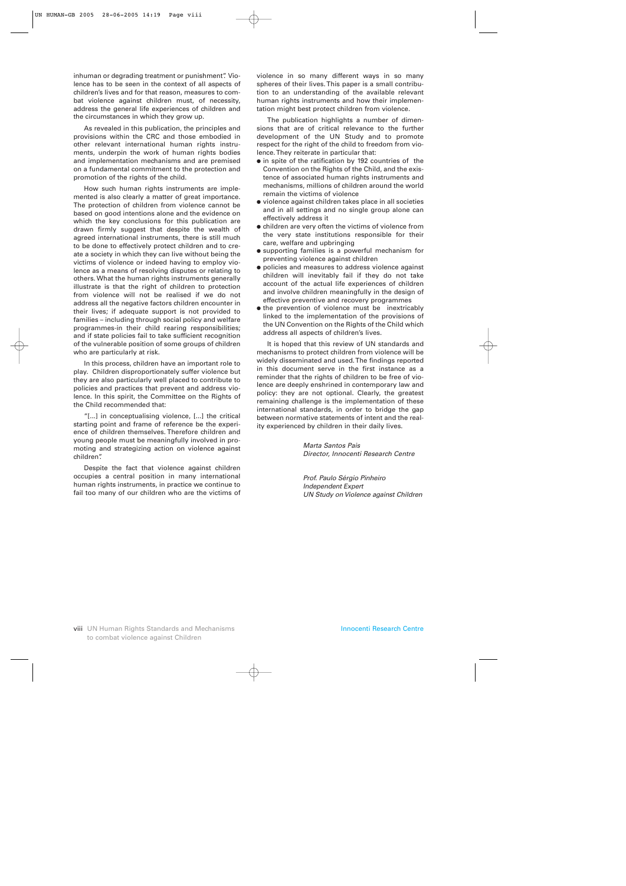inhuman or degrading treatment or punishment". Violence has to be seen in the context of all aspects of children's lives and for that reason, measures to combat violence against children must, of necessity, address the general life experiences of children and the circumstances in which they grow up.

As revealed in this publication, the principles and provisions within the CRC and those embodied in other relevant international human rights instruments, underpin the work of human rights bodies and implementation mechanisms and are premised on a fundamental commitment to the protection and promotion of the rights of the child.

How such human rights instruments are implemented is also clearly a matter of great importance. The protection of children from violence cannot be based on good intentions alone and the evidence on which the key conclusions for this publication are drawn firmly suggest that despite the wealth of agreed international instruments, there is still much to be done to effectively protect children and to create a society in which they can live without being the victims of violence or indeed having to employ violence as a means of resolving disputes or relating to others. What the human rights instruments generally illustrate is that the right of children to protection from violence will not be realised if we do not address all the negative factors children encounter in their lives; if adequate support is not provided to families – including through social policy and welfare programmes-in their child rearing responsibilities; and if state policies fail to take sufficient recognition of the vulnerable position of some groups of children who are particularly at risk.

In this process, children have an important role to play. Children disproportionately suffer violence but they are also particularly well placed to contribute to policies and practices that prevent and address violence. In this spirit, the Committee on the Rights of the Child recommended that:

"[...] in conceptualising violence, [...] the critical starting point and frame of reference be the experience of children themselves. Therefore children and young people must be meaningfully involved in promoting and strategizing action on violence against children".

Despite the fact that violence against children occupies a central position in many international human rights instruments, in practice we continue to fail too many of our children who are the victims of violence in so many different ways in so many spheres of their lives. This paper is a small contribution to an understanding of the available relevant human rights instruments and how their implementation might best protect children from violence.

The publication highlights a number of dimensions that are of critical relevance to the further development of the UN Study and to promote respect for the right of the child to freedom from violence. They reiterate in particular that:

- in spite of the ratification by 192 countries of the Convention on the Rights of the Child, and the existence of associated human rights instruments and mechanisms, millions of children around the world remain the victims of violence
- violence against children takes place in all societies and in all settings and no single group alone can effectively address it
- children are very often the victims of violence from the very state institutions responsible for their care, welfare and upbringing
- supporting families is a powerful mechanism for preventing violence against children
- policies and measures to address violence against children will inevitably fail if they do not take account of the actual life experiences of children and involve children meaningfully in the design of effective preventive and recovery programmes
- the prevention of violence must be inextricably linked to the implementation of the provisions of the UN Convention on the Rights of the Child which address all aspects of children's lives.

It is hoped that this review of UN standards and mechanisms to protect children from violence will be widely disseminated and used. The findings reported in this document serve in the first instance as a reminder that the rights of children to be free of violence are deeply enshrined in contemporary law and policy: they are not optional. Clearly, the greatest remaining challenge is the implementation of these international standards, in order to bridge the gap between normative statements of intent and the reality experienced by children in their daily lives.

*Marta Santos Pais*
*Director, Innocenti Research Centre*

*Prof. Paulo Sérgio Pinheiro*
*Independent Expert*
*UN Study on Violence against Children*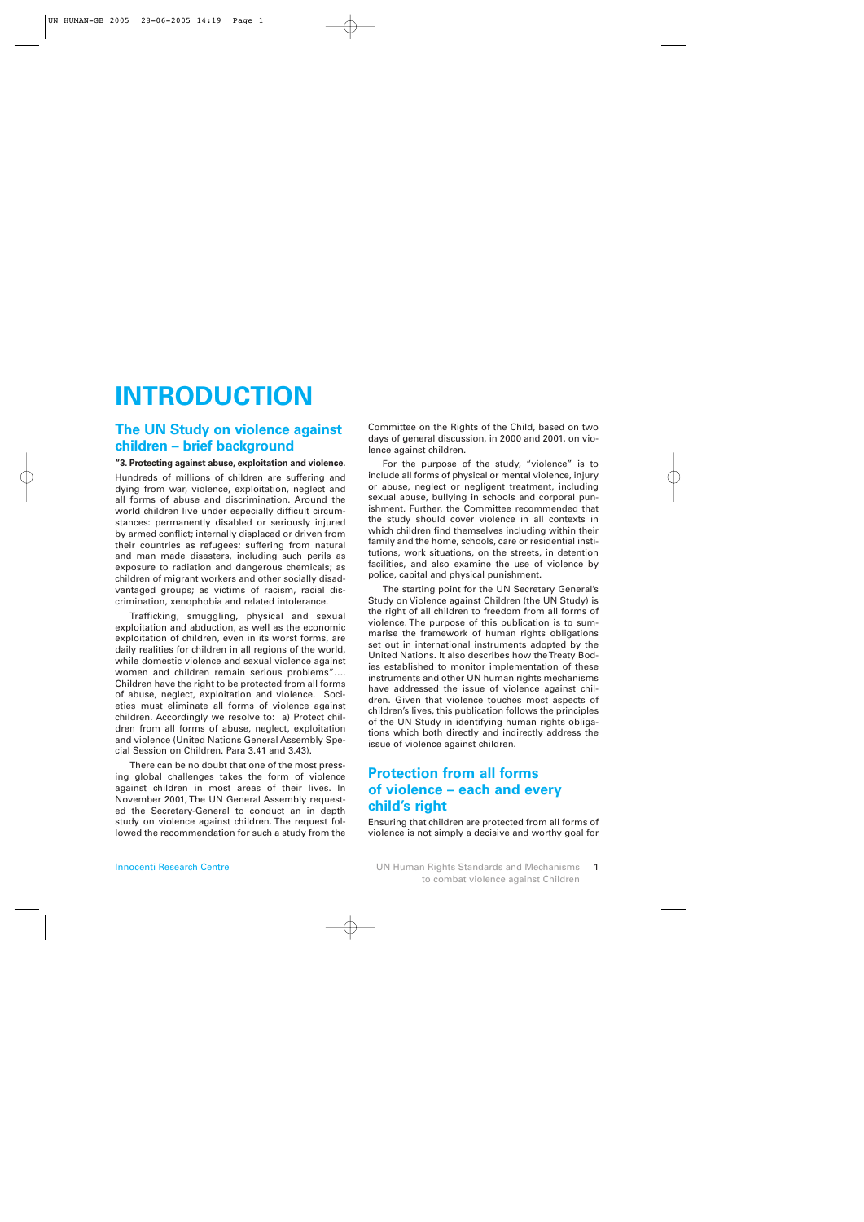# INTRODUCTION

## The UN Study on violence against children – brief background

**"3. Protecting against abuse, exploitation and violence.**

Hundreds of millions of children are suffering and dying from war, violence, exploitation, neglect and all forms of abuse and discrimination. Around the world children live under especially difficult circumstances: permanently disabled or seriously injured by armed conflict; internally displaced or driven from their countries as refugees; suffering from natural and man made disasters, including such perils as exposure to radiation and dangerous chemicals; as children of migrant workers and other socially disadvantaged groups; as victims of racism, racial discrimination, xenophobia and related intolerance.

Trafficking, smuggling, physical and sexual exploitation and abduction, as well as the economic exploitation of children, even in its worst forms, are daily realities for children in all regions of the world, while domestic violence and sexual violence against women and children remain serious problems"…. Children have the right to be protected from all forms of abuse, neglect, exploitation and violence. Societies must eliminate all forms of violence against children. Accordingly we resolve to: a) Protect children from all forms of abuse, neglect, exploitation and violence (United Nations General Assembly Special Session on Children. Para 3.41 and 3.43).

There can be no doubt that one of the most pressing global challenges takes the form of violence against children in most areas of their lives. In November 2001, The UN General Assembly requested the Secretary-General to conduct an in depth study on violence against children. The request followed the recommendation for such a study from the Committee on the Rights of the Child, based on two days of general discussion, in 2000 and 2001, on violence against children.

For the purpose of the study, "violence" is to include all forms of physical or mental violence, injury or abuse, neglect or negligent treatment, including sexual abuse, bullying in schools and corporal punishment. Further, the Committee recommended that the study should cover violence in all contexts in which children find themselves including within their family and the home, schools, care or residential institutions, work situations, on the streets, in detention facilities, and also examine the use of violence by police, capital and physical punishment.

The starting point for the UN Secretary General's Study on Violence against Children (the UN Study) is the right of all children to freedom from all forms of violence. The purpose of this publication is to summarise the framework of human rights obligations set out in international instruments adopted by the United Nations. It also describes how the Treaty Bodies established to monitor implementation of these instruments and other UN human rights mechanisms have addressed the issue of violence against children. Given that violence touches most aspects of children's lives, this publication follows the principles of the UN Study in identifying human rights obligations which both directly and indirectly address the issue of violence against children.

## Protection from all forms of violence – each and every child's right

Ensuring that children are protected from all forms of violence is not simply a decisive and worthy goal for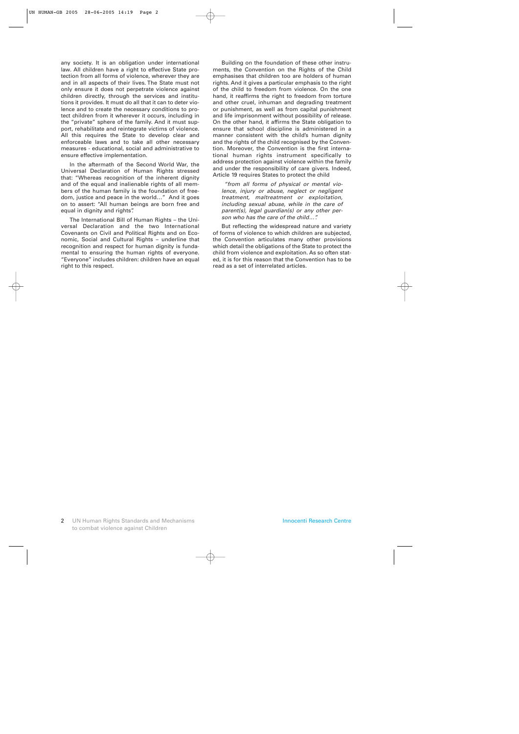any society. It is an obligation under international law. All children have a right to effective State protection from all forms of violence, wherever they are and in all aspects of their lives. The State must not only ensure it does not perpetrate violence against children directly, through the services and institutions it provides. It must do all that it can to deter violence and to create the necessary conditions to protect children from it wherever it occurs, including in the "private" sphere of the family. And it must support, rehabilitate and reintegrate victims of violence. All this requires the State to develop clear and enforceable laws and to take all other necessary measures - educational, social and administrative to ensure effective implementation.

In the aftermath of the Second World War, the Universal Declaration of Human Rights stressed that: "Whereas recognition of the inherent dignity and of the equal and inalienable rights of all members of the human family is the foundation of freedom, justice and peace in the world…" And it goes on to assert: "All human beings are born free and equal in dignity and rights".

The International Bill of Human Rights – the Universal Declaration and the two International Covenants on Civil and Political Rights and on Economic, Social and Cultural Rights – underline that recognition and respect for human dignity is fundamental to ensuring the human rights of everyone. "Everyone" includes children: children have an equal right to this respect.

Building on the foundation of these other instruments, the Convention on the Rights of the Child emphasises that children too are holders of human rights. And it gives a particular emphasis to the right of the child to freedom from violence. On the one hand, it reaffirms the right to freedom from torture and other cruel, inhuman and degrading treatment or punishment, as well as from capital punishment and life imprisonment without possibility of release. On the other hand, it affirms the State obligation to ensure that school discipline is administered in a manner consistent with the child's human dignity and the rights of the child recognised by the Convention. Moreover, the Convention is the first international human rights instrument specifically to address protection against violence within the family and under the responsibility of care givers. Indeed, Article 19 requires States to protect the child

> *"from all forms of physical or mental violence, injury or abuse, neglect or negligent treatment, maltreatment or exploitation, including sexual abuse, while in the care of parent(s), legal guardian(s) or any other person who has the care of the child…".*

But reflecting the widespread nature and variety of forms of violence to which children are subjected, the Convention articulates many other provisions which detail the obligations of the State to protect the child from violence and exploitation. As so often stated, it is for this reason that the Convention has to be read as a set of interrelated articles.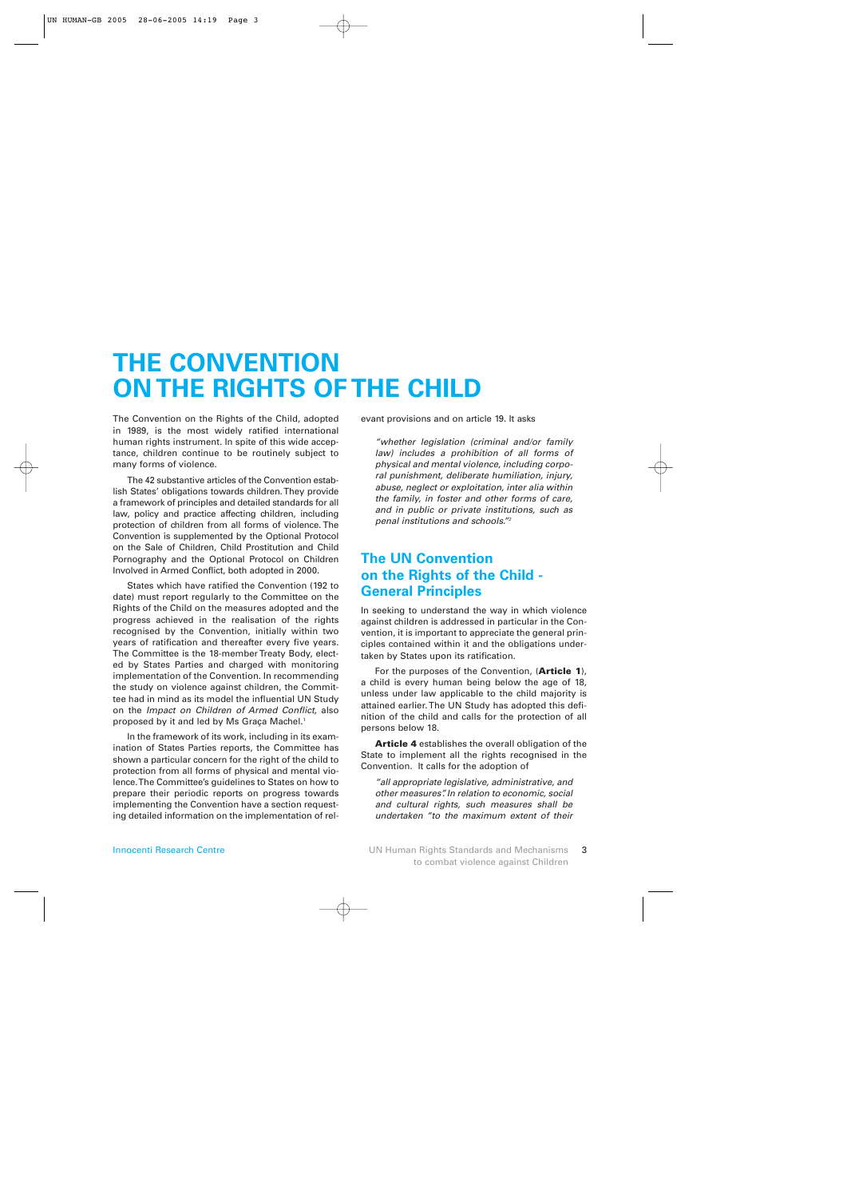# THE CONVENTION ON THE RIGHTS OF THE CHILD

The Convention on the Rights of the Child, adopted in 1989, is the most widely ratified international human rights instrument. In spite of this wide acceptance, children continue to be routinely subject to many forms of violence.

The 42 substantive articles of the Convention establish States' obligations towards children. They provide a framework of principles and detailed standards for all law, policy and practice affecting children, including protection of children from all forms of violence. The Convention is supplemented by the Optional Protocol on the Sale of Children, Child Prostitution and Child Pornography and the Optional Protocol on Children Involved in Armed Conflict, both adopted in 2000.

States which have ratified the Convention (192 to date) must report regularly to the Committee on the Rights of the Child on the measures adopted and the progress achieved in the realisation of the rights recognised by the Convention, initially within two years of ratification and thereafter every five years. The Committee is the 18-member Treaty Body, elected by States Parties and charged with monitoring implementation of the Convention. In recommending the study on violence against children, the Committee had in mind as its model the influential UN Study on the *Impact on Children of Armed Conflict*, also proposed by it and led by Ms Graça Machel.[1]

In the framework of its work, including in its examination of States Parties reports, the Committee has shown a particular concern for the right of the child to protection from all forms of physical and mental violence. The Committee's guidelines to States on how to prepare their periodic reports on progress towards implementing the Convention have a section requesting detailed information on the implementation of relevant provisions and on article 19. It asks

> *"whether legislation (criminal and/or family law) includes a prohibition of all forms of physical and mental violence, including corporal punishment, deliberate humiliation, injury, abuse, neglect or exploitation, inter alia within the family, in foster and other forms of care, and in public or private institutions, such as penal institutions and schools."*[2]

## The UN Convention on the Rights of the Child - General Principles

In seeking to understand the way in which violence against children is addressed in particular in the Convention, it is important to appreciate the general principles contained within it and the obligations undertaken by States upon its ratification.

For the purposes of the Convention, (**Article 1**), a child is every human being below the age of 18, unless under law applicable to the child majority is attained earlier. The UN Study has adopted this definition of the child and calls for the protection of all persons below 18.

**Article 4** establishes the overall obligation of the State to implement all the rights recognised in the Convention. It calls for the adoption of

> *"all appropriate legislative, administrative, and other measures". In relation to economic, social and cultural rights, such measures shall be undertaken "to the maximum extent of their*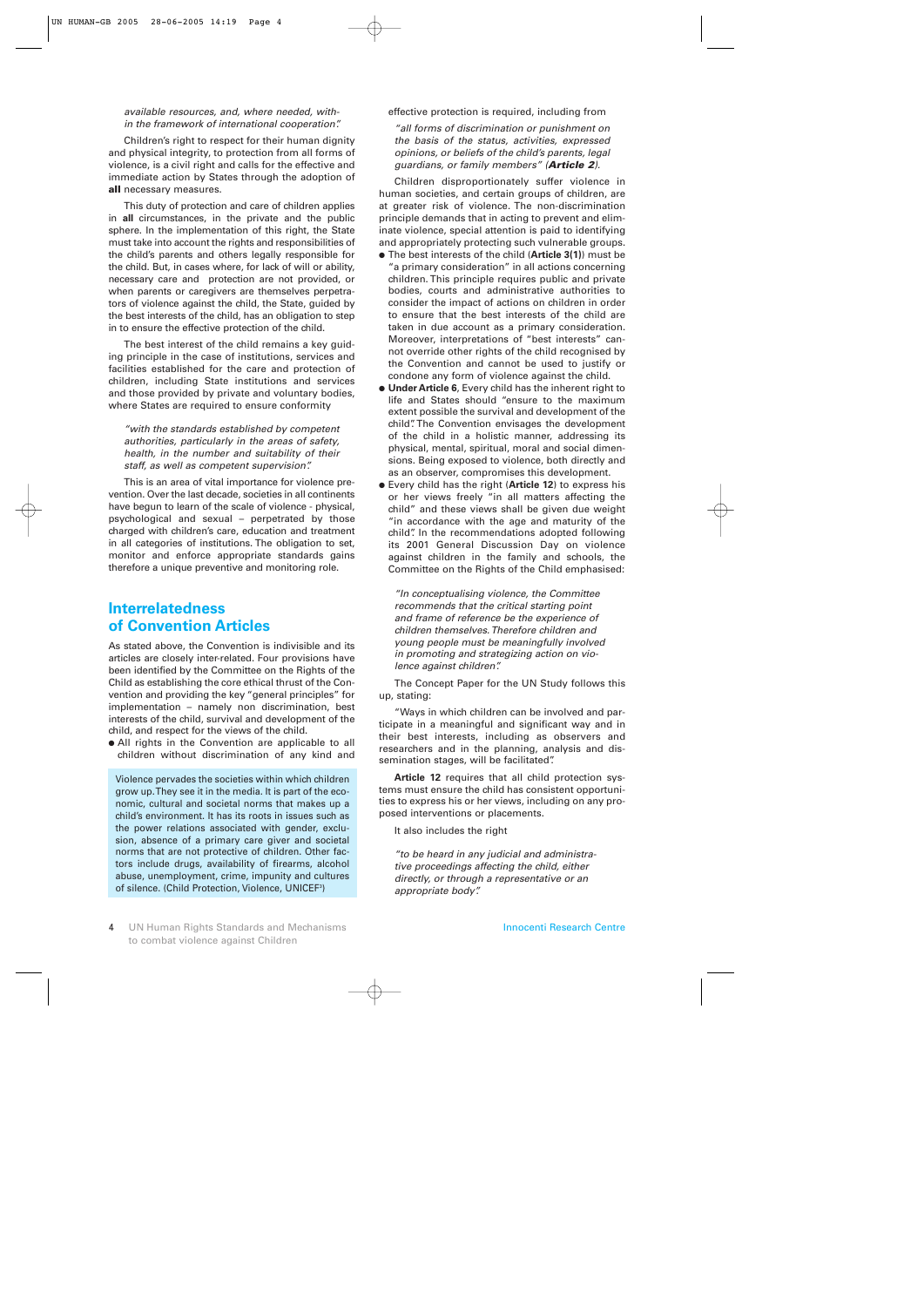*available resources, and, where needed, within the framework of international cooperation".*

Children's right to respect for their human dignity and physical integrity, to protection from all forms of violence, is a civil right and calls for the effective and immediate action by States through the adoption of **all** necessary measures.

This duty of protection and care of children applies in **all** circumstances, in the private and the public sphere. In the implementation of this right, the State must take into account the rights and responsibilities of the child's parents and others legally responsible for the child. But, in cases where, for lack of will or ability, necessary care and protection are not provided, or when parents or caregivers are themselves perpetrators of violence against the child, the State, guided by the best interests of the child, has an obligation to step in to ensure the effective protection of the child.

The best interest of the child remains a key guiding principle in the case of institutions, services and facilities established for the care and protection of children, including State institutions and services and those provided by private and voluntary bodies, where States are required to ensure conformity

> *"with the standards established by competent authorities, particularly in the areas of safety, health, in the number and suitability of their staff, as well as competent supervision".*

This is an area of vital importance for violence prevention. Over the last decade, societies in all continents have begun to learn of the scale of violence - physical, psychological and sexual – perpetrated by those charged with children's care, education and treatment in all categories of institutions. The obligation to set, monitor and enforce appropriate standards gains therefore a unique preventive and monitoring role.

## Interrelatedness of Convention Articles

As stated above, the Convention is indivisible and its articles are closely inter-related. Four provisions have been identified by the Committee on the Rights of the Child as establishing the core ethical thrust of the Convention and providing the key "general principles" for implementation – namely non discrimination, best interests of the child, survival and development of the child, and respect for the views of the child.

- All rights in the Convention are applicable to all children without discrimination of any kind and effective protection is required, including from

> *"all forms of discrimination or punishment on the basis of the status, activities, expressed opinions, or beliefs of the child's parents, legal guardians, or family members" (**Article 2**).*

Children disproportionately suffer violence in human societies, and certain groups of children, are at greater risk of violence. The non-discrimination principle demands that in acting to prevent and eliminate violence, special attention is paid to identifying and appropriately protecting such vulnerable groups.

- The best interests of the child (**Article 3(1)**) must be "a primary consideration" in all actions concerning children. This principle requires public and private bodies, courts and administrative authorities to consider the impact of actions on children in order to ensure that the best interests of the child are taken in due account as a primary consideration. Moreover, interpretations of "best interests" cannot override other rights of the child recognised by the Convention and cannot be used to justify or condone any form of violence against the child.
- **Under Article 6**, Every child has the inherent right to life and States should "ensure to the maximum extent possible the survival and development of the child". The Convention envisages the development of the child in a holistic manner, addressing its physical, mental, spiritual, moral and social dimensions. Being exposed to violence, both directly and as an observer, compromises this development.
- Every child has the right (**Article 12**) to express his or her views freely "in all matters affecting the child" and these views shall be given due weight "in accordance with the age and maturity of the child". In the recommendations adopted following its 2001 General Discussion Day on violence against children in the family and schools, the Committee on the Rights of the Child emphasised:

> *"In conceptualising violence, the Committee recommends that the critical starting point and frame of reference be the experience of children themselves. Therefore children and young people must be meaningfully involved in promoting and strategizing action on violence against children".*

The Concept Paper for the UN Study follows this up, stating:

"Ways in which children can be involved and participate in a meaningful and significant way and in their best interests, including as observers and researchers and in the planning, analysis and dissemination stages, will be facilitated".

**Article 12** requires that all child protection systems must ensure the child has consistent opportunities to express his or her views, including on any proposed interventions or placements.

It also includes the right

> *"to be heard in any judicial and administrative proceedings affecting the child, either directly, or through a representative or an appropriate body".*

> Violence pervades the societies within which children grow up. They see it in the media. It is part of the economic, cultural and societal norms that makes up a child's environment. It has its roots in issues such as the power relations associated with gender, exclusion, absence of a primary care giver and societal norms that are not protective of children. Other factors include drugs, availability of firearms, alcohol abuse, unemployment, crime, impunity and cultures of silence. (Child Protection, Violence, UNICEF[3])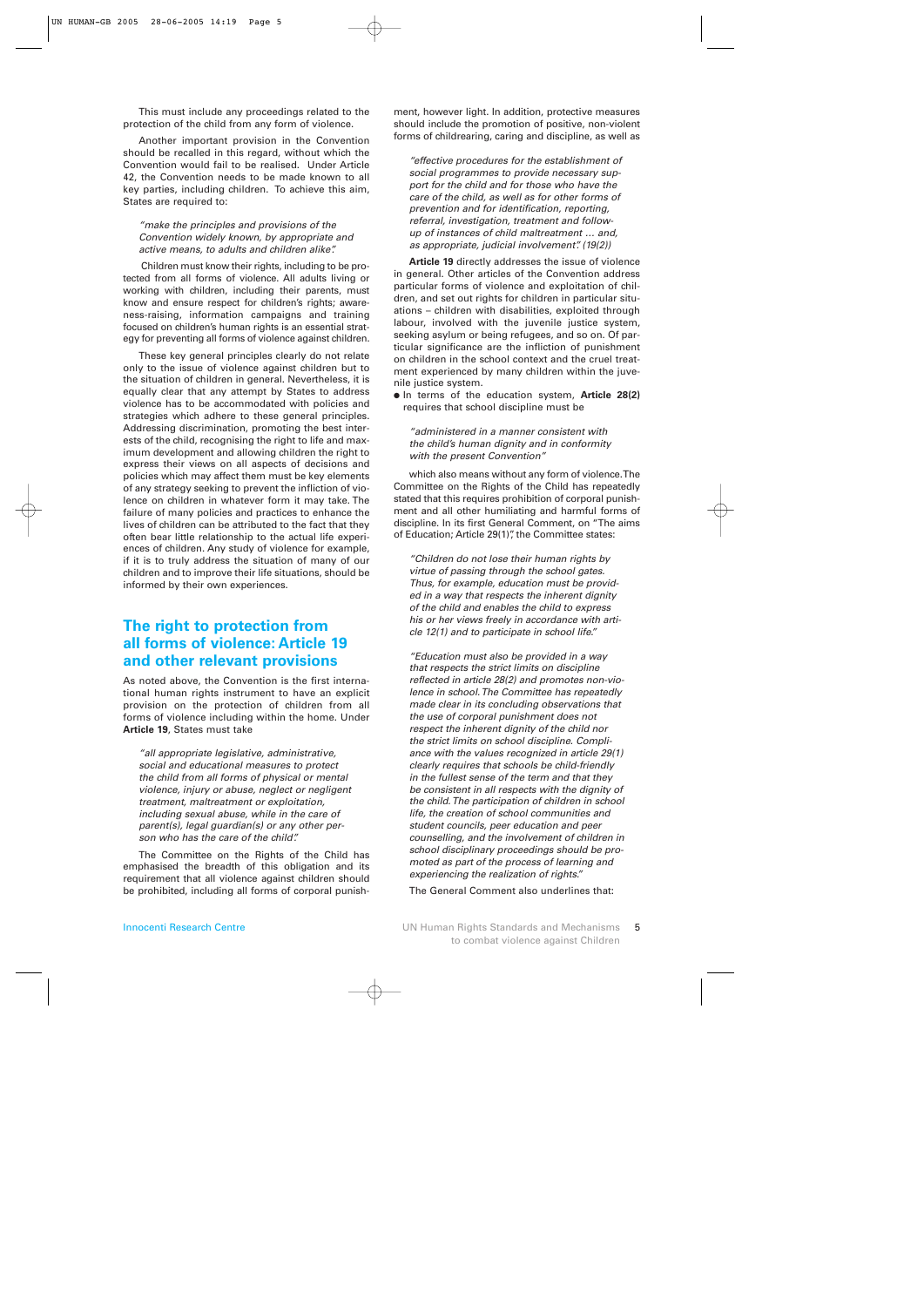This must include any proceedings related to the protection of the child from any form of violence.

Another important provision in the Convention should be recalled in this regard, without which the Convention would fail to be realised. Under Article 42, the Convention needs to be made known to all key parties, including children. To achieve this aim, States are required to:

> *"make the principles and provisions of the Convention widely known, by appropriate and active means, to adults and children alike".*

Children must know their rights, including to be protected from all forms of violence. All adults living or working with children, including their parents, must know and ensure respect for children's rights; awareness-raising, information campaigns and training focused on children's human rights is an essential strategy for preventing all forms of violence against children.

These key general principles clearly do not relate only to the issue of violence against children but to the situation of children in general. Nevertheless, it is equally clear that any attempt by States to address violence has to be accommodated with policies and strategies which adhere to these general principles. Addressing discrimination, promoting the best interests of the child, recognising the right to life and maximum development and allowing children the right to express their views on all aspects of decisions and policies which may affect them must be key elements of any strategy seeking to prevent the infliction of violence on children in whatever form it may take. The failure of many policies and practices to enhance the lives of children can be attributed to the fact that they often bear little relationship to the actual life experiences of children. Any study of violence for example, if it is to truly address the situation of many of our children and to improve their life situations, should be informed by their own experiences.

## The right to protection from all forms of violence: Article 19 and other relevant provisions

As noted above, the Convention is the first international human rights instrument to have an explicit provision on the protection of children from all forms of violence including within the home. Under **Article 19**, States must take

> *"all appropriate legislative, administrative, social and educational measures to protect the child from all forms of physical or mental violence, injury or abuse, neglect or negligent treatment, maltreatment or exploitation, including sexual abuse, while in the care of parent(s), legal guardian(s) or any other person who has the care of the child".*

The Committee on the Rights of the Child has emphasised the breadth of this obligation and its requirement that all violence against children should be prohibited, including all forms of corporal punishment, however light. In addition, protective measures should include the promotion of positive, non-violent forms of childrearing, caring and discipline, as well as

> *"effective procedures for the establishment of social programmes to provide necessary support for the child and for those who have the care of the child, as well as for other forms of prevention and for identification, reporting, referral, investigation, treatment and follow-up of instances of child maltreatment … and, as appropriate, judicial involvement". (19(2))*

**Article 19** directly addresses the issue of violence in general. Other articles of the Convention address particular forms of violence and exploitation of children, and set out rights for children in particular situations – children with disabilities, exploited through labour, involved with the juvenile justice system, seeking asylum or being refugees, and so on. Of particular significance are the infliction of punishment on children in the school context and the cruel treatment experienced by many children within the juvenile justice system.

- In terms of the education system, **Article 28(2)** requires that school discipline must be

> *"administered in a manner consistent with the child's human dignity and in conformity with the present Convention"*

which also means without any form of violence. The Committee on the Rights of the Child has repeatedly stated that this requires prohibition of corporal punishment and all other humiliating and harmful forms of discipline. In its first General Comment, on "The aims of Education; Article 29(1)", the Committee states:

> *"Children do not lose their human rights by virtue of passing through the school gates. Thus, for example, education must be provided in a way that respects the inherent dignity of the child and enables the child to express his or her views freely in accordance with article 12(1) and to participate in school life."*
>
> *"Education must also be provided in a way that respects the strict limits on discipline reflected in article 28(2) and promotes non-violence in school. The Committee has repeatedly made clear in its concluding observations that the use of corporal punishment does not respect the inherent dignity of the child nor the strict limits on school discipline. Compliance with the values recognized in article 29(1) clearly requires that schools be child-friendly in the fullest sense of the term and that they be consistent in all respects with the dignity of the child. The participation of children in school life, the creation of school communities and student councils, peer education and peer counselling, and the involvement of children in school disciplinary proceedings should be promoted as part of the process of learning and experiencing the realization of rights."*

The General Comment also underlines that: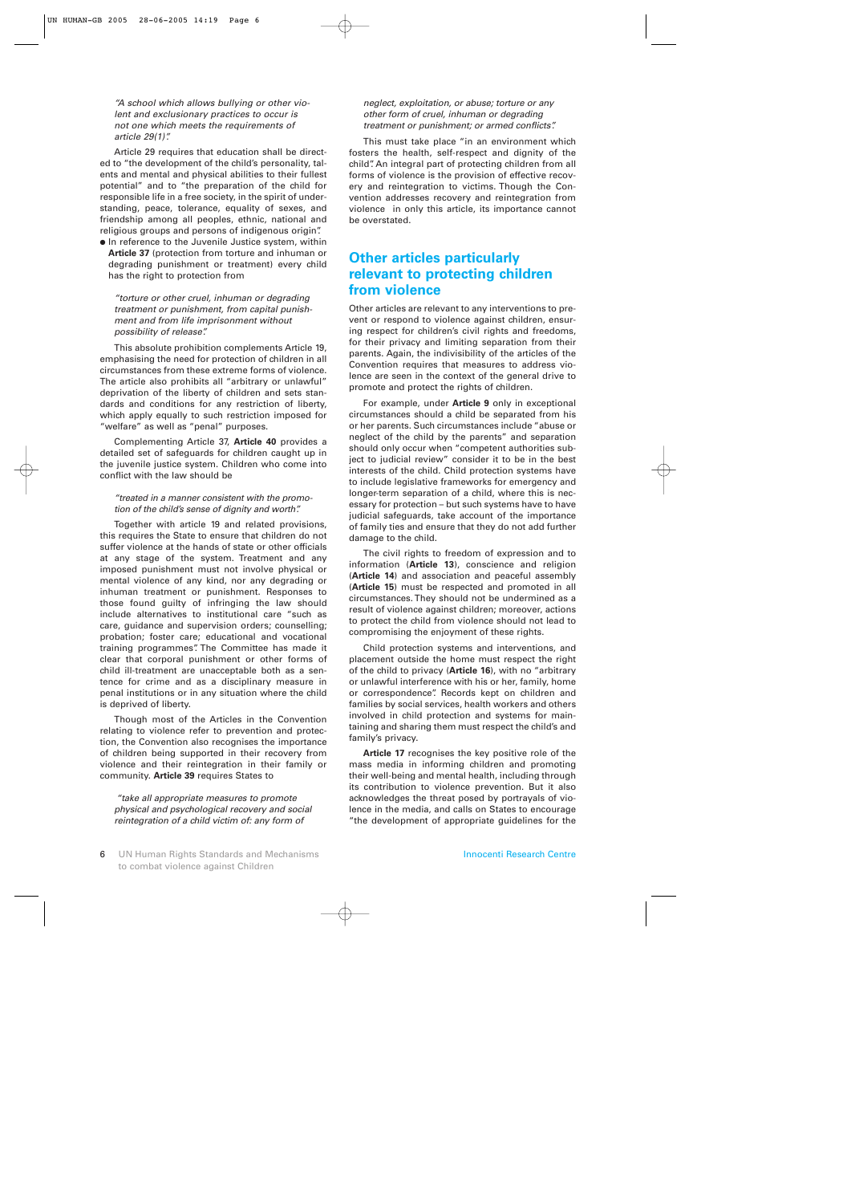*"A school which allows bullying or other violent and exclusionary practices to occur is not one which meets the requirements of article 29(1)".*

Article 29 requires that education shall be directed to "the development of the child's personality, talents and mental and physical abilities to their fullest potential" and to "the preparation of the child for responsible life in a free society, in the spirit of understanding, peace, tolerance, equality of sexes, and friendship among all peoples, ethnic, national and religious groups and persons of indigenous origin".

- In reference to the Juvenile Justice system, within **Article 37** (protection from torture and inhuman or degrading punishment or treatment) every child has the right to protection from

*"torture or other cruel, inhuman or degrading treatment or punishment, from capital punishment and from life imprisonment without possibility of release".*

This absolute prohibition complements Article 19, emphasising the need for protection of children in all circumstances from these extreme forms of violence. The article also prohibits all "arbitrary or unlawful" deprivation of the liberty of children and sets standards and conditions for any restriction of liberty, which apply equally to such restriction imposed for "welfare" as well as "penal" purposes.

Complementing Article 37, **Article 40** provides a detailed set of safeguards for children caught up in the juvenile justice system. Children who come into conflict with the law should be

*"treated in a manner consistent with the promotion of the child's sense of dignity and worth".*

Together with article 19 and related provisions, this requires the State to ensure that children do not suffer violence at the hands of state or other officials at any stage of the system. Treatment and any imposed punishment must not involve physical or mental violence of any kind, nor any degrading or inhuman treatment or punishment. Responses to those found guilty of infringing the law should include alternatives to institutional care "such as care, guidance and supervision orders; counselling; probation; foster care; educational and vocational training programmes". The Committee has made it clear that corporal punishment or other forms of child ill-treatment are unacceptable both as a sentence for crime and as a disciplinary measure in penal institutions or in any situation where the child is deprived of liberty.

Though most of the Articles in the Convention relating to violence refer to prevention and protection, the Convention also recognises the importance of children being supported in their recovery from violence and their reintegration in their family or community. **Article 39** requires States to

*"take all appropriate measures to promote physical and psychological recovery and social reintegration of a child victim of: any form of neglect, exploitation, or abuse; torture or any other form of cruel, inhuman or degrading treatment or punishment; or armed conflicts".*

This must take place "in an environment which fosters the health, self-respect and dignity of the child". An integral part of protecting children from all forms of violence is the provision of effective recovery and reintegration to victims. Though the Convention addresses recovery and reintegration from violence in only this article, its importance cannot be overstated.

## Other articles particularly relevant to protecting children from violence

Other articles are relevant to any interventions to prevent or respond to violence against children, ensuring respect for children's civil rights and freedoms, for their privacy and limiting separation from their parents. Again, the indivisibility of the articles of the Convention requires that measures to address violence are seen in the context of the general drive to promote and protect the rights of children.

For example, under **Article 9** only in exceptional circumstances should a child be separated from his or her parents. Such circumstances include "abuse or neglect of the child by the parents" and separation should only occur when "competent authorities subject to judicial review" consider it to be in the best interests of the child. Child protection systems have to include legislative frameworks for emergency and longer-term separation of a child, where this is necessary for protection – but such systems have to have judicial safeguards, take account of the importance of family ties and ensure that they do not add further damage to the child.

The civil rights to freedom of expression and to information (**Article 13**), conscience and religion (**Article 14**) and association and peaceful assembly (**Article 15**) must be respected and promoted in all circumstances. They should not be undermined as a result of violence against children; moreover, actions to protect the child from violence should not lead to compromising the enjoyment of these rights.

Child protection systems and interventions, and placement outside the home must respect the right of the child to privacy (**Article 16**), with no "arbitrary or unlawful interference with his or her, family, home or correspondence". Records kept on children and families by social services, health workers and others involved in child protection and systems for maintaining and sharing them must respect the child's and family's privacy.

**Article 17** recognises the key positive role of the mass media in informing children and promoting their well-being and mental health, including through its contribution to violence prevention. But it also acknowledges the threat posed by portrayals of violence in the media, and calls on States to encourage "the development of appropriate guidelines for the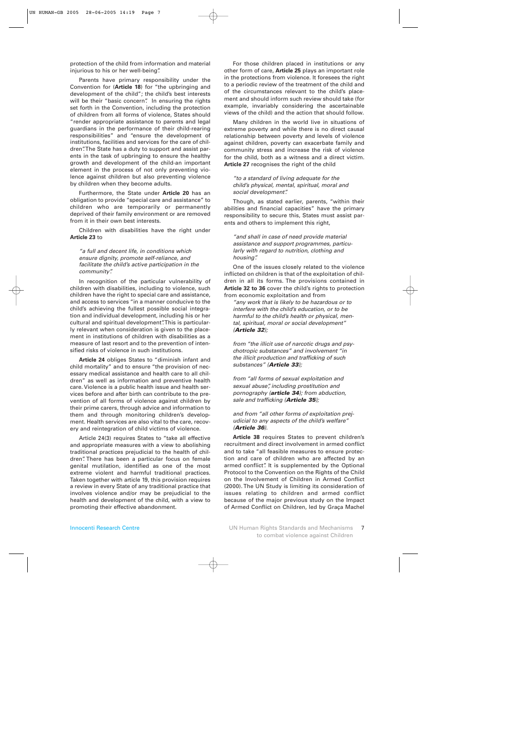protection of the child from information and material injurious to his or her well-being".

Parents have primary responsibility under the Convention for (**Article 18**) for "the upbringing and development of the child"; the child's best interests will be their "basic concern". In ensuring the rights set forth in the Convention, including the protection of children from all forms of violence, States should "render appropriate assistance to parents and legal guardians in the performance of their child-rearing responsibilities" and "ensure the development of institutions, facilities and services for the care of children". The State has a duty to support and assist parents in the task of upbringing to ensure the healthy growth and development of the child-an important element in the process of not only preventing violence against children but also preventing violence by children when they become adults.

Furthermore, the State under **Article 20** has an obligation to provide "special care and assistance" to children who are temporarily or permanently deprived of their family environment or are removed from it in their own best interests.

Children with disabilities have the right under **Article 23** to

> *"a full and decent life, in conditions which ensure dignity, promote self-reliance, and facilitate the child's active participation in the community".*

In recognition of the particular vulnerability of children with disabilities, including to violence, such children have the right to special care and assistance, and access to services "in a manner conducive to the child's achieving the fullest possible social integration and individual development, including his or her cultural and spiritual development". This is particularly relevant when consideration is given to the placement in institutions of children with disabilities as a measure of last resort and to the prevention of intensified risks of violence in such institutions.

**Article 24** obliges States to "diminish infant and child mortality" and to ensure "the provision of necessary medical assistance and health care to all children" as well as information and preventive health care. Violence is a public health issue and health services before and after birth can contribute to the prevention of all forms of violence against children by their prime carers, through advice and information to them and through monitoring children's development. Health services are also vital to the care, recovery and reintegration of child victims of violence.

Article 24(3) requires States to "take all effective and appropriate measures with a view to abolishing traditional practices prejudicial to the health of children". There has been a particular focus on female genital mutilation, identified as one of the most extreme violent and harmful traditional practices. Taken together with article 19, this provision requires a review in every State of any traditional practice that involves violence and/or may be prejudicial to the health and development of the child, with a view to promoting their effective abandonment.

For those children placed in institutions or any other form of care, **Article 25** plays an important role in the protections from violence. It foresees the right to a periodic review of the treatment of the child and of the circumstances relevant to the child's placement and should inform such review should take (for example, invariably considering the ascertainable views of the child) and the action that should follow.

Many children in the world live in situations of extreme poverty and while there is no direct causal relationship between poverty and levels of violence against children, poverty can exacerbate family and community stress and increase the risk of violence for the child, both as a witness and a direct victim. **Article 27** recognises the right of the child

> *"to a standard of living adequate for the child's physical, mental, spiritual, moral and social development".*

Though, as stated earlier, parents, "within their abilities and financial capacities" have the primary responsibility to secure this, States must assist parents and others to implement this right,

> *"and shall in case of need provide material assistance and support programmes, particularly with regard to nutrition, clothing and housing".*

One of the issues closely related to the violence inflicted on children is that of the exploitation of children in all its forms. The provisions contained in **Article 32 to 36** cover the child's rights to protection from economic exploitation and from

> *"any work that is likely to be hazardous or to interfere with the child's education, or to be harmful to the child's health or physical, mental, spiritual, moral or social development" (**Article 32**);*
>
> *from "the illicit use of narcotic drugs and psychotropic substances" and involvement "in the illicit production and trafficking of such substances" (**Article 33**);*
>
> *from "all forms of sexual exploitation and sexual abuse", including prostitution and pornography (**article 34**); from abduction, sale and trafficking (**Article 35**);*
>
> *and from "all other forms of exploitation prejudicial to any aspects of the child's welfare" (**Article 36**).*

**Article 38** requires States to prevent children's recruitment and direct involvement in armed conflict and to take "all feasible measures to ensure protection and care of children who are affected by an armed conflict". It is supplemented by the Optional Protocol to the Convention on the Rights of the Child on the Involvement of Children in Armed Conflict (2000). The UN Study is limiting its consideration of issues relating to children and armed conflict because of the major previous study on the Impact of Armed Conflict on Children, led by Graça Machel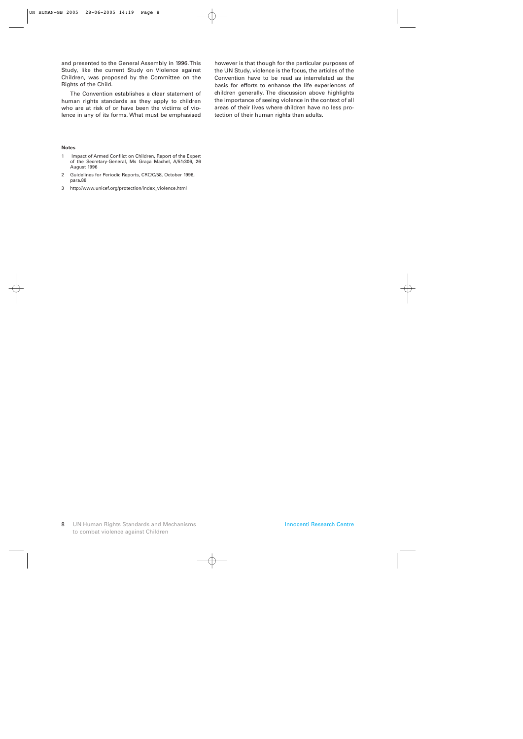and presented to the General Assembly in 1996. This Study, like the current Study on Violence against Children, was proposed by the Committee on the Rights of the Child.

The Convention establishes a clear statement of human rights standards as they apply to children who are at risk of or have been the victims of violence in any of its forms. What must be emphasised however is that though for the particular purposes of the UN Study, violence is the focus, the articles of the Convention have to be read as interrelated as the basis for efforts to enhance the life experiences of children generally. The discussion above highlights the importance of seeing violence in the context of all areas of their lives where children have no less protection of their human rights than adults.

**Notes**

1. Impact of Armed Conflict on Children, Report of the Expert of the Secretary-General, Ms Graça Machel, A/51/306, 26 August 1996
2. Guidelines for Periodic Reports, CRC/C/58, October 1996, para.88
3. http://www.unicef.org/protection/index_violence.html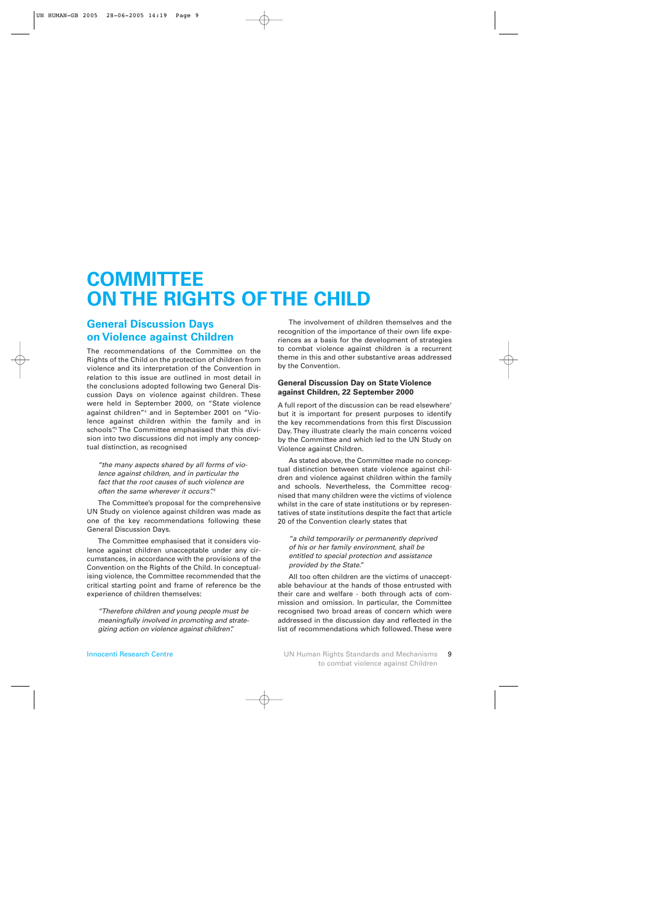# COMMITTEE ON THE RIGHTS OF THE CHILD

## General Discussion Days on Violence against Children

The recommendations of the Committee on the Rights of the Child on the protection of children from violence and its interpretation of the Convention in relation to this issue are outlined in most detail in the conclusions adopted following two General Discussion Days on violence against children. These were held in September 2000, on "State violence against children"[4] and in September 2001 on "Violence against children within the family and in schools".[5] The Committee emphasised that this division into two discussions did not imply any conceptual distinction, as recognised

> *"the many aspects shared by all forms of violence against children, and in particular the fact that the root causes of such violence are often the same wherever it occurs".*[6]

The Committee's proposal for the comprehensive UN Study on violence against children was made as one of the key recommendations following these General Discussion Days.

The Committee emphasised that it considers violence against children unacceptable under any circumstances, in accordance with the provisions of the Convention on the Rights of the Child. In conceptualising violence, the Committee recommended that the critical starting point and frame of reference be the experience of children themselves:

> *"Therefore children and young people must be meaningfully involved in promoting and strategizing action on violence against children".*

The involvement of children themselves and the recognition of the importance of their own life experiences as a basis for the development of strategies to combat violence against children is a recurrent theme in this and other substantive areas addressed by the Convention.

### General Discussion Day on State Violence against Children, 22 September 2000

A full report of the discussion can be read elsewhere[7] but it is important for present purposes to identify the key recommendations from this first Discussion Day. They illustrate clearly the main concerns voiced by the Committee and which led to the UN Study on Violence against Children.

As stated above, the Committee made no conceptual distinction between state violence against children and violence against children within the family and schools. Nevertheless, the Committee recognised that many children were the victims of violence whilst in the care of state institutions or by representatives of state institutions despite the fact that article 20 of the Convention clearly states that

> *"a child temporarily or permanently deprived of his or her family environment, shall be entitled to special protection and assistance provided by the State."*

All too often children are the victims of unacceptable behaviour at the hands of those entrusted with their care and welfare - both through acts of commission and omission. In particular, the Committee recognised two broad areas of concern which were addressed in the discussion day and reflected in the list of recommendations which followed. These were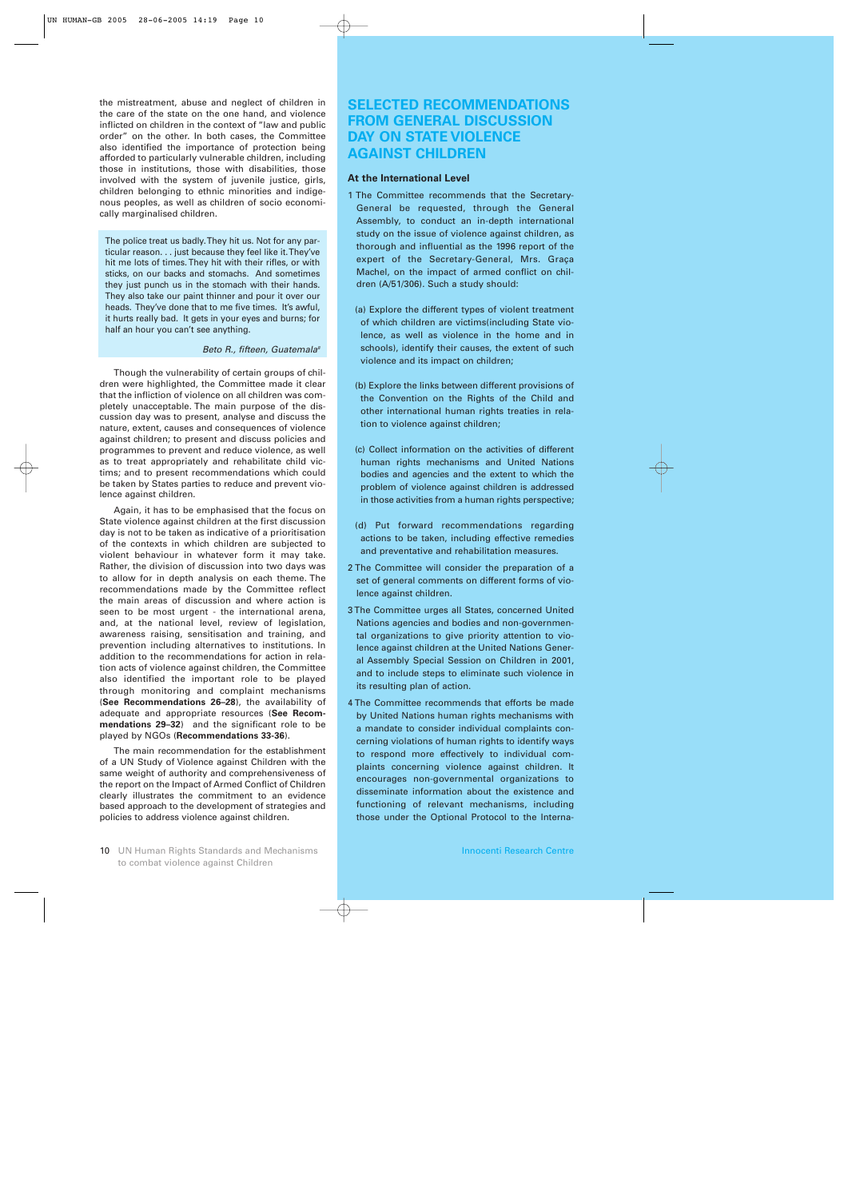the mistreatment, abuse and neglect of children in the care of the state on the one hand, and violence inflicted on children in the context of "law and public order" on the other. In both cases, the Committee also identified the importance of protection being afforded to particularly vulnerable children, including those in institutions, those with disabilities, those involved with the system of juvenile justice, girls, children belonging to ethnic minorities and indigenous peoples, as well as children of socio economically marginalised children.

> The police treat us badly. They hit us. Not for any particular reason. . . just because they feel like it. They've hit me lots of times. They hit with their rifles, or with sticks, on our backs and stomachs. And sometimes they just punch us in the stomach with their hands. They also take our paint thinner and pour it over our heads. They've done that to me five times. It's awful, it hurts really bad. It gets in your eyes and burns; for half an hour you can't see anything.
>
> *Beto R., fifteen, Guatemala*[8]

Though the vulnerability of certain groups of children were highlighted, the Committee made it clear that the infliction of violence on all children was completely unacceptable. The main purpose of the discussion day was to present, analyse and discuss the nature, extent, causes and consequences of violence against children; to present and discuss policies and programmes to prevent and reduce violence, as well as to treat appropriately and rehabilitate child victims; and to present recommendations which could be taken by States parties to reduce and prevent violence against children.

Again, it has to be emphasised that the focus on State violence against children at the first discussion day is not to be taken as indicative of a prioritisation of the contexts in which children are subjected to violent behaviour in whatever form it may take. Rather, the division of discussion into two days was to allow for in depth analysis on each theme. The recommendations made by the Committee reflect the main areas of discussion and where action is seen to be most urgent - the international arena, and, at the national level, review of legislation, awareness raising, sensitisation and training, and prevention including alternatives to institutions. In addition to the recommendations for action in relation acts of violence against children, the Committee also identified the important role to be played through monitoring and complaint mechanisms (**See Recommendations 26–28**), the availability of adequate and appropriate resources (**See Recommendations 29–32**) and the significant role to be played by NGOs (**Recommendations 33-36**).

The main recommendation for the establishment of a UN Study of Violence against Children with the same weight of authority and comprehensiveness of the report on the Impact of Armed Conflict of Children clearly illustrates the commitment to an evidence based approach to the development of strategies and policies to address violence against children.

## SELECTED RECOMMENDATIONS FROM GENERAL DISCUSSION DAY ON STATE VIOLENCE AGAINST CHILDREN

### At the International Level

1 The Committee recommends that the Secretary-General be requested, through the General Assembly, to conduct an in-depth international study on the issue of violence against children, as thorough and influential as the 1996 report of the expert of the Secretary-General, Mrs. Graça Machel, on the impact of armed conflict on children (A/51/306). Such a study should:

(a) Explore the different types of violent treatment of which children are victims(including State violence, as well as violence in the home and in schools), identify their causes, the extent of such violence and its impact on children;

(b) Explore the links between different provisions of the Convention on the Rights of the Child and other international human rights treaties in relation to violence against children;

(c) Collect information on the activities of different human rights mechanisms and United Nations bodies and agencies and the extent to which the problem of violence against children is addressed in those activities from a human rights perspective;

(d) Put forward recommendations regarding actions to be taken, including effective remedies and preventative and rehabilitation measures.

2 The Committee will consider the preparation of a set of general comments on different forms of violence against children.

3 The Committee urges all States, concerned United Nations agencies and bodies and non-governmental organizations to give priority attention to violence against children at the United Nations General Assembly Special Session on Children in 2001, and to include steps to eliminate such violence in its resulting plan of action.

4 The Committee recommends that efforts be made by United Nations human rights mechanisms with a mandate to consider individual complaints concerning violations of human rights to identify ways to respond more effectively to individual complaints concerning violence against children. It encourages non-governmental organizations to disseminate information about the existence and functioning of relevant mechanisms, including those under the Optional Protocol to the Interna-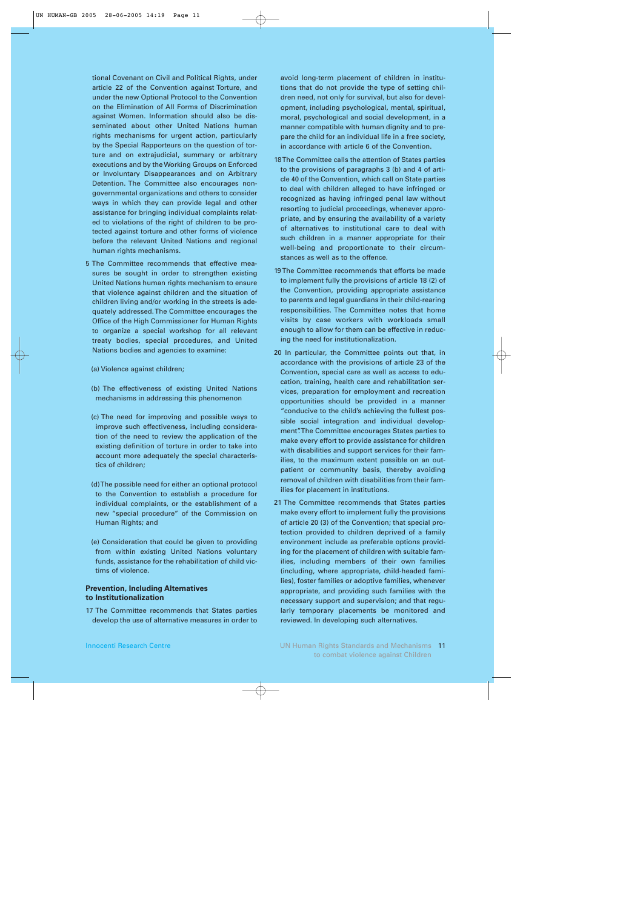tional Covenant on Civil and Political Rights, under article 22 of the Convention against Torture, and under the new Optional Protocol to the Convention on the Elimination of All Forms of Discrimination against Women. Information should also be disseminated about other United Nations human rights mechanisms for urgent action, particularly by the Special Rapporteurs on the question of torture and on extrajudicial, summary or arbitrary executions and by the Working Groups on Enforced or Involuntary Disappearances and on Arbitrary Detention. The Committee also encourages non-governmental organizations and others to consider ways in which they can provide legal and other assistance for bringing individual complaints related to violations of the right of children to be protected against torture and other forms of violence before the relevant United Nations and regional human rights mechanisms.

5 The Committee recommends that effective measures be sought in order to strengthen existing United Nations human rights mechanism to ensure that violence against children and the situation of children living and/or working in the streets is adequately addressed. The Committee encourages the Office of the High Commissioner for Human Rights to organize a special workshop for all relevant treaty bodies, special procedures, and United Nations bodies and agencies to examine:

(a) Violence against children;

(b) The effectiveness of existing United Nations mechanisms in addressing this phenomenon

(c) The need for improving and possible ways to improve such effectiveness, including consideration of the need to review the application of the existing definition of torture in order to take into account more adequately the special characteristics of children;

(d) The possible need for either an optional protocol to the Convention to establish a procedure for individual complaints, or the establishment of a new "special procedure" of the Commission on Human Rights; and

(e) Consideration that could be given to providing from within existing United Nations voluntary funds, assistance for the rehabilitation of child victims of violence.

### Prevention, Including Alternatives to Institutionalization

17 The Committee recommends that States parties develop the use of alternative measures in order to avoid long-term placement of children in institutions that do not provide the type of setting children need, not only for survival, but also for development, including psychological, mental, spiritual, moral, psychological and social development, in a manner compatible with human dignity and to prepare the child for an individual life in a free society, in accordance with article 6 of the Convention.

18 The Committee calls the attention of States parties to the provisions of paragraphs 3 (b) and 4 of article 40 of the Convention, which call on State parties to deal with children alleged to have infringed or recognized as having infringed penal law without resorting to judicial proceedings, whenever appropriate, and by ensuring the availability of a variety of alternatives to institutional care to deal with such children in a manner appropriate for their well-being and proportionate to their circumstances as well as to the offence.

19 The Committee recommends that efforts be made to implement fully the provisions of article 18 (2) of the Convention, providing appropriate assistance to parents and legal guardians in their child-rearing responsibilities. The Committee notes that home visits by case workers with workloads small enough to allow for them can be effective in reducing the need for institutionalization.

20 In particular, the Committee points out that, in accordance with the provisions of article 23 of the Convention, special care as well as access to education, training, health care and rehabilitation services, preparation for employment and recreation opportunities should be provided in a manner "conducive to the child's achieving the fullest possible social integration and individual development". The Committee encourages States parties to make every effort to provide assistance for children with disabilities and support services for their families, to the maximum extent possible on an out-patient or community basis, thereby avoiding removal of children with disabilities from their families for placement in institutions.

21 The Committee recommends that States parties make every effort to implement fully the provisions of article 20 (3) of the Convention; that special protection provided to children deprived of a family environment include as preferable options providing for the placement of children with suitable families, including members of their own families (including, where appropriate, child-headed families), foster families or adoptive families, whenever appropriate, and providing such families with the necessary support and supervision; and that regularly temporary placements be monitored and reviewed. In developing such alternatives.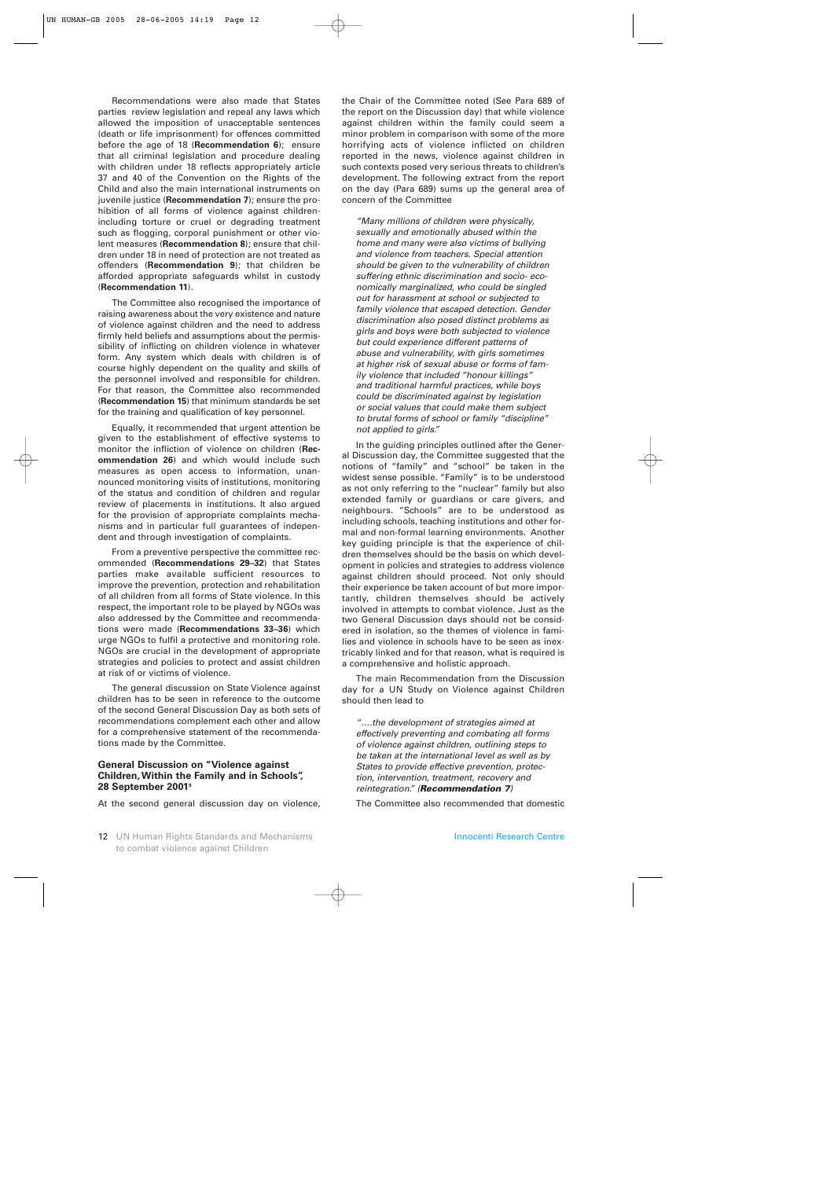Recommendations were also made that States parties review legislation and repeal any laws which allowed the imposition of unacceptable sentences (death or life imprisonment) for offences committed before the age of 18 (**Recommendation 6**); ensure that all criminal legislation and procedure dealing with children under 18 reflects appropriately article 37 and 40 of the Convention on the Rights of the Child and also the main international instruments on juvenile justice (**Recommendation 7**); ensure the prohibition of all forms of violence against children-including torture or cruel or degrading treatment such as flogging, corporal punishment or other violent measures (**Recommendation 8**); ensure that children under 18 in need of protection are not treated as offenders (**Recommendation 9**); that children be afforded appropriate safeguards whilst in custody (**Recommendation 11**).

The Committee also recognised the importance of raising awareness about the very existence and nature of violence against children and the need to address firmly held beliefs and assumptions about the permissibility of inflicting on children violence in whatever form. Any system which deals with children is of course highly dependent on the quality and skills of the personnel involved and responsible for children. For that reason, the Committee also recommended (**Recommendation 15**) that minimum standards be set for the training and qualification of key personnel.

Equally, it recommended that urgent attention be given to the establishment of effective systems to monitor the infliction of violence on children (**Recommendation 26**) and which would include such measures as open access to information, unannounced monitoring visits of institutions, monitoring of the status and condition of children and regular review of placements in institutions. It also argued for the provision of appropriate complaints mechanisms and in particular full guarantees of independent and through investigation of complaints.

From a preventive perspective the committee recommended (**Recommendations 29–32**) that States parties make available sufficient resources to improve the prevention, protection and rehabilitation of all children from all forms of State violence. In this respect, the important role to be played by NGOs was also addressed by the Committee and recommendations were made (**Recommendations 33–36**) which urge NGOs to fulfil a protective and monitoring role. NGOs are crucial in the development of appropriate strategies and policies to protect and assist children at risk of or victims of violence.

The general discussion on State Violence against children has to be seen in reference to the outcome of the second General Discussion Day as both sets of recommendations complement each other and allow for a comprehensive statement of the recommendations made by the Committee.

### General Discussion on "Violence against Children, Within the Family and in Schools", 28 September 2001[9]

At the second general discussion day on violence, the Chair of the Committee noted (See Para 689 of the report on the Discussion day) that while violence against children within the family could seem a minor problem in comparison with some of the more horrifying acts of violence inflicted on children reported in the news, violence against children in such contexts posed very serious threats to children's development. The following extract from the report on the day (Para 689) sums up the general area of concern of the Committee

> *"Many millions of children were physically, sexually and emotionally abused within the home and many were also victims of bullying and violence from teachers. Special attention should be given to the vulnerability of children suffering ethnic discrimination and socio- economically marginalized, who could be singled out for harassment at school or subjected to family violence that escaped detection. Gender discrimination also posed distinct problems as girls and boys were both subjected to violence but could experience different patterns of abuse and vulnerability, with girls sometimes at higher risk of sexual abuse or forms of family violence that included "honour killings" and traditional harmful practices, while boys could be discriminated against by legislation or social values that could make them subject to brutal forms of school or family "discipline" not applied to girls."*

In the guiding principles outlined after the General Discussion day, the Committee suggested that the notions of "family" and "school" be taken in the widest sense possible. "Family" is to be understood as not only referring to the "nuclear" family but also extended family or guardians or care givers, and neighbours. "Schools" are to be understood as including schools, teaching institutions and other formal and non-formal learning environments. Another key guiding principle is that the experience of children themselves should be the basis on which development in policies and strategies to address violence against children should proceed. Not only should their experience be taken account of but more importantly, children themselves should be actively involved in attempts to combat violence. Just as the two General Discussion days should not be considered in isolation, so the themes of violence in families and violence in schools have to be seen as inextricably linked and for that reason, what is required is a comprehensive and holistic approach.

The main Recommendation from the Discussion day for a UN Study on Violence against Children should then lead to

> *"….the development of strategies aimed at effectively preventing and combating all forms of violence against children, outlining steps to be taken at the international level as well as by States to provide effective prevention, protection, intervention, treatment, recovery and reintegration." (**Recommendation 7**)*

The Committee also recommended that domestic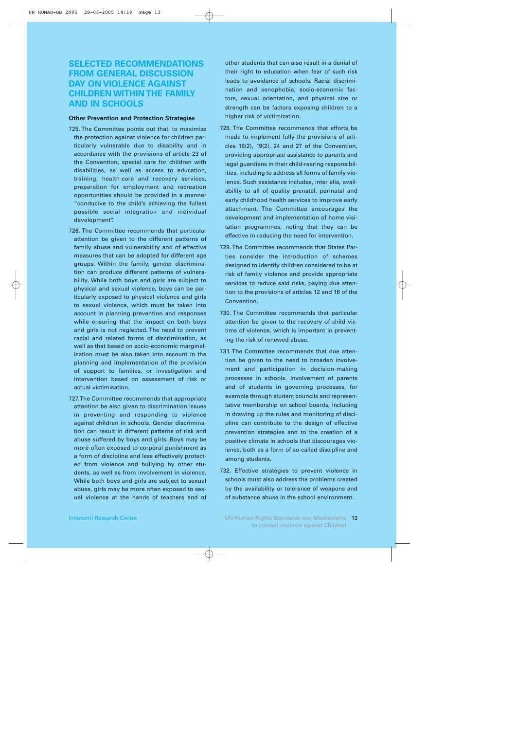# SELECTED RECOMMENDATIONS FROM GENERAL DISCUSSION DAY ON VIOLENCE AGAINST CHILDREN WITHIN THE FAMILY AND IN SCHOOLS

**Other Prevention and Protection Strategies**

725. The Committee points out that, to maximize the protection against violence for children particularly vulnerable due to disability and in accordance with the provisions of article 23 of the Convention, special care for children with disabilities, as well as access to education, training, health-care and recovery services, preparation for employment and recreation opportunities should be provided in a manner "conducive to the child's achieving the fullest possible social integration and individual development".

726. The Committee recommends that particular attention be given to the different patterns of family abuse and vulnerability and of effective measures that can be adopted for different age groups. Within the family, gender discrimination can produce different patterns of vulnerability. While both boys and girls are subject to physical and sexual violence, boys can be particularly exposed to physical violence and girls to sexual violence, which must be taken into account in planning prevention and responses while ensuring that the impact on both boys and girls is not neglected. The need to prevent racial and related forms of discrimination, as well as that based on socio-economic marginalisation must be also taken into account in the planning and implementation of the provision of support to families, or investigation and intervention based on assessment of risk or actual victimisation.

727. The Committee recommends that appropriate attention be also given to discrimination issues in preventing and responding to violence against children in schools. Gender discrimination can result in different patterns of risk and abuse suffered by boys and girls. Boys may be more often exposed to corporal punishment as a form of discipline and less effectively protected from violence and bullying by other students, as well as from involvement in violence. While both boys and girls are subject to sexual abuse, girls may be more often exposed to sexual violence at the hands of teachers and of other students that can also result in a denial of their right to education when fear of such risk leads to avoidance of schools. Racial discrimination and xenophobia, socio-economic factors, sexual orientation, and physical size or strength can be factors exposing children to a higher risk of victimization.

728. The Committee recommends that efforts be made to implement fully the provisions of articles 18(2), 19(2), 24 and 27 of the Convention, providing appropriate assistance to parents and legal guardians in their child-rearing responsibilities, including to address all forms of family violence. Such assistance includes, inter alia, availability to all of quality prenatal, perinatal and early childhood health services to improve early attachment. The Committee encourages the development and implementation of home visitation programmes, noting that they can be effective in reducing the need for intervention.

729. The Committee recommends that States Parties consider the introduction of schemes designed to identify children considered to be at risk of family violence and provide appropriate services to reduce said risks, paying due attention to the provisions of articles 12 and 16 of the Convention.

730. The Committee recommends that particular attention be given to the recovery of child victims of violence, which is important in preventing the risk of renewed abuse.

731. The Committee recommends that due attention be given to the need to broaden involvement and participation in decision-making processes in schools. Involvement of parents and of students in governing processes, for example through student councils and representative membership on school boards, including in drawing up the rules and monitoring of discipline can contribute to the design of effective prevention strategies and to the creation of a positive climate in schools that discourages violence, both as a form of so-called discipline and among students.

732. Effective strategies to prevent violence in schools must also address the problems created by the availability or tolerance of weapons and of substance abuse in the school environment.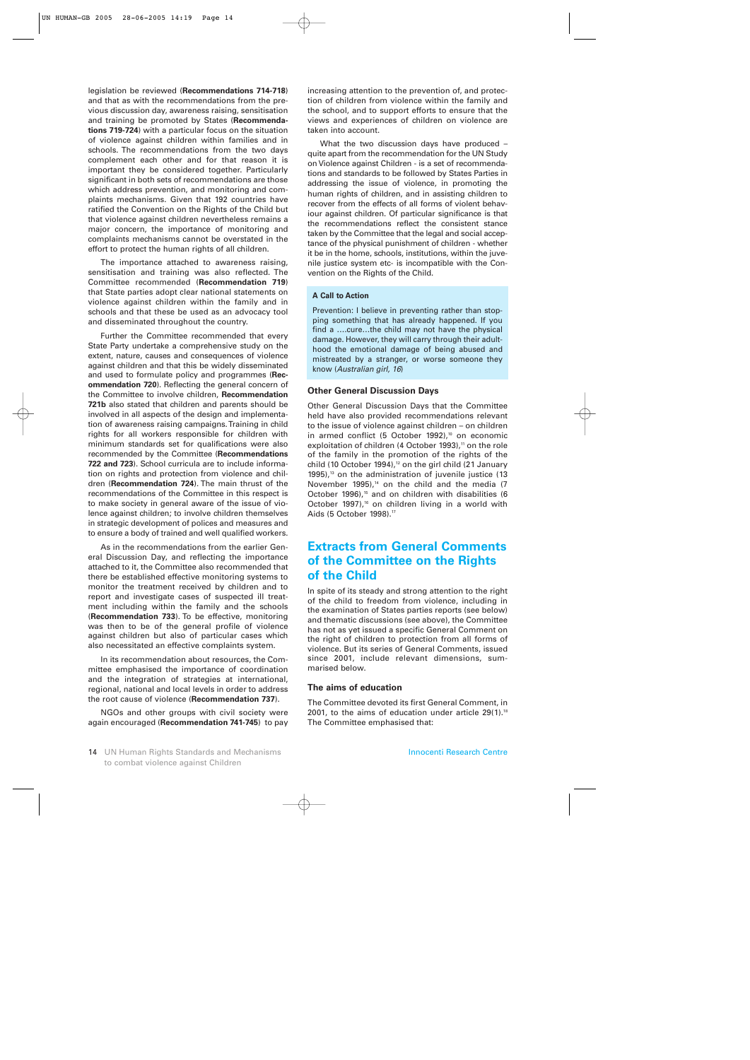legislation be reviewed (**Recommendations 714-718**) and that as with the recommendations from the previous discussion day, awareness raising, sensitisation and training be promoted by States (**Recommendations 719-724**) with a particular focus on the situation of violence against children within families and in schools. The recommendations from the two days complement each other and for that reason it is important they be considered together. Particularly significant in both sets of recommendations are those which address prevention, and monitoring and complaints mechanisms. Given that 192 countries have ratified the Convention on the Rights of the Child but that violence against children nevertheless remains a major concern, the importance of monitoring and complaints mechanisms cannot be overstated in the effort to protect the human rights of all children.

The importance attached to awareness raising, sensitisation and training was also reflected. The Committee recommended (**Recommendation 719**) that State parties adopt clear national statements on violence against children within the family and in schools and that these be used as an advocacy tool and disseminated throughout the country.

Further the Committee recommended that every State Party undertake a comprehensive study on the extent, nature, causes and consequences of violence against children and that this be widely disseminated and used to formulate policy and programmes (**Recommendation 720**). Reflecting the general concern of the Committee to involve children, **Recommendation 721b** also stated that children and parents should be involved in all aspects of the design and implementation of awareness raising campaigns. Training in child rights for all workers responsible for children with minimum standards set for qualifications were also recommended by the Committee (**Recommendations 722 and 723**). School curricula are to include information on rights and protection from violence and children (**Recommendation 724**). The main thrust of the recommendations of the Committee in this respect is to make society in general aware of the issue of violence against children; to involve children themselves in strategic development of polices and measures and to ensure a body of trained and well qualified workers.

As in the recommendations from the earlier General Discussion Day, and reflecting the importance attached to it, the Committee also recommended that there be established effective monitoring systems to monitor the treatment received by children and to report and investigate cases of suspected ill treatment including within the family and the schools (**Recommendation 733**). To be effective, monitoring was then to be of the general profile of violence against children but also of particular cases which also necessitated an effective complaints system.

In its recommendation about resources, the Committee emphasised the importance of coordination and the integration of strategies at international, regional, national and local levels in order to address the root cause of violence (**Recommendation 737**).

NGOs and other groups with civil society were again encouraged (**Recommendation 741-745**) to pay increasing attention to the prevention of, and protection of children from violence within the family and the school, and to support efforts to ensure that the views and experiences of children on violence are taken into account.

What the two discussion days have produced – quite apart from the recommendation for the UN Study on Violence against Children - is a set of recommendations and standards to be followed by States Parties in addressing the issue of violence, in promoting the human rights of children, and in assisting children to recover from the effects of all forms of violent behaviour against children. Of particular significance is that the recommendations reflect the consistent stance taken by the Committee that the legal and social acceptance of the physical punishment of children - whether it be in the home, schools, institutions, within the juvenile justice system etc- is incompatible with the Convention on the Rights of the Child.

**A Call to Action**

Prevention: I believe in preventing rather than stopping something that has already happened. If you find a ….cure…the child may not have the physical damage. However, they will carry through their adulthood the emotional damage of being abused and mistreated by a stranger, or worse someone they know (*Australian girl, 16*)

### Other General Discussion Days

Other General Discussion Days that the Committee held have also provided recommendations relevant to the issue of violence against children – on children in armed conflict (5 October 1992),[10] on economic exploitation of children (4 October 1993),[11] on the role of the family in the promotion of the rights of the child (10 October 1994),[12] on the girl child (21 January 1995),[13] on the administration of juvenile justice (13 November 1995),[14] on the child and the media (7 October 1996),[15] and on children with disabilities (6 October 1997),[16] on children living in a world with Aids (5 October 1998).[17]

## Extracts from General Comments of the Committee on the Rights of the Child

In spite of its steady and strong attention to the right of the child to freedom from violence, including in the examination of States parties reports (see below) and thematic discussions (see above), the Committee has not as yet issued a specific General Comment on the right of children to protection from all forms of violence. But its series of General Comments, issued since 2001, include relevant dimensions, summarised below.

### The aims of education

The Committee devoted its first General Comment, in 2001, to the aims of education under article 29(1).[18] The Committee emphasised that: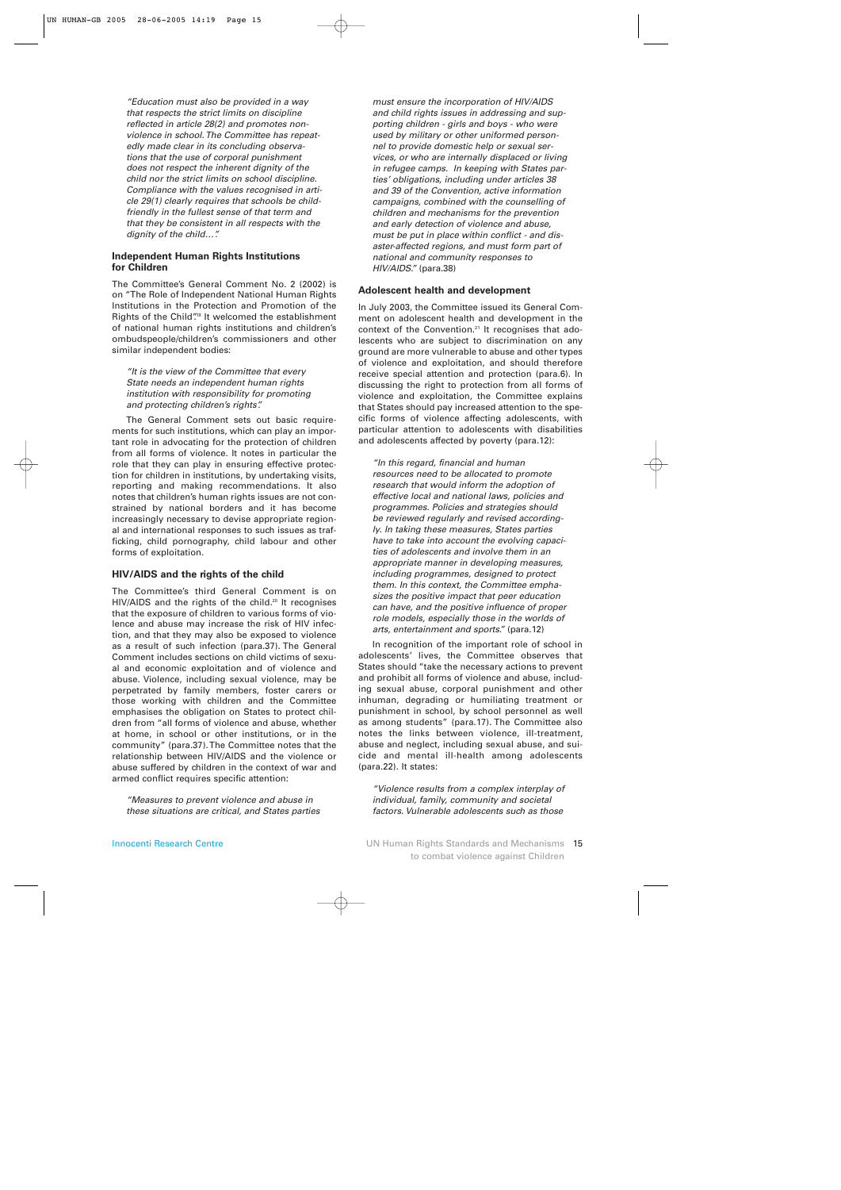*"Education must also be provided in a way that respects the strict limits on discipline reflected in article 28(2) and promotes non-violence in school. The Committee has repeatedly made clear in its concluding observations that the use of corporal punishment does not respect the inherent dignity of the child nor the strict limits on school discipline. Compliance with the values recognised in article 29(1) clearly requires that schools be child-friendly in the fullest sense of that term and that they be consistent in all respects with the dignity of the child…"*

### Independent Human Rights Institutions for Children

The Committee's General Comment No. 2 (2002) is on "The Role of Independent National Human Rights Institutions in the Protection and Promotion of the Rights of the Child".[19] It welcomed the establishment of national human rights institutions and children's ombudspeople/children's commissioners and other similar independent bodies:

*"It is the view of the Committee that every State needs an independent human rights institution with responsibility for promoting and protecting children's rights".*

The General Comment sets out basic requirements for such institutions, which can play an important role in advocating for the protection of children from all forms of violence. It notes in particular the role that they can play in ensuring effective protection for children in institutions, by undertaking visits, reporting and making recommendations. It also notes that children's human rights issues are not constrained by national borders and it has become increasingly necessary to devise appropriate regional and international responses to such issues as trafficking, child pornography, child labour and other forms of exploitation.

### HIV/AIDS and the rights of the child

The Committee's third General Comment is on HIV/AIDS and the rights of the child.[20] It recognises that the exposure of children to various forms of violence and abuse may increase the risk of HIV infection, and that they may also be exposed to violence as a result of such infection (para.37). The General Comment includes sections on child victims of sexual and economic exploitation and of violence and abuse. Violence, including sexual violence, may be perpetrated by family members, foster carers or those working with children and the Committee emphasises the obligation on States to protect children from "all forms of violence and abuse, whether at home, in school or other institutions, or in the community" (para.37). The Committee notes that the relationship between HIV/AIDS and the violence or abuse suffered by children in the context of war and armed conflict requires specific attention:

*"Measures to prevent violence and abuse in these situations are critical, and States parties must ensure the incorporation of HIV/AIDS and child rights issues in addressing and supporting children - girls and boys - who were used by military or other uniformed personnel to provide domestic help or sexual services, or who are internally displaced or living in refugee camps. In keeping with States parties' obligations, including under articles 38 and 39 of the Convention, active information campaigns, combined with the counselling of children and mechanisms for the prevention and early detection of violence and abuse, must be put in place within conflict - and disaster-affected regions, and must form part of national and community responses to HIV/AIDS."* (para.38)

### Adolescent health and development

In July 2003, the Committee issued its General Comment on adolescent health and development in the context of the Convention.[21] It recognises that adolescents who are subject to discrimination on any ground are more vulnerable to abuse and other types of violence and exploitation, and should therefore receive special attention and protection (para.6). In discussing the right to protection from all forms of violence and exploitation, the Committee explains that States should pay increased attention to the specific forms of violence affecting adolescents, with particular attention to adolescents with disabilities and adolescents affected by poverty (para.12):

*"In this regard, financial and human resources need to be allocated to promote research that would inform the adoption of effective local and national laws, policies and programmes. Policies and strategies should be reviewed regularly and revised accordingly. In taking these measures, States parties have to take into account the evolving capacities of adolescents and involve them in an appropriate manner in developing measures, including programmes, designed to protect them. In this context, the Committee emphasizes the positive impact that peer education can have, and the positive influence of proper role models, especially those in the worlds of arts, entertainment and sports."* (para.12)

In recognition of the important role of school in adolescents' lives, the Committee observes that States should "take the necessary actions to prevent and prohibit all forms of violence and abuse, including sexual abuse, corporal punishment and other inhuman, degrading or humiliating treatment or punishment in school, by school personnel as well as among students" (para.17). The Committee also notes the links between violence, ill-treatment, abuse and neglect, including sexual abuse, and suicide and mental ill-health among adolescents (para.22). It states:

*"Violence results from a complex interplay of individual, family, community and societal factors. Vulnerable adolescents such as those*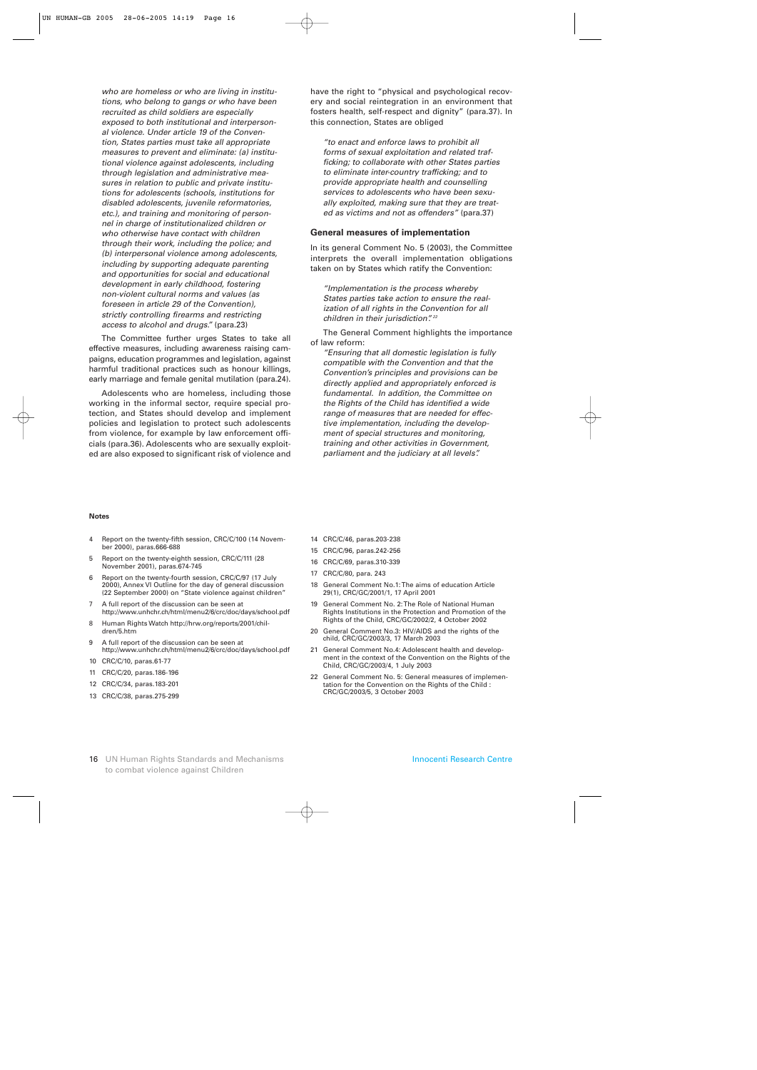*who are homeless or who are living in institutions, who belong to gangs or who have been recruited as child soldiers are especially exposed to both institutional and interpersonal violence. Under article 19 of the Convention, States parties must take all appropriate measures to prevent and eliminate: (a) institutional violence against adolescents, including through legislation and administrative measures in relation to public and private institutions for adolescents (schools, institutions for disabled adolescents, juvenile reformatories, etc.), and training and monitoring of personnel in charge of institutionalized children or who otherwise have contact with children through their work, including the police; and (b) interpersonal violence among adolescents, including by supporting adequate parenting and opportunities for social and educational development in early childhood, fostering non-violent cultural norms and values (as foreseen in article 29 of the Convention), strictly controlling firearms and restricting access to alcohol and drugs."* (para.23)

The Committee further urges States to take all effective measures, including awareness raising campaigns, education programmes and legislation, against harmful traditional practices such as honour killings, early marriage and female genital mutilation (para.24).

Adolescents who are homeless, including those working in the informal sector, require special protection, and States should develop and implement policies and legislation to protect such adolescents from violence, for example by law enforcement officials (para.36). Adolescents who are sexually exploited are also exposed to significant risk of violence and have the right to "physical and psychological recovery and social reintegration in an environment that fosters health, self-respect and dignity" (para.37). In this connection, States are obliged

*"to enact and enforce laws to prohibit all forms of sexual exploitation and related trafficking; to collaborate with other States parties to eliminate inter-country trafficking; and to provide appropriate health and counselling services to adolescents who have been sexually exploited, making sure that they are treated as victims and not as offenders"* (para.37)

### General measures of implementation

In its general Comment No. 5 (2003), the Committee interprets the overall implementation obligations taken on by States which ratify the Convention:

*"Implementation is the process whereby States parties take action to ensure the realization of all rights in the Convention for all children in their jurisdiction".*[22]

The General Comment highlights the importance of law reform:

*"Ensuring that all domestic legislation is fully compatible with the Convention and that the Convention's principles and provisions can be directly applied and appropriately enforced is fundamental. In addition, the Committee on the Rights of the Child has identified a wide range of measures that are needed for effective implementation, including the development of special structures and monitoring, training and other activities in Government, parliament and the judiciary at all levels".*

#### Notes

4 Report on the twenty-fifth session, CRC/C/100 (14 November 2000), paras.666-688
5 Report on the twenty-eighth session, CRC/C/111 (28 November 2001), paras.674-745
6 Report on the twenty-fourth session, CRC/C/97 (17 July 2000), Annex VI Outline for the day of general discussion (22 September 2000) on "State violence against children"
7 A full report of the discussion can be seen at http://www.unhchr.ch/html/menu2/6/crc/doc/days/school.pdf
8 Human Rights Watch http://hrw.org/reports/2001/children/5.htm
9 A full report of the discussion can be seen at http://www.unhchr.ch/html/menu2/6/crc/doc/days/school.pdf
10 CRC/C/10, paras.61-77
11 CRC/C/20, paras.186-196
12 CRC/C/34, paras.183-201
13 CRC/C/38, paras.275-299
14 CRC/C/46, paras.203-238
15 CRC/C/96, paras.242-256
16 CRC/C/69, paras.310-339
17 CRC/C/80, para. 243
18 General Comment No.1: The aims of education Article 29(1), CRC/GC/2001/1, 17 April 2001
19 General Comment No. 2: The Role of National Human Rights Institutions in the Protection and Promotion of the Rights of the Child, CRC/GC/2002/2, 4 October 2002
20 General Comment No.3: HIV/AIDS and the rights of the child, CRC/GC/2003/3, 17 March 2003
21 General Comment No.4: Adolescent health and development in the context of the Convention on the Rights of the Child, CRC/GC/2003/4, 1 July 2003
22 General Comment No. 5: General measures of implementation for the Convention on the Rights of the Child : CRC/GC/2003/5, 3 October 2003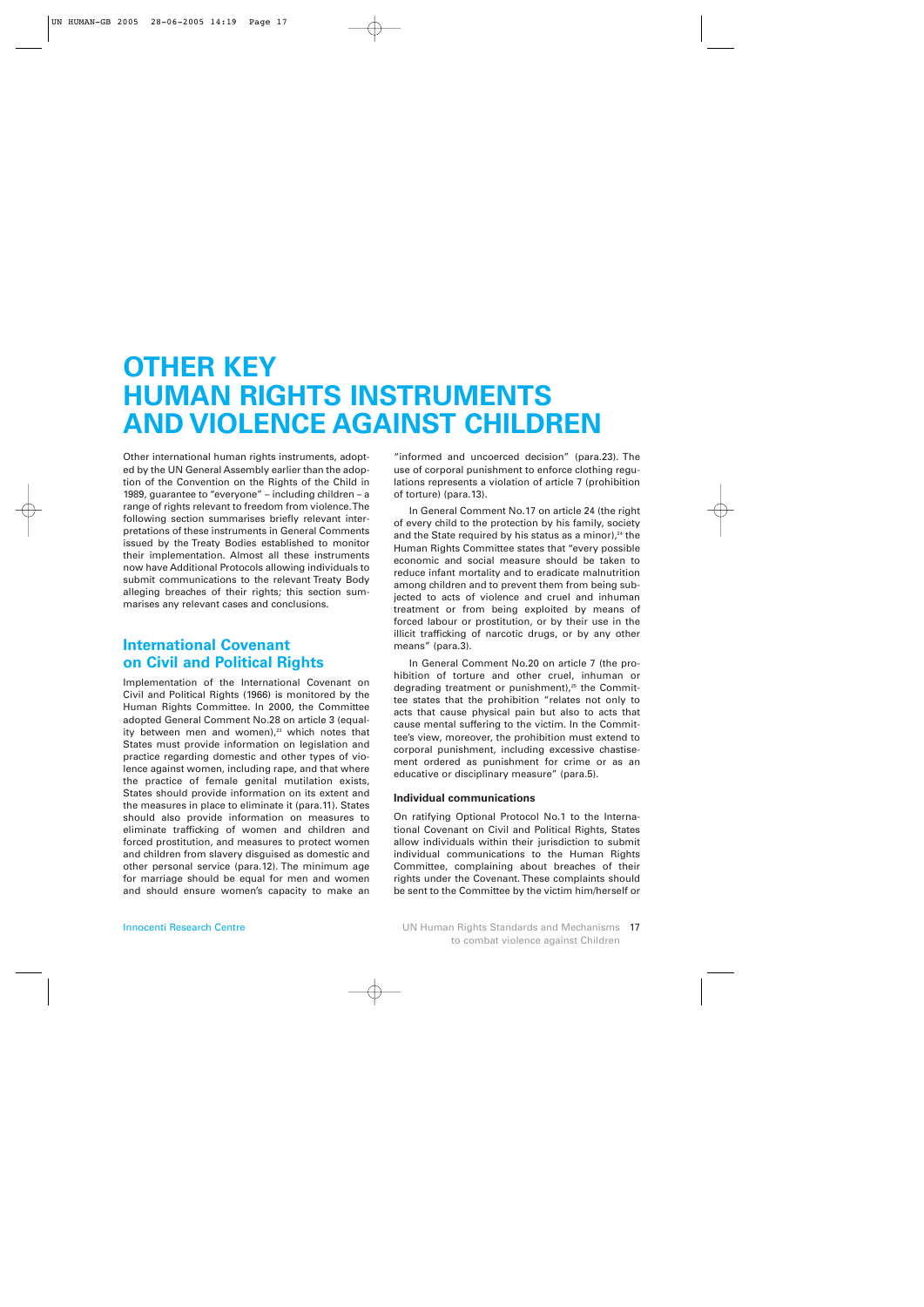# OTHER KEY HUMAN RIGHTS INSTRUMENTS AND VIOLENCE AGAINST CHILDREN

Other international human rights instruments, adopted by the UN General Assembly earlier than the adoption of the Convention on the Rights of the Child in 1989, guarantee to "everyone" – including children – a range of rights relevant to freedom from violence. The following section summarises briefly relevant interpretations of these instruments in General Comments issued by the Treaty Bodies established to monitor their implementation. Almost all these instruments now have Additional Protocols allowing individuals to submit communications to the relevant Treaty Body alleging breaches of their rights; this section summarises any relevant cases and conclusions.

## International Covenant on Civil and Political Rights

Implementation of the International Covenant on Civil and Political Rights (1966) is monitored by the Human Rights Committee. In 2000, the Committee adopted General Comment No.28 on article 3 (equality between men and women),[23] which notes that States must provide information on legislation and practice regarding domestic and other types of violence against women, including rape, and that where the practice of female genital mutilation exists, States should provide information on its extent and the measures in place to eliminate it (para.11). States should also provide information on measures to eliminate trafficking of women and children and forced prostitution, and measures to protect women and children from slavery disguised as domestic and other personal service (para.12). The minimum age for marriage should be equal for men and women and should ensure women's capacity to make an "informed and uncoerced decision" (para.23). The use of corporal punishment to enforce clothing regulations represents a violation of article 7 (prohibition of torture) (para.13).

In General Comment No.17 on article 24 (the right of every child to the protection by his family, society and the State required by his status as a minor),[24] the Human Rights Committee states that "every possible economic and social measure should be taken to reduce infant mortality and to eradicate malnutrition among children and to prevent them from being subjected to acts of violence and cruel and inhuman treatment or from being exploited by means of forced labour or prostitution, or by their use in the illicit trafficking of narcotic drugs, or by any other means" (para.3).

In General Comment No.20 on article 7 (the prohibition of torture and other cruel, inhuman or degrading treatment or punishment),[25] the Committee states that the prohibition "relates not only to acts that cause physical pain but also to acts that cause mental suffering to the victim. In the Committee's view, moreover, the prohibition must extend to corporal punishment, including excessive chastisement ordered as punishment for crime or as an educative or disciplinary measure" (para.5).

### Individual communications

On ratifying Optional Protocol No.1 to the International Covenant on Civil and Political Rights, States allow individuals within their jurisdiction to submit individual communications to the Human Rights Committee, complaining about breaches of their rights under the Covenant. These complaints should be sent to the Committee by the victim him/herself or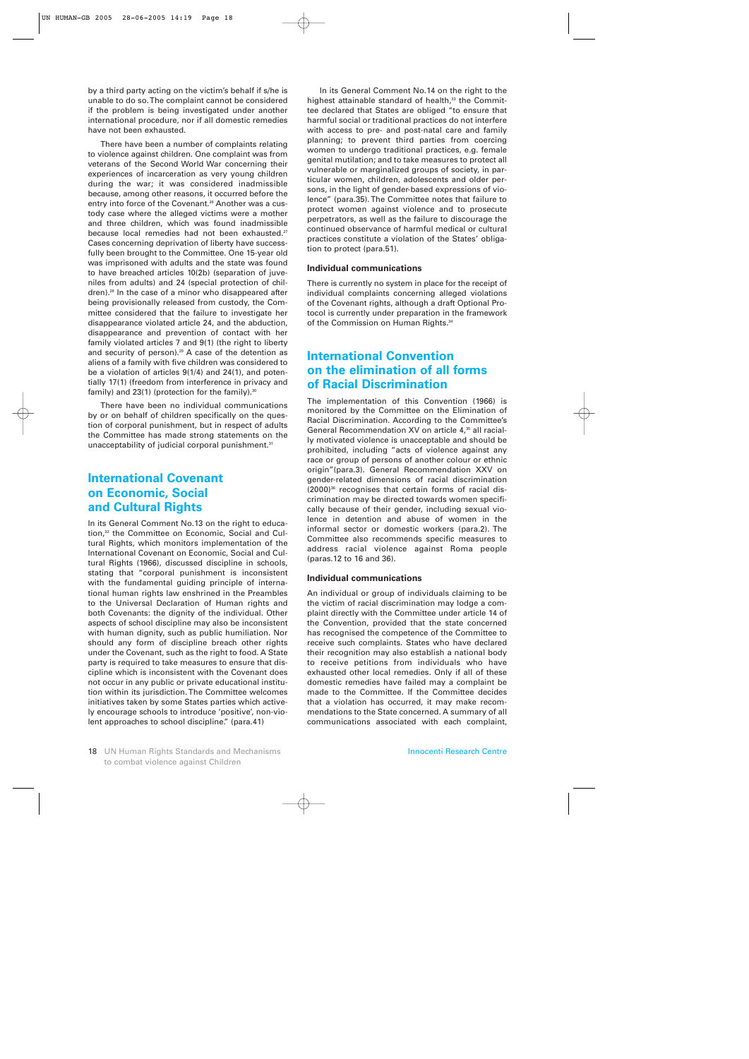by a third party acting on the victim's behalf if s/he is unable to do so. The complaint cannot be considered if the problem is being investigated under another international procedure, nor if all domestic remedies have not been exhausted.

There have been a number of complaints relating to violence against children. One complaint was from veterans of the Second World War concerning their experiences of incarceration as very young children during the war; it was considered inadmissible because, among other reasons, it occurred before the entry into force of the Covenant.[26] Another was a custody case where the alleged victims were a mother and three children, which was found inadmissible because local remedies had not been exhausted.[27] Cases concerning deprivation of liberty have successfully been brought to the Committee. One 15-year old was imprisoned with adults and the state was found to have breached articles 10(2b) (separation of juveniles from adults) and 24 (special protection of children).[28] In the case of a minor who disappeared after being provisionally released from custody, the Committee considered that the failure to investigate her disappearance violated article 24, and the abduction, disappearance and prevention of contact with her family violated articles 7 and 9(1) (the right to liberty and security of person).[29] A case of the detention as aliens of a family with five children was considered to be a violation of articles 9(1/4) and 24(1), and potentially 17(1) (freedom from interference in privacy and family) and 23(1) (protection for the family).[30]

There have been no individual communications by or on behalf of children specifically on the question of corporal punishment, but in respect of adults the Committee has made strong statements on the unacceptability of judicial corporal punishment.[31]

## International Covenant on Economic, Social and Cultural Rights

In its General Comment No.13 on the right to education,[32] the Committee on Economic, Social and Cultural Rights, which monitors implementation of the International Covenant on Economic, Social and Cultural Rights (1966), discussed discipline in schools, stating that "corporal punishment is inconsistent with the fundamental guiding principle of international human rights law enshrined in the Preambles to the Universal Declaration of Human rights and both Covenants: the dignity of the individual. Other aspects of school discipline may also be inconsistent with human dignity, such as public humiliation. Nor should any form of discipline breach other rights under the Covenant, such as the right to food. A State party is required to take measures to ensure that discipline which is inconsistent with the Covenant does not occur in any public or private educational institution within its jurisdiction. The Committee welcomes initiatives taken by some States parties which actively encourage schools to introduce 'positive', non-violent approaches to school discipline." (para.41)

In its General Comment No.14 on the right to the highest attainable standard of health,[33] the Committee declared that States are obliged "to ensure that harmful social or traditional practices do not interfere with access to pre- and post-natal care and family planning; to prevent third parties from coercing women to undergo traditional practices, e.g. female genital mutilation; and to take measures to protect all vulnerable or marginalized groups of society, in particular women, children, adolescents and older persons, in the light of gender-based expressions of violence" (para.35). The Committee notes that failure to protect women against violence and to prosecute perpetrators, as well as the failure to discourage the continued observance of harmful medical or cultural practices constitute a violation of the States' obligation to protect (para.51).

#### Individual communications

There is currently no system in place for the receipt of individual complaints concerning alleged violations of the Covenant rights, although a draft Optional Protocol is currently under preparation in the framework of the Commission on Human Rights.[34]

## International Convention on the elimination of all forms of Racial Discrimination

The implementation of this Convention (1966) is monitored by the Committee on the Elimination of Racial Discrimination. According to the Committee's General Recommendation XV on article 4,[35] all racially motivated violence is unacceptable and should be prohibited, including "acts of violence against any race or group of persons of another colour or ethnic origin" (para.3). General Recommendation XXV on gender-related dimensions of racial discrimination (2000)[36] recognises that certain forms of racial discrimination may be directed towards women specifically because of their gender, including sexual violence in detention and abuse of women in the informal sector or domestic workers (para.2). The Committee also recommends specific measures to address racial violence against Roma people (paras.12 to 16 and 36).

#### Individual communications

An individual or group of individuals claiming to be the victim of racial discrimination may lodge a complaint directly with the Committee under article 14 of the Convention, provided that the state concerned has recognised the competence of the Committee to receive such complaints. States who have declared their recognition may also establish a national body to receive petitions from individuals who have exhausted other local remedies. Only if all of these domestic remedies have failed may a complaint be made to the Committee. If the Committee decides that a violation has occurred, it may make recommendations to the State concerned. A summary of all communications associated with each complaint,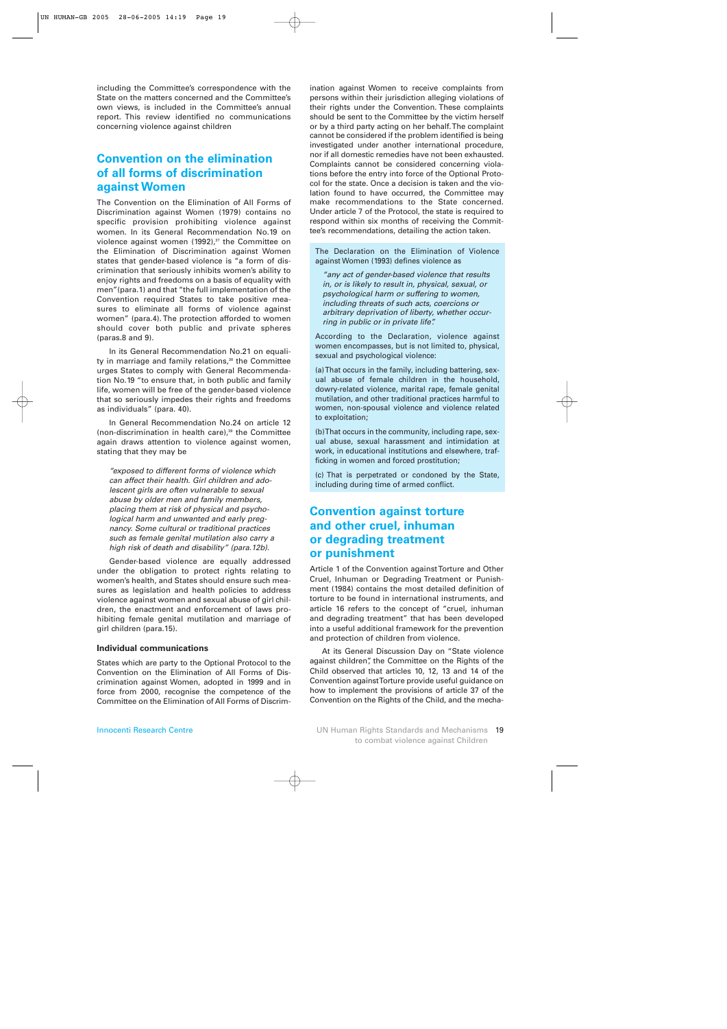including the Committee's correspondence with the State on the matters concerned and the Committee's own views, is included in the Committee's annual report. This review identified no communications concerning violence against children

## Convention on the elimination of all forms of discrimination against Women

The Convention on the Elimination of All Forms of Discrimination against Women (1979) contains no specific provision prohibiting violence against women. In its General Recommendation No.19 on violence against women (1992),[27] the Committee on the Elimination of Discrimination against Women states that gender-based violence is "a form of discrimination that seriously inhibits women's ability to enjoy rights and freedoms on a basis of equality with men" (para.1) and that "the full implementation of the Convention required States to take positive measures to eliminate all forms of violence against women" (para.4). The protection afforded to women should cover both public and private spheres (paras.8 and 9).

In its General Recommendation No.21 on equality in marriage and family relations,[28] the Committee urges States to comply with General Recommendation No.19 "to ensure that, in both public and family life, women will be free of the gender-based violence that so seriously impedes their rights and freedoms as individuals" (para. 40).

In General Recommendation No.24 on article 12 (non-discrimination in health care),[29] the Committee again draws attention to violence against women, stating that they may be

> *"exposed to different forms of violence which can affect their health. Girl children and adolescent girls are often vulnerable to sexual abuse by older men and family members, placing them at risk of physical and psychological harm and unwanted and early pregnancy. Some cultural or traditional practices such as female genital mutilation also carry a high risk of death and disability" (para.12b).*

Gender-based violence are equally addressed under the obligation to protect rights relating to women's health, and States should ensure such measures as legislation and health policies to address violence against women and sexual abuse of girl children, the enactment and enforcement of laws prohibiting female genital mutilation and marriage of girl children (para.15).

#### Individual communications

States which are party to the Optional Protocol to the Convention on the Elimination of All Forms of Discrimination against Women, adopted in 1999 and in force from 2000, recognise the competence of the Committee on the Elimination of All Forms of Discrimination against Women to receive complaints from persons within their jurisdiction alleging violations of their rights under the Convention. These complaints should be sent to the Committee by the victim herself or by a third party acting on her behalf. The complaint cannot be considered if the problem identified is being investigated under another international procedure, nor if all domestic remedies have not been exhausted. Complaints cannot be considered concerning violations before the entry into force of the Optional Protocol for the state. Once a decision is taken and the violation found to have occurred, the Committee may make recommendations to the State concerned. Under article 7 of the Protocol, the state is required to respond within six months of receiving the Committee's recommendations, detailing the action taken.

> The Declaration on the Elimination of Violence against Women (1993) defines violence as
>
> *"any act of gender-based violence that results in, or is likely to result in, physical, sexual, or psychological harm or suffering to women, including threats of such acts, coercions or arbitrary deprivation of liberty, whether occurring in public or in private life".*
>
> According to the Declaration, violence against women encompasses, but is not limited to, physical, sexual and psychological violence:
>
> (a) That occurs in the family, including battering, sexual abuse of female children in the household, dowry-related violence, marital rape, female genital mutilation, and other traditional practices harmful to women, non-spousal violence and violence related to exploitation;
>
> (b) That occurs in the community, including rape, sexual abuse, sexual harassment and intimidation at work, in educational institutions and elsewhere, trafficking in women and forced prostitution;
>
> (c) That is perpetrated or condoned by the State, including during time of armed conflict.

## Convention against torture and other cruel, inhuman or degrading treatment or punishment

Article 1 of the Convention against Torture and Other Cruel, Inhuman or Degrading Treatment or Punishment (1984) contains the most detailed definition of torture to be found in international instruments, and article 16 refers to the concept of "cruel, inhuman and degrading treatment" that has been developed into a useful additional framework for the prevention and protection of children from violence.

At its General Discussion Day on "State violence against children", the Committee on the Rights of the Child observed that articles 10, 12, 13 and 14 of the Convention against Torture provide useful guidance on how to implement the provisions of article 37 of the Convention on the Rights of the Child, and the mecha-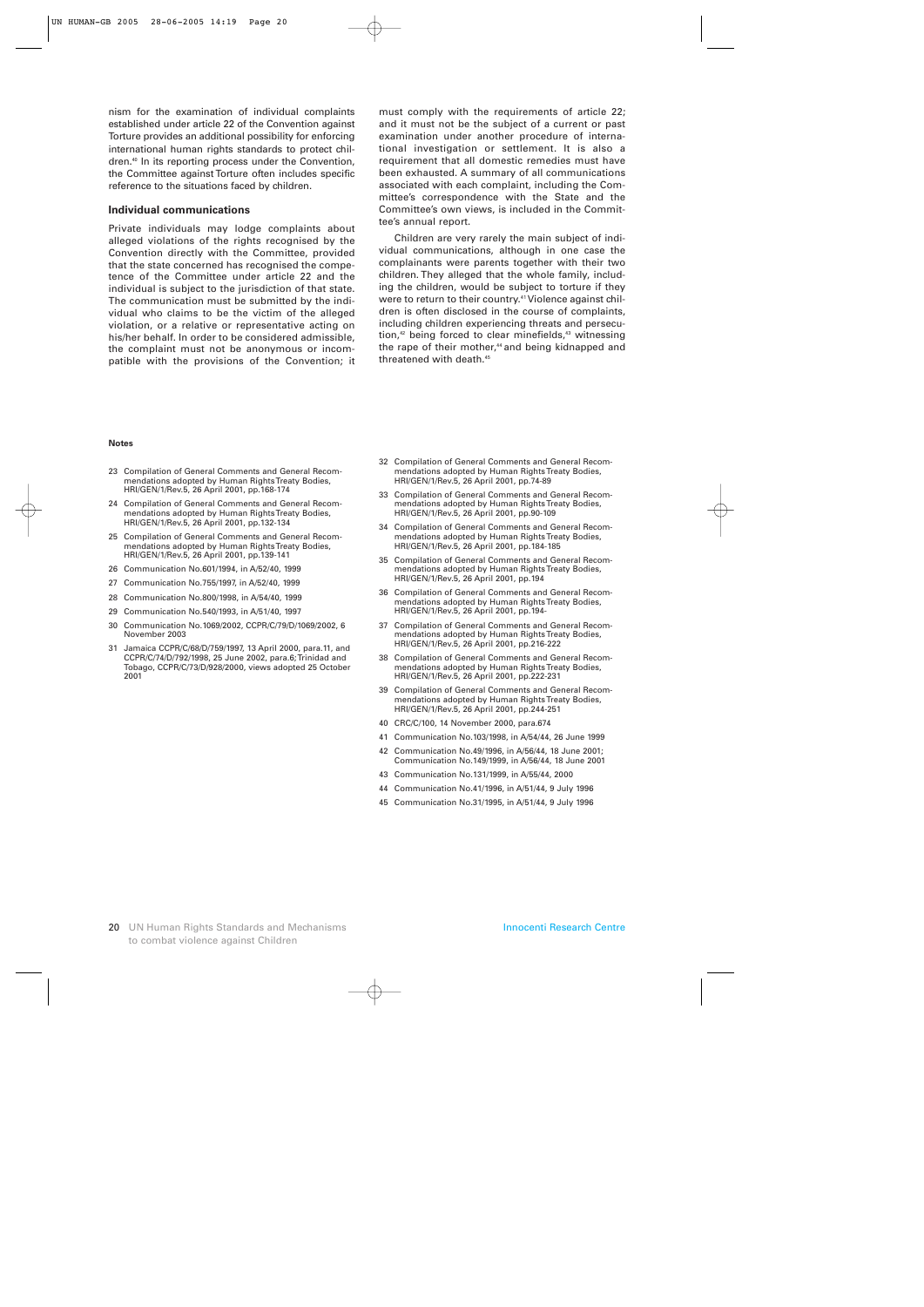nism for the examination of individual complaints established under article 22 of the Convention against Torture provides an additional possibility for enforcing international human rights standards to protect children.[40] In its reporting process under the Convention, the Committee against Torture often includes specific reference to the situations faced by children.

### Individual communications

Private individuals may lodge complaints about alleged violations of the rights recognised by the Convention directly with the Committee, provided that the state concerned has recognised the competence of the Committee under article 22 and the individual is subject to the jurisdiction of that state. The communication must be submitted by the individual who claims to be the victim of the alleged violation, or a relative or representative acting on his/her behalf. In order to be considered admissible, the complaint must not be anonymous or incompatible with the provisions of the Convention; it must comply with the requirements of article 22; and it must not be the subject of a current or past examination under another procedure of international investigation or settlement. It is also a requirement that all domestic remedies must have been exhausted. A summary of all communications associated with each complaint, including the Committee's correspondence with the State and the Committee's own views, is included in the Committee's annual report.

Children are very rarely the main subject of individual communications, although in one case the complainants were parents together with their two children. They alleged that the whole family, including the children, would be subject to torture if they were to return to their country.[41] Violence against children is often disclosed in the course of complaints, including children experiencing threats and persecution,[42] being forced to clear minefields,[43] witnessing the rape of their mother,[44] and being kidnapped and threatened with death.[45]

**Notes**

23 Compilation of General Comments and General Recommendations adopted by Human Rights Treaty Bodies, HRI/GEN/1/Rev.5, 26 April 2001, pp.168-174

24 Compilation of General Comments and General Recommendations adopted by Human Rights Treaty Bodies, HRI/GEN/1/Rev.5, 26 April 2001, pp.132-134

25 Compilation of General Comments and General Recommendations adopted by Human Rights Treaty Bodies, HRI/GEN/1/Rev.5, 26 April 2001, pp.139-141

26 Communication No.601/1994, in A/52/40, 1999

27 Communication No.755/1997, in A/52/40, 1999

28 Communication No.800/1998, in A/54/40, 1999

29 Communication No.540/1993, in A/51/40, 1997

30 Communication No.1069/2002, CCPR/C/79/D/1069/2002, 6 November 2003

31 Jamaica CCPR/C/68/D/759/1997, 13 April 2000, para.11, and CCPR/C/74/D/792/1998, 25 June 2002, para.6; Trinidad and Tobago, CCPR/C/73/D/928/2000, views adopted 25 October 2001

32 Compilation of General Comments and General Recommendations adopted by Human Rights Treaty Bodies, HRI/GEN/1/Rev.5, 26 April 2001, pp.74-89

33 Compilation of General Comments and General Recommendations adopted by Human Rights Treaty Bodies, HRI/GEN/1/Rev.5, 26 April 2001, pp.90-109

34 Compilation of General Comments and General Recommendations adopted by Human Rights Treaty Bodies, HRI/GEN/1/Rev.5, 26 April 2001, pp.184-185

35 Compilation of General Comments and General Recommendations adopted by Human Rights Treaty Bodies, HRI/GEN/1/Rev.5, 26 April 2001, pp.194

36 Compilation of General Comments and General Recommendations adopted by Human Rights Treaty Bodies, HRI/GEN/1/Rev.5, 26 April 2001, pp.194-

37 Compilation of General Comments and General Recommendations adopted by Human Rights Treaty Bodies, HRI/GEN/1/Rev.5, 26 April 2001, pp.216-222

38 Compilation of General Comments and General Recommendations adopted by Human Rights Treaty Bodies, HRI/GEN/1/Rev.5, 26 April 2001, pp.222-231

39 Compilation of General Comments and General Recommendations adopted by Human Rights Treaty Bodies, HRI/GEN/1/Rev.5, 26 April 2001, pp.244-251

40 CRC/C/100, 14 November 2000, para.674

41 Communication No.103/1998, in A/54/44, 26 June 1999

42 Communication No.49/1996, in A/56/44, 18 June 2001; Communication No.149/1999, in A/56/44, 18 June 2001

43 Communication No.131/1999, in A/55/44, 2000

44 Communication No.41/1996, in A/51/44, 9 July 1996

45 Communication No.31/1995, in A/51/44, 9 July 1996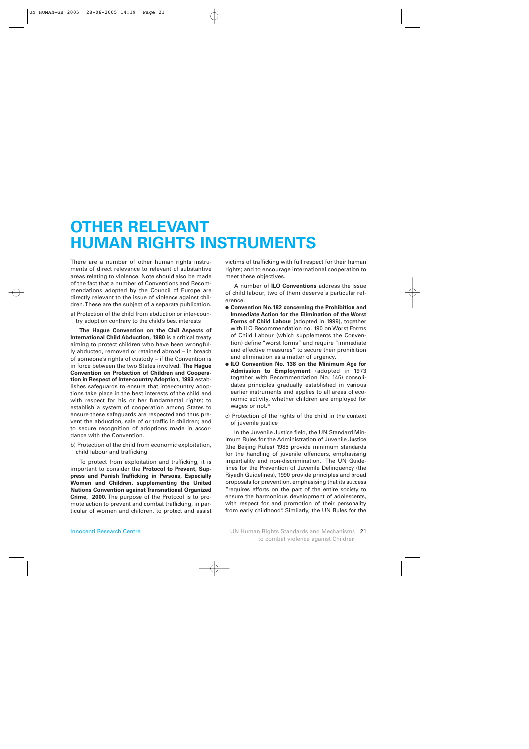# OTHER RELEVANT HUMAN RIGHTS INSTRUMENTS

There are a number of other human rights instruments of direct relevance to relevant of substantive areas relating to violence. Note should also be made of the fact that a number of Conventions and Recommendations adopted by the Council of Europe are directly relevant to the issue of violence against children. These are the subject of a separate publication.

a) Protection of the child from abduction or inter-country adoption contrary to the child's best interests

**The Hague Convention on the Civil Aspects of International Child Abduction, 1980** is a critical treaty aiming to protect children who have been wrongfully abducted, removed or retained abroad – in breach of someone's rights of custody – if the Convention is in force between the two States involved. **The Hague Convention on Protection of Children and Cooperation in Respect of Inter-country Adoption, 1993** establishes safeguards to ensure that inter-country adoptions take place in the best interests of the child and with respect for his or her fundamental rights; to establish a system of cooperation among States to ensure these safeguards are respected and thus prevent the abduction, sale of or traffic in children; and to secure recognition of adoptions made in accordance with the Convention.

b) Protection of the child from economic exploitation, child labour and trafficking

To protect from exploitation and trafficking, it is important to consider the **Protocol to Prevent, Suppress and Punish Trafficking in Persons, Especially Women and Children, supplementing the United Nations Convention against Transnational Organized Crime, 2000**. The purpose of the Protocol is to promote action to prevent and combat trafficking, in particular of women and children, to protect and assist victims of trafficking with full respect for their human rights; and to encourage international cooperation to meet these objectives.

A number of **ILO Conventions** address the issue of child labour, two of them deserve a particular reference.

- **Convention No.182 concerning the Prohibition and Immediate Action for the Elimination of the Worst Forms of Child Labour** (adopted in 1999), together with ILO Recommendation no. 190 on Worst Forms of Child Labour (which supplements the Convention) define "worst forms" and require "immediate and effective measures" to secure their prohibition and elimination as a matter of urgency.
- **ILO Convention No. 138 on the Minimum Age for Admission to Employment** (adopted in 1973 together with Recommendation No. 146) consolidates principles gradually established in various earlier instruments and applies to all areas of economic activity, whether children are employed for wages or not.[46]

c) Protection of the rights of the child in the context of juvenile justice

In the Juvenile Justice field, the UN Standard Minimum Rules for the Administration of Juvenile Justice (the Beijing Rules) 1985 provide minimum standards for the handling of juvenile offenders, emphasising impartiality and non-discrimination. The UN Guidelines for the Prevention of Juvenile Delinquency (the Riyadh Guidelines), 1990 provide principles and broad proposals for prevention, emphasising that its success "requires efforts on the part of the entire society to ensure the harmonious development of adolescents, with respect for and promotion of their personality from early childhood". Similarly, the UN Rules for the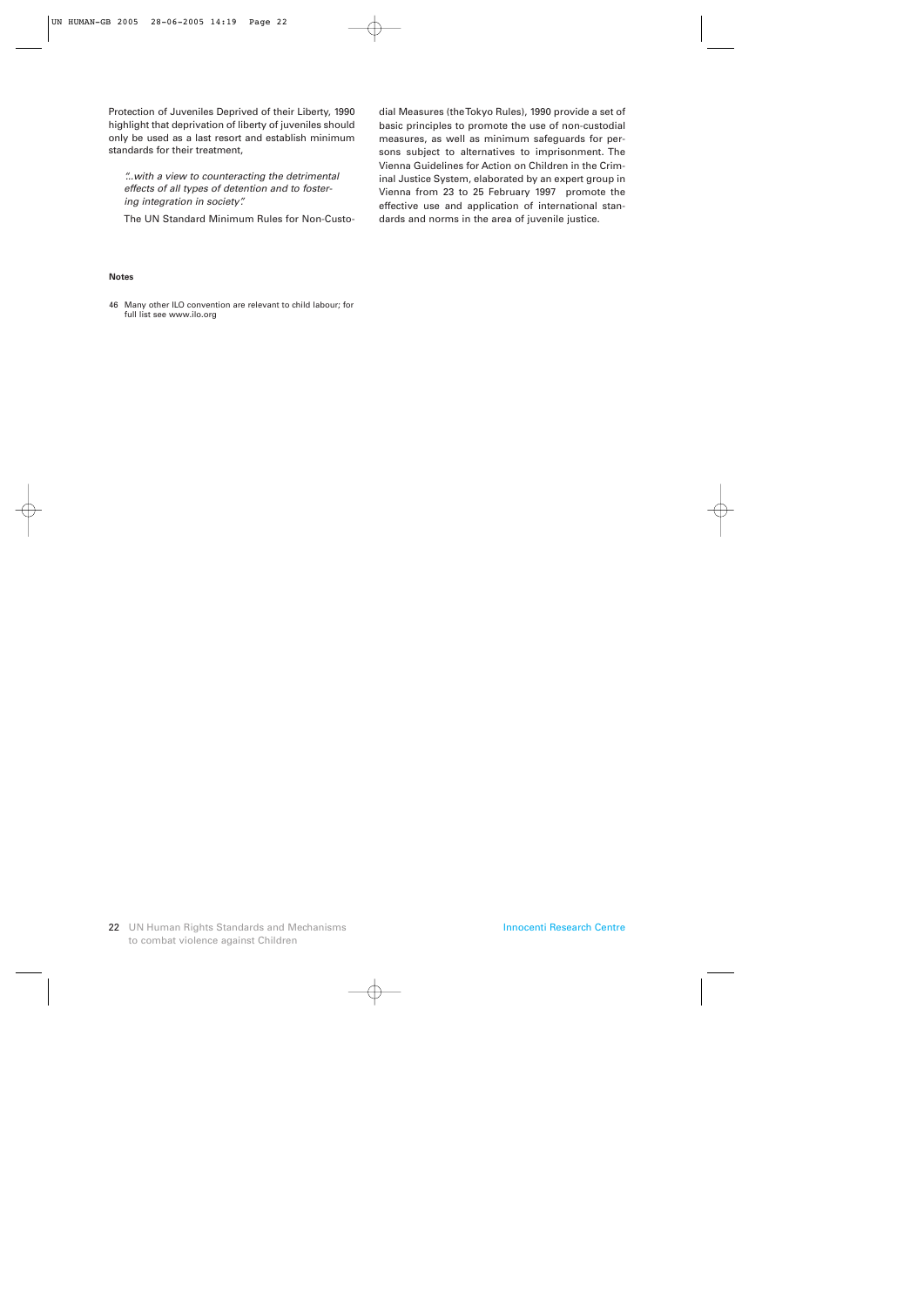Protection of Juveniles Deprived of their Liberty, 1990 highlight that deprivation of liberty of juveniles should only be used as a last resort and establish minimum standards for their treatment,

> *"...with a view to counteracting the detrimental effects of all types of detention and to fostering integration in society".*

The UN Standard Minimum Rules for Non-Custodial Measures (the Tokyo Rules), 1990 provide a set of basic principles to promote the use of non-custodial measures, as well as minimum safeguards for persons subject to alternatives to imprisonment. The Vienna Guidelines for Action on Children in the Criminal Justice System, elaborated by an expert group in Vienna from 23 to 25 February 1997 promote the effective use and application of international standards and norms in the area of juvenile justice.

**Notes**

46 Many other ILO convention are relevant to child labour; for full list see www.ilo.org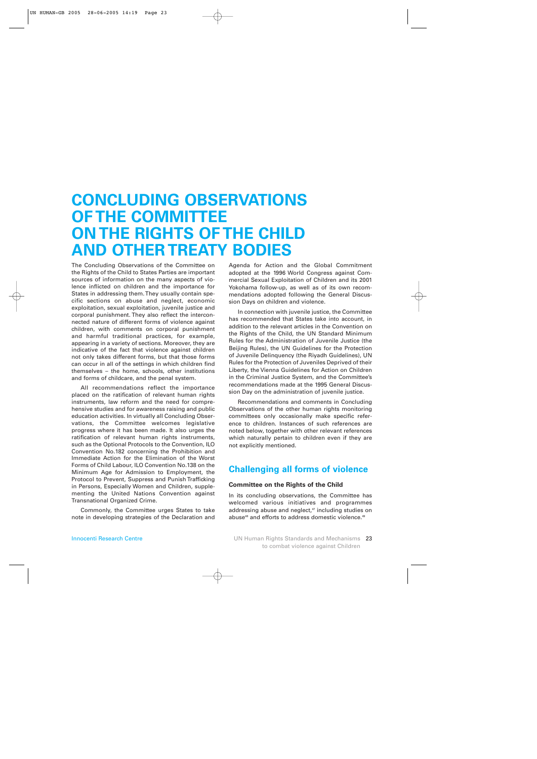# CONCLUDING OBSERVATIONS OF THE COMMITTEE ON THE RIGHTS OF THE CHILD AND OTHER TREATY BODIES

The Concluding Observations of the Committee on the Rights of the Child to States Parties are important sources of information on the many aspects of violence inflicted on children and the importance for States in addressing them. They usually contain specific sections on abuse and neglect, economic exploitation, sexual exploitation, juvenile justice and corporal punishment. They also reflect the interconnected nature of different forms of violence against children, with comments on corporal punishment and harmful traditional practices, for example, appearing in a variety of sections. Moreover, they are indicative of the fact that violence against children not only takes different forms, but that those forms can occur in all of the settings in which children find themselves – the home, schools, other institutions and forms of childcare, and the penal system.

All recommendations reflect the importance placed on the ratification of relevant human rights instruments, law reform and the need for comprehensive studies and for awareness raising and public education activities. In virtually all Concluding Observations, the Committee welcomes legislative progress where it has been made. It also urges the ratification of relevant human rights instruments, such as the Optional Protocols to the Convention, ILO Convention No.182 concerning the Prohibition and Immediate Action for the Elimination of the Worst Forms of Child Labour, ILO Convention No.138 on the Minimum Age for Admission to Employment, the Protocol to Prevent, Suppress and Punish Trafficking in Persons, Especially Women and Children, supplementing the United Nations Convention against Transnational Organized Crime.

Commonly, the Committee urges States to take note in developing strategies of the Declaration and Agenda for Action and the Global Commitment adopted at the 1996 World Congress against Commercial Sexual Exploitation of Children and its 2001 Yokohama follow-up, as well as of its own recommendations adopted following the General Discussion Days on children and violence.

In connection with juvenile justice, the Committee has recommended that States take into account, in addition to the relevant articles in the Convention on the Rights of the Child, the UN Standard Minimum Rules for the Administration of Juvenile Justice (the Beijing Rules), the UN Guidelines for the Protection of Juvenile Delinquency (the Riyadh Guidelines), UN Rules for the Protection of Juveniles Deprived of their Liberty, the Vienna Guidelines for Action on Children in the Criminal Justice System, and the Committee's recommendations made at the 1995 General Discussion Day on the administration of juvenile justice.

Recommendations and comments in Concluding Observations of the other human rights monitoring committees only occasionally make specific reference to children. Instances of such references are noted below, together with other relevant references which naturally pertain to children even if they are not explicitly mentioned.

## Challenging all forms of violence

### Committee on the Rights of the Child

In its concluding observations, the Committee has welcomed various initiatives and programmes addressing abuse and neglect,[47] including studies on abuse[48] and efforts to address domestic violence.[49]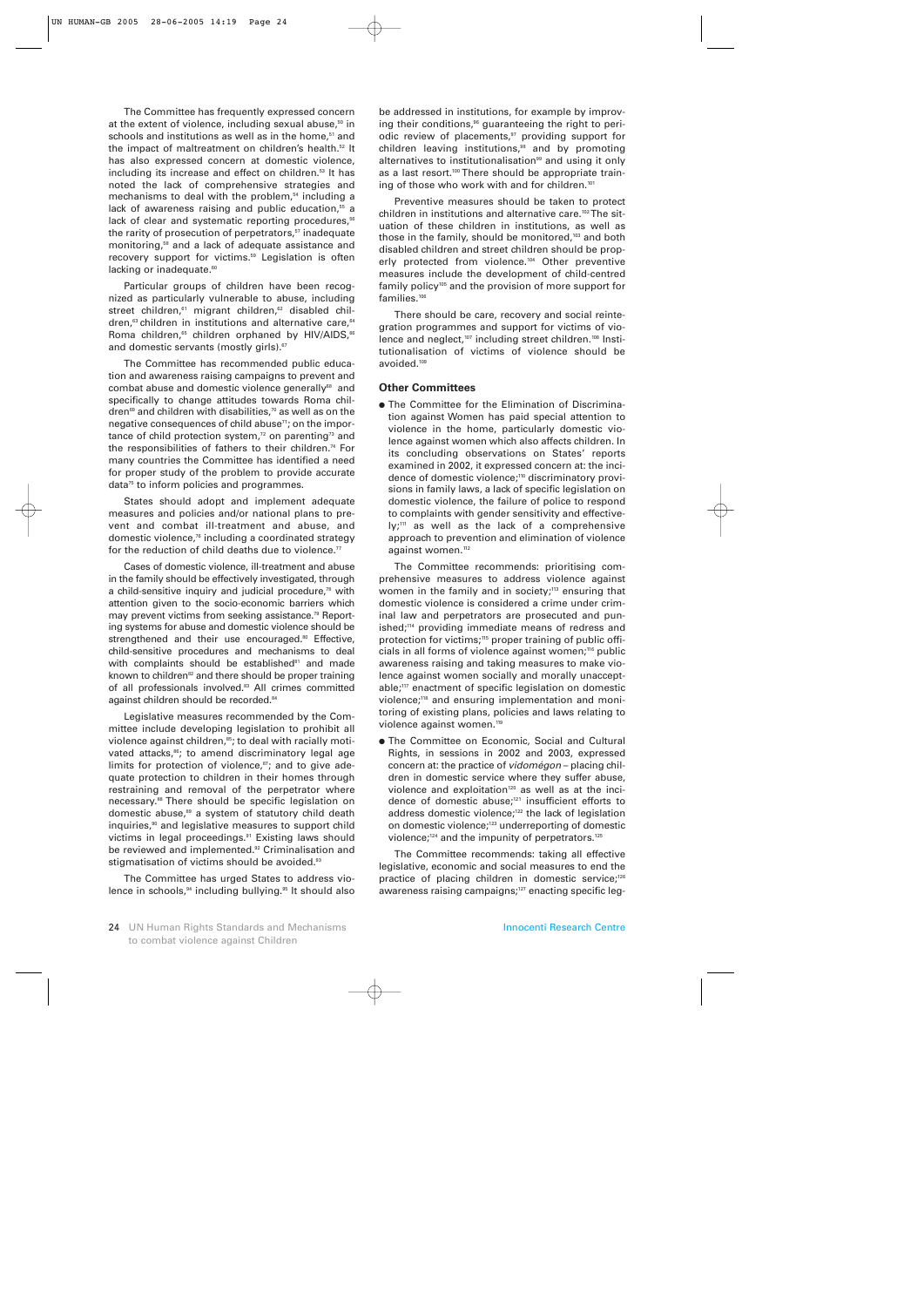The Committee has frequently expressed concern at the extent of violence, including sexual abuse,[50] in schools and institutions as well as in the home,[51] and the impact of maltreatment on children's health.[52] It has also expressed concern at domestic violence, including its increase and effect on children.[53] It has noted the lack of comprehensive strategies and mechanisms to deal with the problem,[54] including a lack of awareness raising and public education,[55] a lack of clear and systematic reporting procedures,[56] the rarity of prosecution of perpetrators,[57] inadequate monitoring,[58] and a lack of adequate assistance and recovery support for victims.[59] Legislation is often lacking or inadequate.[60]

Particular groups of children have been recognized as particularly vulnerable to abuse, including street children,[61] migrant children,[62] disabled children,[63] children in institutions and alternative care,[64] Roma children,[65] children orphaned by HIV/AIDS,[66] and domestic servants (mostly girls).[67]

The Committee has recommended public education and awareness raising campaigns to prevent and combat abuse and domestic violence generally[68] and specifically to change attitudes towards Roma children[69] and children with disabilities,[70] as well as on the negative consequences of child abuse[71]; on the importance of child protection system,[72] on parenting[73] and the responsibilities of fathers to their children.[74] For many countries the Committee has identified a need for proper study of the problem to provide accurate data[75] to inform policies and programmes.

States should adopt and implement adequate measures and policies and/or national plans to prevent and combat ill-treatment and abuse, and domestic violence,[76] including a coordinated strategy for the reduction of child deaths due to violence.[77]

Cases of domestic violence, ill-treatment and abuse in the family should be effectively investigated, through a child-sensitive inquiry and judicial procedure,[78] with attention given to the socio-economic barriers which may prevent victims from seeking assistance.[79] Reporting systems for abuse and domestic violence should be strengthened and their use encouraged.[80] Effective, child-sensitive procedures and mechanisms to deal with complaints should be established[81] and made known to children[82] and there should be proper training of all professionals involved.[83] All crimes committed against children should be recorded.[84]

Legislative measures recommended by the Committee include developing legislation to prohibit all violence against children,[85]; to deal with racially motivated attacks,[86]; to amend discriminatory legal age limits for protection of violence,[87]; and to give adequate protection to children in their homes through restraining and removal of the perpetrator where necessary.[88] There should be specific legislation on domestic abuse,[89] a system of statutory child death inquiries,[90] and legislative measures to support child victims in legal proceedings.[91] Existing laws should be reviewed and implemented.[92] Criminalisation and stigmatisation of victims should be avoided.[93]

The Committee has urged States to address violence in schools,[94] including bullying.[95] It should also be addressed in institutions, for example by improving their conditions,[96] guaranteeing the right to periodic review of placements,[97] providing support for children leaving institutions,[98] and by promoting alternatives to institutionalisation[99] and using it only as a last resort.[100] There should be appropriate training of those who work with and for children.[101]

Preventive measures should be taken to protect children in institutions and alternative care.[102] The situation of these children in institutions, as well as those in the family, should be monitored,[103] and both disabled children and street children should be properly protected from violence.[104] Other preventive measures include the development of child-centred family policy[105] and the provision of more support for families.[106]

There should be care, recovery and social reintegration programmes and support for victims of violence and neglect,[107] including street children.[108] Institutionalisation of victims of violence should be avoided.[109]

### Other Committees

- The Committee for the Elimination of Discrimination against Women has paid special attention to violence in the home, particularly domestic violence against women which also affects children. In its concluding observations on States' reports examined in 2002, it expressed concern at: the incidence of domestic violence;[110] discriminatory provisions in family laws, a lack of specific legislation on domestic violence, the failure of police to respond to complaints with gender sensitivity and effectively;[111] as well as the lack of a comprehensive approach to prevention and elimination of violence against women.[112]

The Committee recommends: prioritising comprehensive measures to address violence against women in the family and in society;[113] ensuring that domestic violence is considered a crime under criminal law and perpetrators are prosecuted and punished;[114] providing immediate means of redress and protection for victims;[115] proper training of public officials in all forms of violence against women;[116] public awareness raising and taking measures to make violence against women socially and morally unacceptable;[117] enactment of specific legislation on domestic violence;[118] and ensuring implementation and monitoring of existing plans, policies and laws relating to violence against women.[119]

- The Committee on Economic, Social and Cultural Rights, in sessions in 2002 and 2003, expressed concern at: the practice of *vidomégon* – placing children in domestic service where they suffer abuse, violence and exploitation[120] as well as at the incidence of domestic abuse;[121] insufficient efforts to address domestic violence;[122] the lack of legislation on domestic violence;[123] underreporting of domestic violence;[124] and the impunity of perpetrators.[125]

The Committee recommends: taking all effective legislative, economic and social measures to end the practice of placing children in domestic service;[126] awareness raising campaigns;[127] enacting specific leg-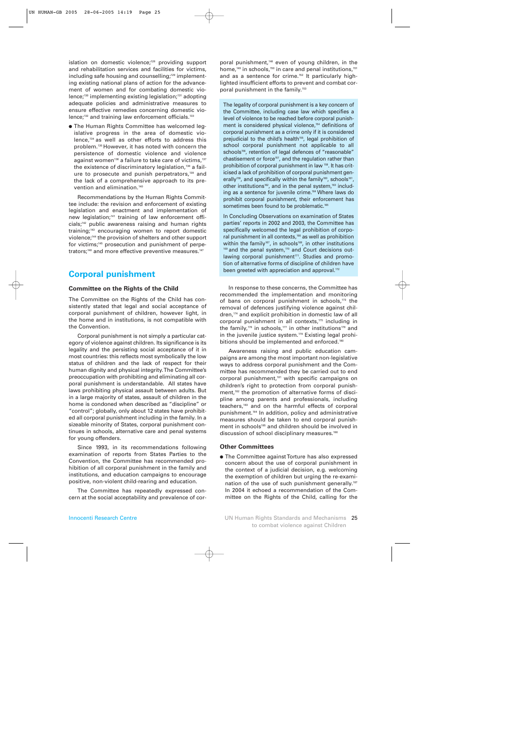islation on domestic violence;[128] providing support and rehabilitation services and facilities for victims, including safe housing and counselling;[129] implementing existing national plans of action for the advancement of women and for combating domestic violence;[130] implementing existing legislation;[131] adopting adequate policies and administrative measures to ensure effective remedies concerning domestic violence;[132] and training law enforcement officials.[133]

- The Human Rights Committee has welcomed legislative progress in the area of domestic violence,[134] as well as other efforts to address this problem.[135] However, it has noted with concern the persistence of domestic violence and violence against women[136] a failure to take care of victims,[137] the existence of discriminatory legislation,[138] a failure to prosecute and punish perpetrators,[139] and the lack of a comprehensive approach to its prevention and elimination.[140]

Recommendations by the Human Rights Committee include: the revision and enforcement of existing legislation and enactment and implementation of new legislation;[141] training of law enforcement officials;[142] public awareness raising and human rights training;[143] encouraging women to report domestic violence;[144] the provision of shelters and other support for victims;[145] prosecution and punishment of perpetrators;[146] and more effective preventive measures.[147]

## Corporal punishment

### Committee on the Rights of the Child

The Committee on the Rights of the Child has consistently stated that legal and social acceptance of corporal punishment of children, however light, in the home and in institutions, is not compatible with the Convention.

Corporal punishment is not simply a particular category of violence against children. Its significance is its legality and the persisting social acceptance of it in most countries: this reflects most symbolically the low status of children and the lack of respect for their human dignity and physical integrity. The Committee's preoccupation with prohibiting and eliminating all corporal punishment is understandable. All states have laws prohibiting physical assault between adults. But in a large majority of states, assault of children in the home is condoned when described as "discipline" or "control"; globally, only about 12 states have prohibited all corporal punishment including in the family. In a sizeable minority of States, corporal punishment continues in schools, alternative care and penal systems for young offenders.

Since 1993, in its recommendations following examination of reports from States Parties to the Convention, the Committee has recommended prohibition of all corporal punishment in the family and institutions, and education campaigns to encourage positive, non-violent child-rearing and education.

The Committee has repeatedly expressed concern at the social acceptability and prevalence of corporal punishment,[148] even of young children, in the home,[149] in schools,[150] in care and penal institutions,[151] and as a sentence for crime.[152] It particularly highlighted insufficient efforts to prevent and combat corporal punishment in the family.[153]

The legality of corporal punishment is a key concern of the Committee, including case law which specifies a level of violence to be reached before corporal punishment is considered physical violence,[154] definitions of corporal punishment as a crime only if it is considered prejudicial to the child's health[155], legal prohibition of school corporal punishment not applicable to all schools[156], retention of legal defences of "reasonable" chastisement or force[157], and the regulation rather than prohibition of corporal punishment in law [158]. It has criticised a lack of prohibition of corporal punishment generally[159], and specifically within the family[160], schools[161], other institutions[162], and in the penal system,[163] including as a sentence for juvenile crime.[164] Where laws do prohibit corporal punishment, their enforcement has sometimes been found to be problematic.[165]

In Concluding Observations on examination of States parties' reports in 2002 and 2003, the Committee has specifically welcomed the legal prohibition of corporal punishment in all contexts,[166] as well as prohibition within the family[167], in schools[168], in other institutions [169] and the penal system,[170] and Court decisions outlawing corporal punishment[171]. Studies and promotion of alternative forms of discipline of children have been greeted with appreciation and approval.[172]

In response to these concerns, the Committee has recommended the implementation and monitoring of bans on corporal punishment in schools,[173] the removal of defences justifying violence against children,[174] and explicit prohibition in domestic law of all corporal punishment in all contexts,[175] including in the family,[176] in schools,[177] in other institutions[178] and in the juvenile justice system.[179] Existing legal prohibitions should be implemented and enforced.[180]

Awareness raising and public education campaigns are among the most important non-legislative ways to address corporal punishment and the Committee has recommended they be carried out to end corporal punishment,[181] with specific campaigns on children's right to protection from corporal punishment,[182] the promotion of alternative forms of discipline among parents and professionals, including teachers,[183] and on the harmful effects of corporal punishment.[184] In addition, policy and administrative measures should be taken to end corporal punishment in schools[185] and children should be involved in discussion of school disciplinary measures.[186]

### Other Committees

- The Committee against Torture has also expressed concern about the use of corporal punishment in the context of a judicial decision, e.g. welcoming the exemption of children but urging the re-examination of the use of such punishment generally.[187] In 2004 it echoed a recommendation of the Committee on the Rights of the Child, calling for the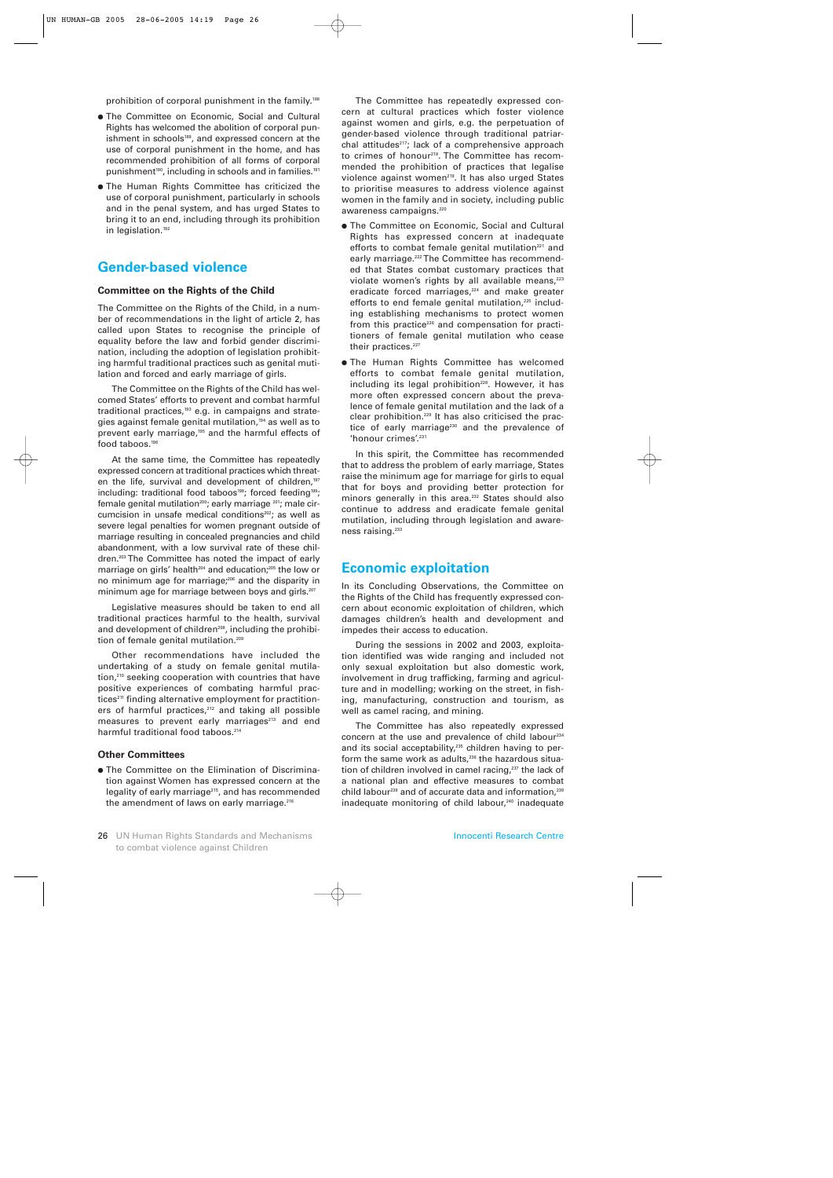prohibition of corporal punishment in the family.[188]

- The Committee on Economic, Social and Cultural Rights has welcomed the abolition of corporal punishment in schools[189], and expressed concern at the use of corporal punishment in the home, and has recommended prohibition of all forms of corporal punishment[190], including in schools and in families.[191]
- The Human Rights Committee has criticized the use of corporal punishment, particularly in schools and in the penal system, and has urged States to bring it to an end, including through its prohibition in legislation.[192]

## Gender-based violence

### Committee on the Rights of the Child

The Committee on the Rights of the Child, in a number of recommendations in the light of article 2, has called upon States to recognise the principle of equality before the law and forbid gender discrimination, including the adoption of legislation prohibiting harmful traditional practices such as genital mutilation and forced and early marriage of girls.

The Committee on the Rights of the Child has welcomed States' efforts to prevent and combat harmful traditional practices,[193] e.g. in campaigns and strategies against female genital mutilation,[194] as well as to prevent early marriage,[195] and the harmful effects of food taboos.[196]

At the same time, the Committee has repeatedly expressed concern at traditional practices which threaten the life, survival and development of children,[197] including: traditional food taboos[198]; forced feeding[199]; female genital mutilation[200]; early marriage [201]; male circumcision in unsafe medical conditions[202]; as well as severe legal penalties for women pregnant outside of marriage resulting in concealed pregnancies and child abandonment, with a low survival rate of these children.[203] The Committee has noted the impact of early marriage on girls' health[204] and education;[205] the low or no minimum age for marriage;[206] and the disparity in minimum age for marriage between boys and girls.[207]

Legislative measures should be taken to end all traditional practices harmful to the health, survival and development of children[208], including the prohibition of female genital mutilation.[209]

Other recommendations have included the undertaking of a study on female genital mutilation,[210] seeking cooperation with countries that have positive experiences of combating harmful practices[211] finding alternative employment for practitioners of harmful practices,[212] and taking all possible measures to prevent early marriages[213] and end harmful traditional food taboos.[214]

### Other Committees

- The Committee on the Elimination of Discrimination against Women has expressed concern at the legality of early marriage[215], and has recommended the amendment of laws on early marriage.[216]

The Committee has repeatedly expressed concern at cultural practices which foster violence against women and girls, e.g. the perpetuation of gender-based violence through traditional patriarchal attitudes[217]; lack of a comprehensive approach to crimes of honour[218]. The Committee has recommended the prohibition of practices that legalise violence against women[219]. It has also urged States to prioritise measures to address violence against women in the family and in society, including public awareness campaigns.[220]

- The Committee on Economic, Social and Cultural Rights has expressed concern at inadequate efforts to combat female genital mutilation[221] and early marriage.[222] The Committee has recommended that States combat customary practices that violate women's rights by all available means,[223] eradicate forced marriages,[224] and make greater efforts to end female genital mutilation,[225] including establishing mechanisms to protect women from this practice[226] and compensation for practitioners of female genital mutilation who cease their practices.[227]
- The Human Rights Committee has welcomed efforts to combat female genital mutilation, including its legal prohibition[228]. However, it has more often expressed concern about the prevalence of female genital mutilation and the lack of a clear prohibition.[229] It has also criticised the practice of early marriage[230] and the prevalence of 'honour crimes'.[231]

In this spirit, the Committee has recommended that to address the problem of early marriage, States raise the minimum age for marriage for girls to equal that for boys and providing better protection for minors generally in this area.[232] States should also continue to address and eradicate female genital mutilation, including through legislation and awareness raising.[233]

## Economic exploitation

In its Concluding Observations, the Committee on the Rights of the Child has frequently expressed concern about economic exploitation of children, which damages children's health and development and impedes their access to education.

During the sessions in 2002 and 2003, exploitation identified was wide ranging and included not only sexual exploitation but also domestic work, involvement in drug trafficking, farming and agriculture, and in modelling; working on the street, in fishing, manufacturing, construction and tourism, as well as camel racing, and mining.

The Committee has also repeatedly expressed concern at the use and prevalence of child labour[234] and its social acceptability,[235] children having to perform the same work as adults,[236] the hazardous situation of children involved in camel racing,[237] the lack of a national plan and effective measures to combat child labour[238] and of accurate data and information,[239] inadequate monitoring of child labour,[240] inadequate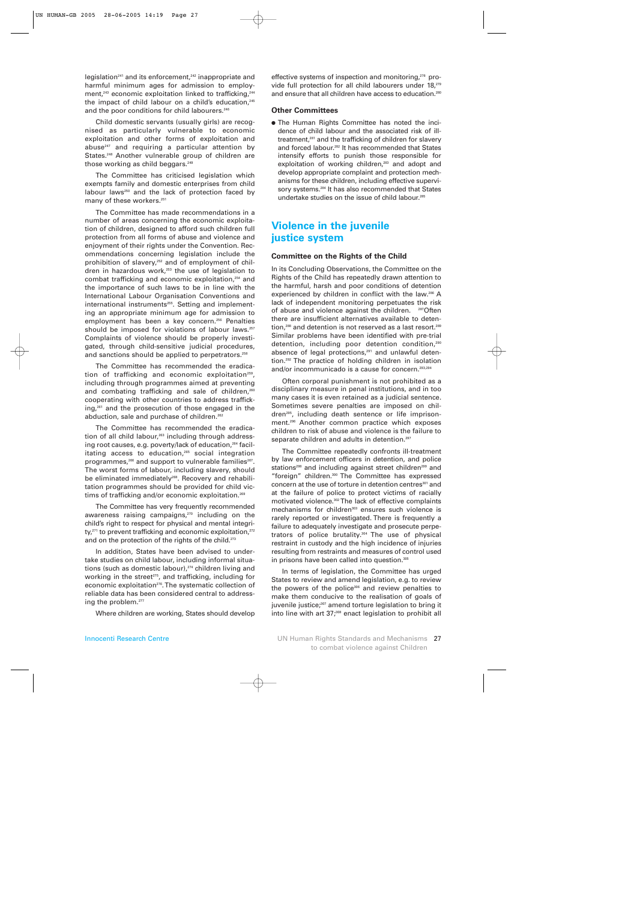legislation[241] and its enforcement,[242] inappropriate and harmful minimum ages for admission to employment,[243] economic exploitation linked to trafficking,[244] the impact of child labour on a child's education,[245] and the poor conditions for child labourers.[246]

Child domestic servants (usually girls) are recognised as particularly vulnerable to economic exploitation and other forms of exploitation and abuse[247] and requiring a particular attention by States.[248] Another vulnerable group of children are those working as child beggars.[249]

The Committee has criticised legislation which exempts family and domestic enterprises from child labour laws[250] and the lack of protection faced by many of these workers.[251]

The Committee has made recommendations in a number of areas concerning the economic exploitation of children, designed to afford such children full protection from all forms of abuse and violence and enjoyment of their rights under the Convention. Recommendations concerning legislation include the prohibition of slavery,[252] and of employment of children in hazardous work,[253] the use of legislation to combat trafficking and economic exploitation,[254] and the importance of such laws to be in line with the International Labour Organisation Conventions and international instruments[255]. Setting and implementing an appropriate minimum age for admission to employment has been a key concern.[256] Penalties should be imposed for violations of labour laws.[257] Complaints of violence should be properly investigated, through child-sensitive judicial procedures, and sanctions should be applied to perpetrators.[258]

The Committee has recommended the eradication of trafficking and economic exploitation[259], including through programmes aimed at preventing and combating trafficking and sale of children,[260] cooperating with other countries to address trafficking,[261] and the prosecution of those engaged in the abduction, sale and purchase of children.[262]

The Committee has recommended the eradication of all child labour,[263] including through addressing root causes, e.g. poverty/lack of education,[264] facilitating access to education,[265] social integration programmes,[266] and support to vulnerable families[267]. The worst forms of labour, including slavery, should be eliminated immediately[268]. Recovery and rehabilitation programmes should be provided for child victims of trafficking and/or economic exploitation.[269]

The Committee has very frequently recommended awareness raising campaigns,[270] including on the child's right to respect for physical and mental integrity,[271] to prevent trafficking and economic exploitation,[272] and on the protection of the rights of the child.[273]

In addition, States have been advised to undertake studies on child labour, including informal situations (such as domestic labour),[274] children living and working in the street[275], and trafficking, including for economic exploitation[276]. The systematic collection of reliable data has been considered central to addressing the problem.[277]

Where children are working, States should develop effective systems of inspection and monitoring,[278] provide full protection for all child labourers under 18,[279] and ensure that all children have access to education.[280]

### Other Committees

- The Human Rights Committee has noted the incidence of child labour and the associated risk of ill-treatment,[281] and the trafficking of children for slavery and forced labour.[282] It has recommended that States intensify efforts to punish those responsible for exploitation of working children,[283] and adopt and develop appropriate complaint and protection mechanisms for these children, including effective supervisory systems.[284] It has also recommended that States undertake studies on the issue of child labour.[285]

## Violence in the juvenile justice system

### Committee on the Rights of the Child

In its Concluding Observations, the Committee on the Rights of the Child has repeatedly drawn attention to the harmful, harsh and poor conditions of detention experienced by children in conflict with the law.[286] A lack of independent monitoring perpetuates the risk of abuse and violence against the children. [287]Often there are insufficient alternatives available to detention,[288] and detention is not reserved as a last resort.[289] Similar problems have been identified with pre-trial detention, including poor detention condition,[290] absence of legal protections,[291] and unlawful detention.[292] The practice of holding children in isolation and/or incommunicado is a cause for concern.[293,294]

Often corporal punishment is not prohibited as a disciplinary measure in penal institutions, and in too many cases it is even retained as a judicial sentence. Sometimes severe penalties are imposed on children[295], including death sentence or life imprisonment.[296] Another common practice which exposes children to risk of abuse and violence is the failure to separate children and adults in detention.[297]

The Committee repeatedly confronts ill-treatment by law enforcement officers in detention, and police stations[298] and including against street children[299] and "foreign" children.[300] The Committee has expressed concern at the use of torture in detention centres[301] and at the failure of police to protect victims of racially motivated violence.[302] The lack of effective complaints mechanisms for children[303] ensures such violence is rarely reported or investigated. There is frequently a failure to adequately investigate and prosecute perpetrators of police brutality.[304] The use of physical restraint in custody and the high incidence of injuries resulting from restraints and measures of control used in prisons have been called into question.[305]

In terms of legislation, the Committee has urged States to review and amend legislation, e.g. to review the powers of the police[306] and review penalties to make them conducive to the realisation of goals of juvenile justice;[307] amend torture legislation to bring it into line with art 37;[308] enact legislation to prohibit all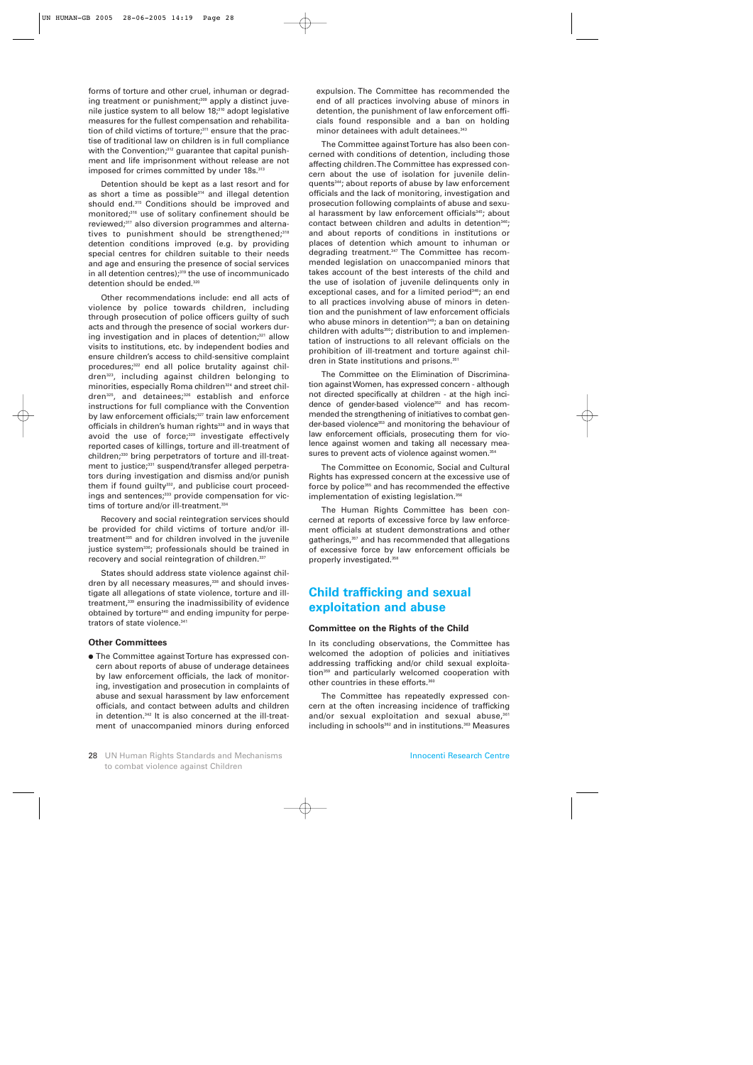forms of torture and other cruel, inhuman or degrading treatment or punishment;[309] apply a distinct juvenile justice system to all below 18;[310] adopt legislative measures for the fullest compensation and rehabilitation of child victims of torture;[311] ensure that the practise of traditional law on children is in full compliance with the Convention;[312] guarantee that capital punishment and life imprisonment without release are not imposed for crimes committed by under 18s.[313]

Detention should be kept as a last resort and for as short a time as possible[314] and illegal detention should end.[315] Conditions should be improved and monitored;[316] use of solitary confinement should be reviewed;[317] also diversion programmes and alternatives to punishment should be strengthened;[318] detention conditions improved (e.g. by providing special centres for children suitable to their needs and age and ensuring the presence of social services in all detention centres);[319] the use of incommunicado detention should be ended.[320]

Other recommendations include: end all acts of violence by police towards children, including through prosecution of police officers guilty of such acts and through the presence of social workers during investigation and in places of detention;[321] allow visits to institutions, etc. by independent bodies and ensure children's access to child-sensitive complaint procedures;[322] end all police brutality against children[323], including against children belonging to minorities, especially Roma children[324] and street children[325], and detainees;[326] establish and enforce instructions for full compliance with the Convention by law enforcement officials;[327] train law enforcement officials in children's human rights[328] and in ways that avoid the use of force;[329] investigate effectively reported cases of killings, torture and ill-treatment of children;[330] bring perpetrators of torture and ill-treatment to justice;[331] suspend/transfer alleged perpetrators during investigation and dismiss and/or punish them if found guilty[332], and publicise court proceedings and sentences;[333] provide compensation for victims of torture and/or ill-treatment.[334]

Recovery and social reintegration services should be provided for child victims of torture and/or ill-treatment[335] and for children involved in the juvenile justice system[336]; professionals should be trained in recovery and social reintegration of children.[337]

States should address state violence against children by all necessary measures,[338] and should investigate all allegations of state violence, torture and ill-treatment,[339] ensuring the inadmissibility of evidence obtained by torture[340] and ending impunity for perpetrators of state violence.[341]

### Other Committees

- The Committee against Torture has expressed concern about reports of abuse of underage detainees by law enforcement officials, the lack of monitoring, investigation and prosecution in complaints of abuse and sexual harassment by law enforcement officials, and contact between adults and children in detention.[342] It is also concerned at the ill-treatment of unaccompanied minors during enforced expulsion. The Committee has recommended the end of all practices involving abuse of minors in detention, the punishment of law enforcement officials found responsible and a ban on holding minor detainees with adult detainees.[343]

The Committee against Torture has also been concerned with conditions of detention, including those affecting children. The Committee has expressed concern about the use of isolation for juvenile delinquents[344]; about reports of abuse by law enforcement officials and the lack of monitoring, investigation and prosecution following complaints of abuse and sexual harassment by law enforcement officials[345]; about contact between children and adults in detention[346]; and about reports of conditions in institutions or places of detention which amount to inhuman or degrading treatment.[347] The Committee has recommended legislation on unaccompanied minors that takes account of the best interests of the child and the use of isolation of juvenile delinquents only in exceptional cases, and for a limited period[348]; an end to all practices involving abuse of minors in detention and the punishment of law enforcement officials who abuse minors in detention[349]; a ban on detaining children with adults[350]; distribution to and implementation of instructions to all relevant officials on the prohibition of ill-treatment and torture against children in State institutions and prisons.[351]

The Committee on the Elimination of Discrimination against Women, has expressed concern - although not directed specifically at children - at the high incidence of gender-based violence[352] and has recommended the strengthening of initiatives to combat gender-based violence[353] and monitoring the behaviour of law enforcement officials, prosecuting them for violence against women and taking all necessary measures to prevent acts of violence against women.[354]

The Committee on Economic, Social and Cultural Rights has expressed concern at the excessive use of force by police[355] and has recommended the effective implementation of existing legislation.[356]

The Human Rights Committee has been concerned at reports of excessive force by law enforcement officials at student demonstrations and other gatherings,[357] and has recommended that allegations of excessive force by law enforcement officials be properly investigated.[358]

## Child trafficking and sexual exploitation and abuse

### Committee on the Rights of the Child

In its concluding observations, the Committee has welcomed the adoption of policies and initiatives addressing trafficking and/or child sexual exploitation[359] and particularly welcomed cooperation with other countries in these efforts.[360]

The Committee has repeatedly expressed concern at the often increasing incidence of trafficking and/or sexual exploitation and sexual abuse,[361] including in schools[362] and in institutions.[363] Measures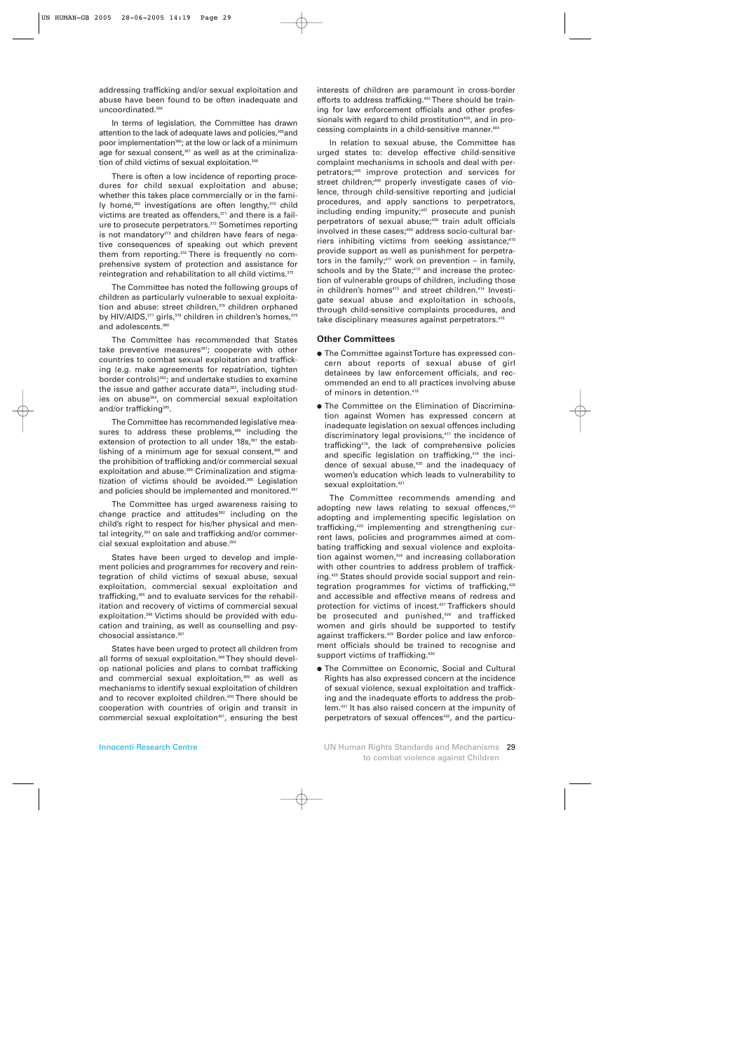addressing trafficking and/or sexual exploitation and abuse have been found to be often inadequate and uncoordinated.[364]

In terms of legislation, the Committee has drawn attention to the lack of adequate laws and policies,[365] and poor implementation[366]; at the low or lack of a minimum age for sexual consent,[367] as well as at the criminalization of child victims of sexual exploitation.[368]

There is often a low incidence of reporting procedures for child sexual exploitation and abuse; whether this takes place commercially or in the family home,[369] investigations are often lengthy,[370] child victims are treated as offenders,[371] and there is a failure to prosecute perpetrators.[372] Sometimes reporting is not mandatory[373] and children have fears of negative consequences of speaking out which prevent them from reporting.[374] There is frequently no comprehensive system of protection and assistance for reintegration and rehabilitation to all child victims.[375]

The Committee has noted the following groups of children as particularly vulnerable to sexual exploitation and abuse: street children,[376] children orphaned by HIV/AIDS,[377] girls,[378] children in children's homes,[379] and adolescents.[380]

The Committee has recommended that States take preventive measures[381]; cooperate with other countries to combat sexual exploitation and trafficking (e.g. make agreements for repatriation, tighten border controls)[382]; and undertake studies to examine the issue and gather accurate data[383], including studies on abuse[384], on commercial sexual exploitation and/or trafficking[385].

The Committee has recommended legislative measures to address these problems,[386] including the extension of protection to all under 18s,[387] the establishing of a minimum age for sexual consent,[388] and the prohibition of trafficking and/or commercial sexual exploitation and abuse.[389] Criminalization and stigmatization of victims should be avoided.[390] Legislation and policies should be implemented and monitored.[391]

The Committee has urged awareness raising to change practice and attitudes[392] including on the child's right to respect for his/her physical and mental integrity,[393] on sale and trafficking and/or commercial sexual exploitation and abuse.[394]

States have been urged to develop and implement policies and programmes for recovery and reintegration of child victims of sexual abuse, sexual exploitation, commercial sexual exploitation and trafficking,[395] and to evaluate services for the rehabilitation and recovery of victims of commercial sexual exploitation.[396] Victims should be provided with education and training, as well as counselling and psychosocial assistance.[397]

States have been urged to protect all children from all forms of sexual exploitation.[398] They should develop national policies and plans to combat trafficking and commercial sexual exploitation,[399] as well as mechanisms to identify sexual exploitation of children and to recover exploited children.[400] There should be cooperation with countries of origin and transit in commercial sexual exploitation[401], ensuring the best interests of children are paramount in cross-border efforts to address trafficking.[402] There should be training for law enforcement officials and other professionals with regard to child prostitution[403], and in processing complaints in a child-sensitive manner.[404]

In relation to sexual abuse, the Committee has urged states to: develop effective child-sensitive complaint mechanisms in schools and deal with perpetrators;[405] improve protection and services for street children;[406] properly investigate cases of violence, through child-sensitive reporting and judicial procedures, and apply sanctions to perpetrators, including ending impunity;[407] prosecute and punish perpetrators of sexual abuse;[408] train adult officials involved in these cases;[409] address socio-cultural barriers inhibiting victims from seeking assistance;[410] provide support as well as punishment for perpetrators in the family;[411] work on prevention – in family, schools and by the State;[412] and increase the protection of vulnerable groups of children, including those in children's homes[413] and street children.[414] Investigate sexual abuse and exploitation in schools, through child-sensitive complaints procedures, and take disciplinary measures against perpetrators.[415]

### Other Committees

- The Committee against Torture has expressed concern about reports of sexual abuse of girl detainees by law enforcement officials, and recommended an end to all practices involving abuse of minors in detention.[416]
- The Committee on the Elimination of Discrimination against Women has expressed concern at inadequate legislation on sexual offences including discriminatory legal provisions,[417] the incidence of trafficking[418], the lack of comprehensive policies and specific legislation on trafficking,[419] the incidence of sexual abuse,[420] and the inadequacy of women's education which leads to vulnerability to sexual exploitation.[421]

  The Committee recommends amending and adopting new laws relating to sexual offences,[422] adopting and implementing specific legislation on trafficking,[423] implementing and strengthening current laws, policies and programmes aimed at combating trafficking and sexual violence and exploitation against women,[424] and increasing collaboration with other countries to address problem of trafficking.[425] States should provide social support and reintegration programmes for victims of trafficking,[426] and accessible and effective means of redress and protection for victims of incest.[427] Traffickers should be prosecuted and punished,[428] and trafficked women and girls should be supported to testify against traffickers.[429] Border police and law enforcement officials should be trained to recognise and support victims of trafficking.[430]
- The Committee on Economic, Social and Cultural Rights has also expressed concern at the incidence of sexual violence, sexual exploitation and trafficking and the inadequate efforts to address the problem.[431] It has also raised concern at the impunity of perpetrators of sexual offences[432], and the particu-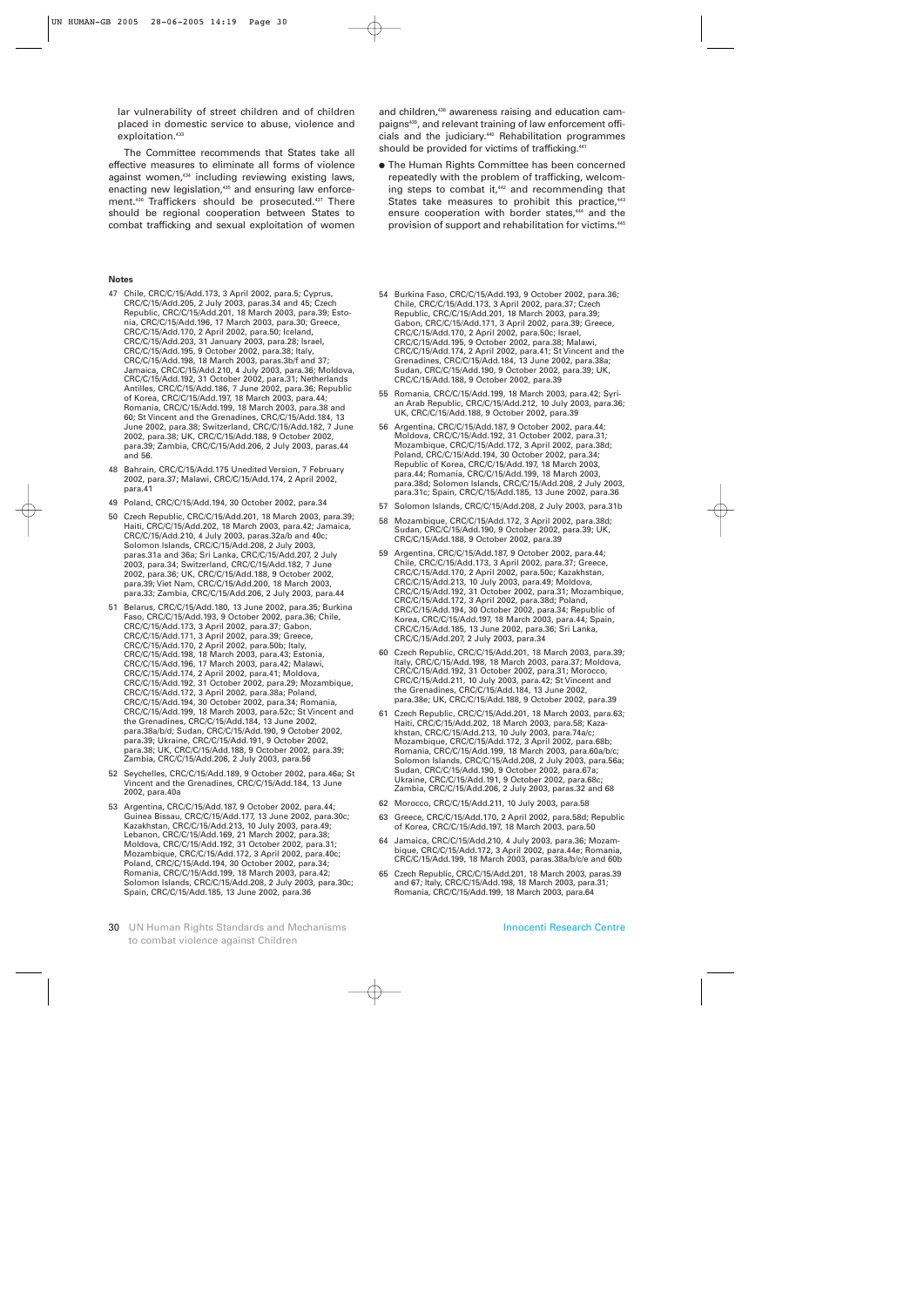lar vulnerability of street children and of children placed in domestic service to abuse, violence and exploitation.[433]

The Committee recommends that States take all effective measures to eliminate all forms of violence against women,[434] including reviewing existing laws, enacting new legislation,[435] and ensuring law enforcement.[436] Traffickers should be prosecuted.[437] There should be regional cooperation between States to combat trafficking and sexual exploitation of women and children,[438] awareness raising and education campaigns[439], and relevant training of law enforcement officials and the judiciary.[440] Rehabilitation programmes should be provided for victims of trafficking.[441]

- The Human Rights Committee has been concerned repeatedly with the problem of trafficking, welcoming steps to combat it,[442] and recommending that States take measures to prohibit this practice,[443] ensure cooperation with border states,[444] and the provision of support and rehabilitation for victims.[445]

**Notes**

47 Chile, CRC/C/15/Add.173, 3 April 2002, para.5; Cyprus, CRC/C/15/Add.205, 2 July 2003, paras.34 and 45; Czech Republic, CRC/C/15/Add.201, 18 March 2003, para.39; Estonia, CRC/C/15/Add.196, 17 March 2003, para.30; Greece, CRC/C/15/Add.170, 2 April 2002, para.50; Iceland, CRC/C/15/Add.203, 31 January 2003, para.28; Israel, CRC/C/15/Add.195, 9 October 2002, para.38; Italy, CRC/C/15/Add.198, 18 March 2003, paras.3b/f and 37; Jamaica, CRC/C/15/Add.210, 4 July 2003, para.36; Moldova, CRC/C/15/Add.192, 31 October 2002, para.31; Netherlands Antilles, CRC/C/15/Add.186, 7 June 2002, para.36; Republic of Korea, CRC/C/15/Add.197, 18 March 2003, para.44; Romania, CRC/C/15/Add.199, 18 March 2003, para.38 and 60; St Vincent and the Grenadines, CRC/C/15/Add.184, 13 June 2002, para.38; Switzerland, CRC/C/15/Add.182, 7 June 2002, para.38; UK, CRC/C/15/Add.188, 9 October 2002, para.39; Zambia, CRC/C/15/Add.206, 2 July 2003, paras.44 and 56.

48 Bahrain, CRC/C/15/Add.175 Unedited Version, 7 February 2002, para.37; Malawi, CRC/C/15/Add.174, 2 April 2002, para.41

49 Poland, CRC/C/15/Add.194, 30 October 2002, para.34

50 Czech Republic, CRC/C/15/Add.201, 18 March 2003, para.39; Haiti, CRC/C/15/Add.202, 18 March 2003, para.42; Jamaica, CRC/C/15/Add.210, 4 July 2003, paras.32a/b and 40c; Solomon Islands, CRC/C/15/Add.208, 2 July 2003, paras.31a and 36a; Sri Lanka, CRC/C/15/Add.207, 2 July 2003, para.34; Switzerland, CRC/C/15/Add.182, 7 June 2002, para.36; UK, CRC/C/15/Add.188, 9 October 2002, para.39; Viet Nam, CRC/C/15/Add.200, 18 March 2003, para.33; Zambia, CRC/C/15/Add.206, 2 July 2003, para.44

51 Belarus, CRC/C/15/Add.180, 13 June 2002, para.35; Burkina Faso, CRC/C/15/Add.193, 9 October 2002, para.36; Chile, CRC/C/15/Add.173, 3 April 2002, para.37; Gabon, CRC/C/15/Add.171, 3 April 2002, para.39; Greece, CRC/C/15/Add.170, 2 April 2002, para.50b; Italy, CRC/C/15/Add.198, 18 March 2003, para.43; Estonia, CRC/C/15/Add.196, 17 March 2003, para.42; Malawi, CRC/C/15/Add.174, 2 April 2002, para.41; Moldova, CRC/C/15/Add.192, 31 October 2002, para.29; Mozambique, CRC/C/15/Add.172, 3 April 2002, para.38a; Poland, CRC/C/15/Add.194, 30 October 2002, para.34; Romania, CRC/C/15/Add.199, 18 March 2003, para.52c; St Vincent and the Grenadines, CRC/C/15/Add.184, 13 June 2002, para.38a/b/d; Sudan, CRC/C/15/Add.190, 9 October 2002, para.39; Ukraine, CRC/C/15/Add.191, 9 October 2002, para.38; UK, CRC/C/15/Add.188, 9 October 2002, para.39; Zambia, CRC/C/15/Add.206, 2 July 2003, para.56

52 Seychelles, CRC/C/15/Add.189, 9 October 2002, para.46a; St Vincent and the Grenadines, CRC/C/15/Add.184, 13 June 2002, para.40a

53 Argentina, CRC/C/15/Add.187, 9 October 2002, para.44; Guinea Bissau, CRC/C/15/Add.177, 13 June 2002, para.30c; Kazakhstan, CRC/C/15/Add.213, 10 July 2003, para.49; Lebanon, CRC/C/15/Add.169, 21 March 2002, para.38; Moldova, CRC/C/15/Add.192, 31 October 2002, para.31; Mozambique, CRC/C/15/Add.172, 3 April 2002, para.40c; Poland, CRC/C/15/Add.194, 30 October 2002, para.34; Romania, CRC/C/15/Add.199, 18 March 2003, para.42; Solomon Islands, CRC/C/15/Add.208, 2 July 2003, para.30c; Spain, CRC/C/15/Add.185, 13 June 2002, para.36

54 Burkina Faso, CRC/C/15/Add.193, 9 October 2002, para.36; Chile, CRC/C/15/Add.173, 3 April 2002, para.37; Czech Republic, CRC/C/15/Add.201, 18 March 2003, para.39; Gabon, CRC/C/15/Add.171, 3 April 2002, para.39; Greece, CRC/C/15/Add.170, 2 April 2002, para.50c; Israel, CRC/C/15/Add.195, 9 October 2002, para.38; Malawi, CRC/C/15/Add.174, 2 April 2002, para.41; St Vincent and the Grenadines, CRC/C/15/Add.184, 13 June 2002, para.38a; Sudan, CRC/C/15/Add.190, 9 October 2002, para.39; UK, CRC/C/15/Add.188, 9 October 2002, para.39

55 Romania, CRC/C/15/Add.199, 18 March 2003, para.42; Syrian Arab Republic, CRC/C/15/Add.212, 10 July 2003, para.36; UK, CRC/C/15/Add.188, 9 October 2002, para.39

56 Argentina, CRC/C/15/Add.187, 9 October 2002, para.44; Moldova, CRC/C/15/Add.192, 31 October 2002, para.31; Mozambique, CRC/C/15/Add.172, 3 April 2002, para.38d; Poland, CRC/C/15/Add.194, 30 October 2002, para.34; Republic of Korea, CRC/C/15/Add.197, 18 March 2003, para.44; Romania, CRC/C/15/Add.199, 18 March 2003, para.38d; Solomon Islands, CRC/C/15/Add.208, 2 July 2003, para.31c; Spain, CRC/C/15/Add.185, 13 June 2002, para.36

57 Solomon Islands, CRC/C/15/Add.208, 2 July 2003, para.31b

58 Mozambique, CRC/C/15/Add.172, 3 April 2002, para.38d; Sudan, CRC/C/15/Add.190, 9 October 2002, para.39; UK, CRC/C/15/Add.188, 9 October 2002, para.39

59 Argentina, CRC/C/15/Add.187, 9 October 2002, para.44; Chile, CRC/C/15/Add.173, 3 April 2002, para.37; Greece, CRC/C/15/Add.170, 2 April 2002, para.50c; Kazakhstan, CRC/C/15/Add.213, 10 July 2003, para.49; Moldova, CRC/C/15/Add.192, 31 October 2002, para.31; Mozambique, CRC/C/15/Add.172, 3 April 2002, para.38d; Poland, CRC/C/15/Add.194, 30 October 2002, para.34; Republic of Korea, CRC/C/15/Add.197, 18 March 2003, para.44; Spain, CRC/C/15/Add.185, 13 June 2002, para.36; Sri Lanka, CRC/C/15/Add.207, 2 July 2003, para.34

60 Czech Republic, CRC/C/15/Add.201, 18 March 2003, para.39; Italy, CRC/C/15/Add.198, 18 March 2003, para.37; Moldova, CRC/C/15/Add.192, 31 October 2002, para.31; Morocco, CRC/C/15/Add.211, 10 July 2003, para.42; St Vincent and the Grenadines, CRC/C/15/Add.184, 13 June 2002, para.38e; UK, CRC/C/15/Add.188, 9 October 2002, para.39

61 Czech Republic, CRC/C/15/Add.201, 18 March 2003, para.63; Haiti, CRC/C/15/Add.202, 18 March 2003, para.58; Kazakhstan, CRC/C/15/Add.213, 10 July 2003, para.74a/c; Mozambique, CRC/C/15/Add.172, 3 April 2002, para.68b; Romania, CRC/C/15/Add.199, 18 March 2003, para.60a/b/c; Solomon Islands, CRC/C/15/Add.208, 2 July 2003, para.56a; Sudan, CRC/C/15/Add.190, 9 October 2002, para.67a; Ukraine, CRC/C/15/Add.191, 9 October 2002, para.68c; Zambia, CRC/C/15/Add.206, 2 July 2003, paras.32 and 68

62 Morocco, CRC/C/15/Add.211, 10 July 2003, para.58

63 Greece, CRC/C/15/Add.170, 2 April 2002, para.58d; Republic of Korea, CRC/C/15/Add.197, 18 March 2003, para.50

64 Jamaica, CRC/C/15/Add.210, 4 July 2003, para.36; Mozambique, CRC/C/15/Add.172, 3 April 2002, para.44e; Romania, CRC/C/15/Add.199, 18 March 2003, paras.38a/b/c/e and 60b

65 Czech Republic, CRC/C/15/Add.201, 18 March 2003, paras.39 and 67; Italy, CRC/C/15/Add.198, 18 March 2003, para.31; Romania, CRC/C/15/Add.199, 18 March 2003, para.64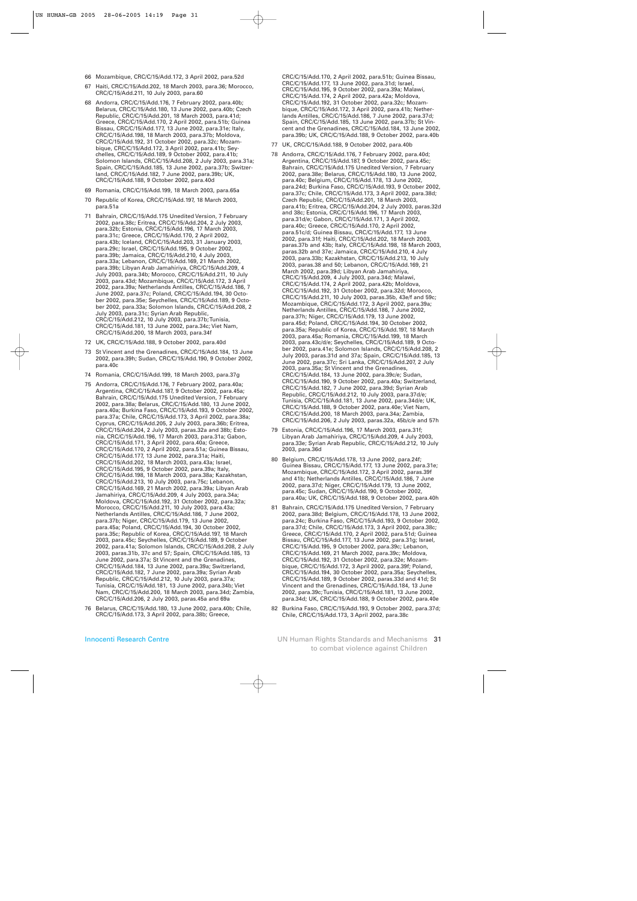66 Mozambique, CRC/C/15/Add.172, 3 April 2002, para.52d

67 Haiti, CRC/C/15/Add.202, 18 March 2003, para.36; Morocco, CRC/C/15/Add.211, 10 July 2003, para.60

68 Andorra, CRC/C/15/Add.176, 7 February 2002, para.40b; Belarus, CRC/C/15/Add.180, 13 June 2002, para.40b; Czech Republic, CRC/C/15/Add.201, 18 March 2003, para.41d; Greece, CRC/C/15/Add.170, 2 April 2002, para.51b; Guinea Bissau, CRC/C/15/Add.177, 13 June 2002, para.31e; Italy, CRC/C/15/Add.198, 18 March 2003, para.37b; Moldova, CRC/C/15/Add.192, 31 October 2002, para.32c; Mozambique, CRC/C/15/Add.172, 3 April 2002, para.41b; Seychelles, CRC/C/15/Add.189, 9 October 2002, para.41b; Solomon Islands, CRC/C/15/Add.208, 2 July 2003, para.31a; Spain, CRC/C/15/Add.185, 13 June 2002, para.37b; Switzerland, CRC/C/15/Add.182, 7 June 2002, para.39b; UK, CRC/C/15/Add.188, 9 October 2002, para.40d

69 Romania, CRC/C/15/Add.199, 18 March 2003, para.65a

70 Republic of Korea, CRC/C/15/Add.197, 18 March 2003, para.51a

71 Bahrain, CRC/C/15/Add.175 Unedited Version, 7 February 2002, para.38c; Eritrea, CRC/C/15/Add.204, 2 July 2003, para.32b; Estonia, CRC/C/15/Add.196, 17 March 2003, para.31c; Greece, CRC/C/15/Add.170, 2 April 2002, para.43b; Iceland, CRC/C/15/Add.203, 31 January 2003, para.29c; Israel, CRC/C/15/Add.195, 9 October 2002, para.39b; Jamaica, CRC/C/15/Add.210, 4 July 2003, para.33a; Lebanon, CRC/C/15/Add.169, 21 March 2002, para.39b; Libyan Arab Jamahiriya, CRC/C/15/Add.209, 4 July 2003, para.34b; Morocco, CRC/C/15/Add.211, 10 July 2003, para.43d; Mozambique, CRC/C/15/Add.172, 3 April 2002, para.39a; Netherlands Antilles, CRC/C/15/Add.186, 7 June 2002, para.37c; Poland, CRC/C/15/Add.194, 30 October 2002, para.35e; Seychelles, CRC/C/15/Add.189, 9 October 2002, para.33a; Solomon Islands, CRC/C/15/Add.208, 2 July 2003, para.31c; Syrian Arab Republic, CRC/C/15/Add.212, 10 July 2003, para.37b; Tunisia, CRC/C/15/Add.181, 13 June 2002, para.34c; Viet Nam, CRC/C/15/Add.200, 18 March 2003, para.34f

72 UK, CRC/C/15/Add.188, 9 October 2002, para.40d

73 St Vincent and the Grenadines, CRC/C/15/Add.184, 13 June 2002, para.39h; Sudan, CRC/C/15/Add.190, 9 October 2002, para.40c

74 Romania, CRC/C/15/Add.199, 18 March 2003, para.37g

75 Andorra, CRC/C/15/Add.176, 7 February 2002, para.40a; Argentina, CRC/C/15/Add.187, 9 October 2002, para.45a; Bahrain, CRC/C/15/Add.175 Unedited Version, 7 February 2002, para.38a; Belarus, CRC/C/15/Add.180, 13 June 2002, para.40a; Burkina Faso, CRC/C/15/Add.193, 9 October 2002, para.37a; Chile, CRC/C/15/Add.173, 3 April 2002, para.38a; Cyprus, CRC/C/15/Add.205, 2 July 2003, para.36b; Eritrea, CRC/C/15/Add.204, 2 July 2003, paras.32a and 38b; Estonia, CRC/C/15/Add.196, 17 March 2003, para.31a; Gabon, CRC/C/15/Add.171, 3 April 2002, para.40a; Greece, CRC/C/15/Add.170, 2 April 2002, para.51a; Guinea Bissau, CRC/C/15/Add.177, 13 June 2002, para.31a; Haiti, CRC/C/15/Add.202, 18 March 2003, para.43a; Israel, CRC/C/15/Add.195, 9 October 2002, para.39a; Italy, CRC/C/15/Add.198, 18 March 2003, para.38a; Kazakhstan, CRC/C/15/Add.213, 10 July 2003, para.75c; Lebanon, CRC/C/15/Add.169, 21 March 2002, para.39a; Libyan Arab Jamahiriya, CRC/C/15/Add.209, 4 July 2003, para.34a; Moldova, CRC/C/15/Add.192, 31 October 2002, para.32a; Morocco, CRC/C/15/Add.211, 10 July 2003, para.43a; Netherlands Antilles, CRC/C/15/Add.186, 7 June 2002, para.37b; Niger, CRC/C/15/Add.179, 13 June 2002, para.45a; Poland, CRC/C/15/Add.194, 30 October 2002, para.35c; Republic of Korea, CRC/C/15/Add.197, 18 March 2003, para.45c; Seychelles, CRC/C/15/Add.189, 9 October 2002, para.41a; Solomon Islands, CRC/C/15/Add.208, 2 July 2003, paras.31b, 37c and 57; Spain, CRC/C/15/Add.185, 13 June 2002, para.37a; St Vincent and the Grenadines, CRC/C/15/Add.184, 13 June 2002, para.39a; Switzerland, CRC/C/15/Add.182, 7 June 2002, para.39a; Syrian Arab Republic, CRC/C/15/Add.212, 10 July 2003, para.37a; Tunisia, CRC/C/15/Add.181, 13 June 2002, para.34b; Viet Nam, CRC/C/15/Add.200, 18 March 2003, para.34d; Zambia, CRC/C/15/Add.206, 2 July 2003, paras.45a and 69a

76 Belarus, CRC/C/15/Add.180, 13 June 2002, para.40b; Chile, CRC/C/15/Add.173, 3 April 2002, para.38b; Greece, CRC/C/15/Add.170, 2 April 2002, para.51b; Guinea Bissau, CRC/C/15/Add.177, 13 June 2002, para.31d; Israel, CRC/C/15/Add.195, 9 October 2002, para.39a; Malawi, CRC/C/15/Add.174, 2 April 2002, para.42a; Moldova, CRC/C/15/Add.192, 31 October 2002, para.32c; Mozambique, CRC/C/15/Add.172, 3 April 2002, para.41b; Netherlands Antilles, CRC/C/15/Add.186, 7 June 2002, para.37d; Spain, CRC/C/15/Add.185, 13 June 2002, para.37b; St Vincent and the Grenadines, CRC/C/15/Add.184, 13 June 2002, para.39b; UK, CRC/C/15/Add.188, 9 October 2002, para.40b

77 UK, CRC/C/15/Add.188, 9 October 2002, para.40b

78 Andorra, CRC/C/15/Add.176, 7 February 2002, para.40d; Argentina, CRC/C/15/Add.187, 9 October 2002, para.45c; Bahrain, CRC/C/15/Add.175 Unedited Version, 7 February 2002, para.38e; Belarus, CRC/C/15/Add.180, 13 June 2002, para.40c; Belgium, CRC/C/15/Add.178, 13 June 2002, para.24d; Burkina Faso, CRC/C/15/Add.193, 9 October 2002, para.37c; Chile, CRC/C/15/Add.173, 3 April 2002, para.38d; Czech Republic, CRC/C/15/Add.201, 18 March 2003, para.41b; Eritrea, CRC/C/15/Add.204, 2 July 2003, paras.32d and 38c; Estonia, CRC/C/15/Add.196, 17 March 2003, para.31d/e; Gabon, CRC/C/15/Add.171, 3 April 2002, para.40c; Greece, CRC/C/15/Add.170, 2 April 2002, para.51c/d; Guinea Bissau, CRC/C/15/Add.177, 13 June 2002, para.31f; Haiti, CRC/C/15/Add.202, 18 March 2003, paras.37b and 43b; Italy, CRC/C/15/Add.198, 18 March 2003, paras.32b and 37e; Jamaica, CRC/C/15/Add.210, 4 July 2003, para.33b; Kazakhstan, CRC/C/15/Add.213, 10 July 2003, paras.38 and 50; Lebanon, CRC/C/15/Add.169, 21 March 2002, para.39d; Libyan Arab Jamahiriya, CRC/C/15/Add.209, 4 July 2003, para.34d; Malawi, CRC/C/15/Add.174, 2 April 2002, para.42b; Moldova, CRC/C/15/Add.192, 31 October 2002, para.32d; Morocco, CRC/C/15/Add.211, 10 July 2003, paras.35b, 43e/f and 59c; Mozambique, CRC/C/15/Add.172, 3 April 2002, para.39a; Netherlands Antilles, CRC/C/15/Add.186, 7 June 2002, para.37h; Niger, CRC/C/15/Add.179, 13 June 2002, para.45d; Poland, CRC/C/15/Add.194, 30 October 2002, para.35a; Republic of Korea, CRC/C/15/Add.197, 18 March 2003, para.45a; Romania, CRC/C/15/Add.199, 18 March 2003, para.43c/d/e; Seychelles, CRC/C/15/Add.189, 9 October 2002, para.41e; Solomon Islands, CRC/C/15/Add.208, 2 July 2003, paras.31d and 37a; Spain, CRC/C/15/Add.185, 13 June 2002, para.37c; Sri Lanka, CRC/C/15/Add.207, 2 July 2003, para.35a; St Vincent and the Grenadines, CRC/C/15/Add.184, 13 June 2002, para.39c/e; Sudan, CRC/C/15/Add.190, 9 October 2002, para.40a; Switzerland, CRC/C/15/Add.182, 7 June 2002, para.39d; Syrian Arab Republic, CRC/C/15/Add.212, 10 July 2003, para.37d/e; Tunisia, CRC/C/15/Add.181, 13 June 2002, para.34d/e; UK, CRC/C/15/Add.188, 9 October 2002, para.40e; Viet Nam, CRC/C/15/Add.200, 18 March 2003, para.34a; Zambia, CRC/C/15/Add.206, 2 July 2003, paras.32a, 45b/c/e and 57h

79 Estonia, CRC/C/15/Add.196, 17 March 2003, para.31f; Libyan Arab Jamahiriya, CRC/C/15/Add.209, 4 July 2003, para.33e; Syrian Arab Republic, CRC/C/15/Add.212, 10 July 2003, para.36d

80 Belgium, CRC/C/15/Add.178, 13 June 2002, para.24f; Guinea Bissau, CRC/C/15/Add.177, 13 June 2002, para.31e; Mozambique, CRC/C/15/Add.172, 3 April 2002, paras.39f and 41b; Netherlands Antilles, CRC/C/15/Add.186, 7 June 2002, para.37d; Niger, CRC/C/15/Add.179, 13 June 2002, para.45c; Sudan, CRC/C/15/Add.190, 9 October 2002, para.40a; UK, CRC/C/15/Add.188, 9 October 2002, para.40h

81 Bahrain, CRC/C/15/Add.175 Unedited Version, 7 February 2002, para.38d; Belgium, CRC/C/15/Add.178, 13 June 2002, para.24c; Burkina Faso, CRC/C/15/Add.193, 9 October 2002, para.37d; Chile, CRC/C/15/Add.173, 3 April 2002, para.38c; Greece, CRC/C/15/Add.170, 2 April 2002, para.51d; Guinea Bissau, CRC/C/15/Add.177, 13 June 2002, para.31g; Israel, CRC/C/15/Add.195, 9 October 2002, para.39c; Lebanon, CRC/C/15/Add.169, 21 March 2002, para.39c; Moldova, CRC/C/15/Add.192, 31 October 2002, para.32e; Mozambique, CRC/C/15/Add.172, 3 April 2002, para.39f; Poland, CRC/C/15/Add.194, 30 October 2002, para.35a; Seychelles, CRC/C/15/Add.189, 9 October 2002, paras.33d and 41d; St Vincent and the Grenadines, CRC/C/15/Add.184, 13 June 2002, para.39c; Tunisia, CRC/C/15/Add.181, 13 June 2002, para.34d; UK, CRC/C/15/Add.188, 9 October 2002, para.40e

82 Burkina Faso, CRC/C/15/Add.193, 9 October 2002, para.37d; Chile, CRC/C/15/Add.173, 3 April 2002, para.38c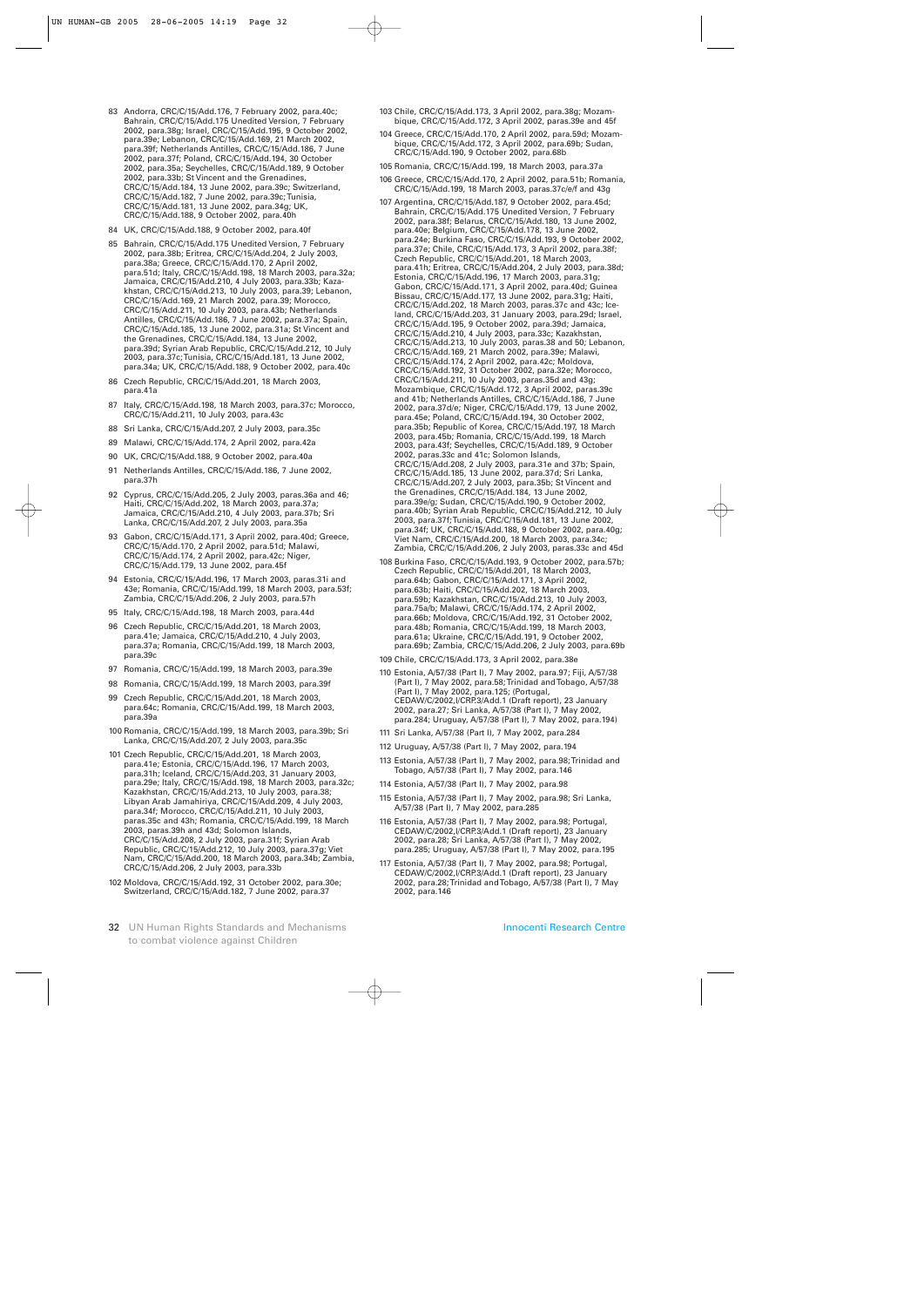83 Andorra, CRC/C/15/Add.176, 7 February 2002, para.40c; Bahrain, CRC/C/15/Add.175 Unedited Version, 7 February 2002, para.38g; Israel, CRC/C/15/Add.195, 9 October 2002, para.39e; Lebanon, CRC/C/15/Add.169, 21 March 2002, para.39f; Netherlands Antilles, CRC/C/15/Add.186, 7 June 2002, para.37f; Poland, CRC/C/15/Add.194, 30 October 2002, para.35a; Seychelles, CRC/C/15/Add.189, 9 October 2002, para.33b; St Vincent and the Grenadines, CRC/C/15/Add.184, 13 June 2002, para.39c; Switzerland, CRC/C/15/Add.182, 7 June 2002, para.39c; Tunisia, CRC/C/15/Add.181, 13 June 2002, para.34g; UK, CRC/C/15/Add.188, 9 October 2002, para.40h

84 UK, CRC/C/15/Add.188, 9 October 2002, para.40f

85 Bahrain, CRC/C/15/Add.175 Unedited Version, 7 February 2002, para.38b; Eritrea, CRC/C/15/Add.204, 2 July 2003, para.38a; Greece, CRC/C/15/Add.170, 2 April 2002, para.51d; Italy, CRC/C/15/Add.198, 18 March 2003, para.32a; Jamaica, CRC/C/15/Add.210, 4 July 2003, para.33b; Kazakhstan, CRC/C/15/Add.213, 10 July 2003, para.39; Lebanon, CRC/C/15/Add.169, 21 March 2002, para.39; Morocco, CRC/C/15/Add.211, 10 July 2003, para.43b; Netherlands Antilles, CRC/C/15/Add.186, 7 June 2002, para.37a; Spain, CRC/C/15/Add.185, 13 June 2002, para.31a; St Vincent and the Grenadines, CRC/C/15/Add.184, 13 June 2002, para.39d; Syrian Arab Republic, CRC/C/15/Add.212, 10 July 2003, para.37c; Tunisia, CRC/C/15/Add.181, 13 June 2002, para.34a; UK, CRC/C/15/Add.188, 9 October 2002, para.40c

86 Czech Republic, CRC/C/15/Add.201, 18 March 2003, para.41a

87 Italy, CRC/C/15/Add.198, 18 March 2003, para.37c; Morocco, CRC/C/15/Add.211, 10 July 2003, para.43c

88 Sri Lanka, CRC/C/15/Add.207, 2 July 2003, para.35c

89 Malawi, CRC/C/15/Add.174, 2 April 2002, para.42a

90 UK, CRC/C/15/Add.188, 9 October 2002, para.40a

91 Netherlands Antilles, CRC/C/15/Add.186, 7 June 2002, para.37h

92 Cyprus, CRC/C/15/Add.205, 2 July 2003, paras.36a and 46; Haiti, CRC/C/15/Add.202, 18 March 2003, para.37a; Jamaica, CRC/C/15/Add.210, 4 July 2003, para.37b; Sri Lanka, CRC/C/15/Add.207, 2 July 2003, para.35a

93 Gabon, CRC/C/15/Add.171, 3 April 2002, para.40d; Greece, CRC/C/15/Add.170, 2 April 2002, para.51d; Malawi, CRC/C/15/Add.174, 2 April 2002, para.42c; Niger, CRC/C/15/Add.179, 13 June 2002, para.45f

94 Estonia, CRC/C/15/Add.196, 17 March 2003, paras.31i and 43e; Romania, CRC/C/15/Add.199, 18 March 2003, para.53f; Zambia, CRC/C/15/Add.206, 2 July 2003, para.57h

95 Italy, CRC/C/15/Add.198, 18 March 2003, para.44d

96 Czech Republic, CRC/C/15/Add.201, 18 March 2003, para.41e; Jamaica, CRC/C/15/Add.210, 4 July 2003, para.37a; Romania, CRC/C/15/Add.199, 18 March 2003, para.39c

97 Romania, CRC/C/15/Add.199, 18 March 2003, para.39e

98 Romania, CRC/C/15/Add.199, 18 March 2003, para.39f

99 Czech Republic, CRC/C/15/Add.201, 18 March 2003, para.64c; Romania, CRC/C/15/Add.199, 18 March 2003, para.39a

100 Romania, CRC/C/15/Add.199, 18 March 2003, para.39b; Sri Lanka, CRC/C/15/Add.207, 2 July 2003, para.35c

101 Czech Republic, CRC/C/15/Add.201, 18 March 2003, para.41e; Estonia, CRC/C/15/Add.196, 17 March 2003, para.31h; Iceland, CRC/C/15/Add.203, 31 January 2003, para.29e; Italy, CRC/C/15/Add.198, 18 March 2003, para.32c; Kazakhstan, CRC/C/15/Add.213, 10 July 2003, para.38; Libyan Arab Jamahiriya, CRC/C/15/Add.209, 4 July 2003, para.34f; Morocco, CRC/C/15/Add.211, 10 July 2003, paras.35c and 43h; Romania, CRC/C/15/Add.199, 18 March 2003, paras.39h and 43d; Solomon Islands, CRC/C/15/Add.208, 2 July 2003, para.31f; Syrian Arab Republic, CRC/C/15/Add.212, 10 July 2003, para.37g; Viet Nam, CRC/C/15/Add.200, 18 March 2003, para.34b; Zambia, CRC/C/15/Add.206, 2 July 2003, para.33b

102 Moldova, CRC/C/15/Add.192, 31 October 2002, para.30e; Switzerland, CRC/C/15/Add.182, 7 June 2002, para.37

103 Chile, CRC/C/15/Add.173, 3 April 2002, para.38g; Mozambique, CRC/C/15/Add.172, 3 April 2002, paras.39e and 45f

104 Greece, CRC/C/15/Add.170, 2 April 2002, para.59d; Mozambique, CRC/C/15/Add.172, 3 April 2002, para.69b; Sudan, CRC/C/15/Add.190, 9 October 2002, para.68b

105 Romania, CRC/C/15/Add.199, 18 March 2003, para.37a

106 Greece, CRC/C/15/Add.170, 2 April 2002, para.51b; Romania, CRC/C/15/Add.199, 18 March 2003, paras.37c/e/f and 43g

107 Argentina, CRC/C/15/Add.187, 9 October 2002, para.45d; Bahrain, CRC/C/15/Add.175 Unedited Version, 7 February 2002, para.38f; Belarus, CRC/C/15/Add.180, 13 June 2002, para.40e; Belgium, CRC/C/15/Add.178, 13 June 2002, para.24e; Burkina Faso, CRC/C/15/Add.193, 9 October 2002, para.37e; Chile, CRC/C/15/Add.173, 3 April 2002, para.38f; Czech Republic, CRC/C/15/Add.201, 18 March 2003, para.41h; Eritrea, CRC/C/15/Add.204, 2 July 2003, para.38d; Estonia, CRC/C/15/Add.196, 17 March 2003, para.31g; Gabon, CRC/C/15/Add.171, 3 April 2002, para.40d; Guinea Bissau, CRC/C/15/Add.177, 13 June 2002, para.31g; Haiti, CRC/C/15/Add.202, 18 March 2003, paras.37c and 43c; Iceland, CRC/C/15/Add.203, 31 January 2003, para.29d; Israel, CRC/C/15/Add.195, 9 October 2002, para.39d; Jamaica, CRC/C/15/Add.210, 4 July 2003, para.33c; Kazakhstan, CRC/C/15/Add.213, 10 July 2003, paras.38 and 50; Lebanon, CRC/C/15/Add.169, 21 March 2002, para.39e; Malawi, CRC/C/15/Add.174, 2 April 2002, para.42c; Moldova, CRC/C/15/Add.192, 31 October 2002, para.32e; Morocco, CRC/C/15/Add.211, 10 July 2003, paras.35d and 43g; Mozambique, CRC/C/15/Add.172, 3 April 2002, paras.39c and 41b; Netherlands Antilles, CRC/C/15/Add.186, 7 June 2002, para.37d/e; Niger, CRC/C/15/Add.179, 13 June 2002, para.45e; Poland, CRC/C/15/Add.194, 30 October 2002, para.35b; Republic of Korea, CRC/C/15/Add.197, 18 March 2003, para.45b; Romania, CRC/C/15/Add.199, 18 March 2003, para.43f; Seychelles, CRC/C/15/Add.189, 9 October 2002, paras.33c and 41c; Solomon Islands, CRC/C/15/Add.208, 2 July 2003, para.31e and 37b; Spain, CRC/C/15/Add.185, 13 June 2002, para.37d; Sri Lanka, CRC/C/15/Add.207, 2 July 2003, para.35b; St Vincent and the Grenadines, CRC/C/15/Add.184, 13 June 2002, para.39e/g; Sudan, CRC/C/15/Add.190, 9 October 2002, para.40b; Syrian Arab Republic, CRC/C/15/Add.212, 10 July 2003, para.37f; Tunisia, CRC/C/15/Add.181, 13 June 2002, para.34f; UK, CRC/C/15/Add.188, 9 October 2002, para.40g; Viet Nam, CRC/C/15/Add.200, 18 March 2003, para.34c; Zambia, CRC/C/15/Add.206, 2 July 2003, paras.33c and 45d

108 Burkina Faso, CRC/C/15/Add.193, 9 October 2002, para.57b; Czech Republic, CRC/C/15/Add.201, 18 March 2003, para.64b; Gabon, CRC/C/15/Add.171, 3 April 2002, para.63b; Haiti, CRC/C/15/Add.202, 18 March 2003, para.59b; Kazakhstan, CRC/C/15/Add.213, 10 July 2003, para.75a/b; Malawi, CRC/C/15/Add.174, 2 April 2002, para.66b; Moldova, CRC/C/15/Add.192, 31 October 2002, para.48b; Romania, CRC/C/15/Add.199, 18 March 2003, para.61a; Ukraine, CRC/C/15/Add.191, 9 October 2002, para.69b; Zambia, CRC/C/15/Add.206, 2 July 2003, para.69b

109 Chile, CRC/C/15/Add.173, 3 April 2002, para.38e

110 Estonia, A/57/38 (Part I), 7 May 2002, para.97; Fiji, A/57/38 (Part I), 7 May 2002, para.58; Trinidad and Tobago, A/57/38 (Part I), 7 May 2002, para.125; (Portugal, CEDAW/C/2002,I/CRP.3/Add.1 (Draft report), 23 January 2002, para.27; Sri Lanka, A/57/38 (Part I), 7 May 2002, para.284; Uruguay, A/57/38 (Part I), 7 May 2002, para.194)

111 Sri Lanka, A/57/38 (Part I), 7 May 2002, para.284

112 Uruguay, A/57/38 (Part I), 7 May 2002, para.194

113 Estonia, A/57/38 (Part I), 7 May 2002, para.98; Trinidad and Tobago, A/57/38 (Part I), 7 May 2002, para.146

114 Estonia, A/57/38 (Part I), 7 May 2002, para.98

115 Estonia, A/57/38 (Part I), 7 May 2002, para.98; Sri Lanka, A/57/38 (Part I), 7 May 2002, para.285

116 Estonia, A/57/38 (Part I), 7 May 2002, para.98; Portugal, CEDAW/C/2002,I/CRP.3/Add.1 (Draft report), 23 January 2002, para.28; Sri Lanka, A/57/38 (Part I), 7 May 2002, para.285; Uruguay, A/57/38 (Part I), 7 May 2002, para.195

117 Estonia, A/57/38 (Part I), 7 May 2002, para.98; Portugal, CEDAW/C/2002,I/CRP.3/Add.1 (Draft report), 23 January 2002, para.28; Trinidad and Tobago, A/57/38 (Part I), 7 May 2002, para.146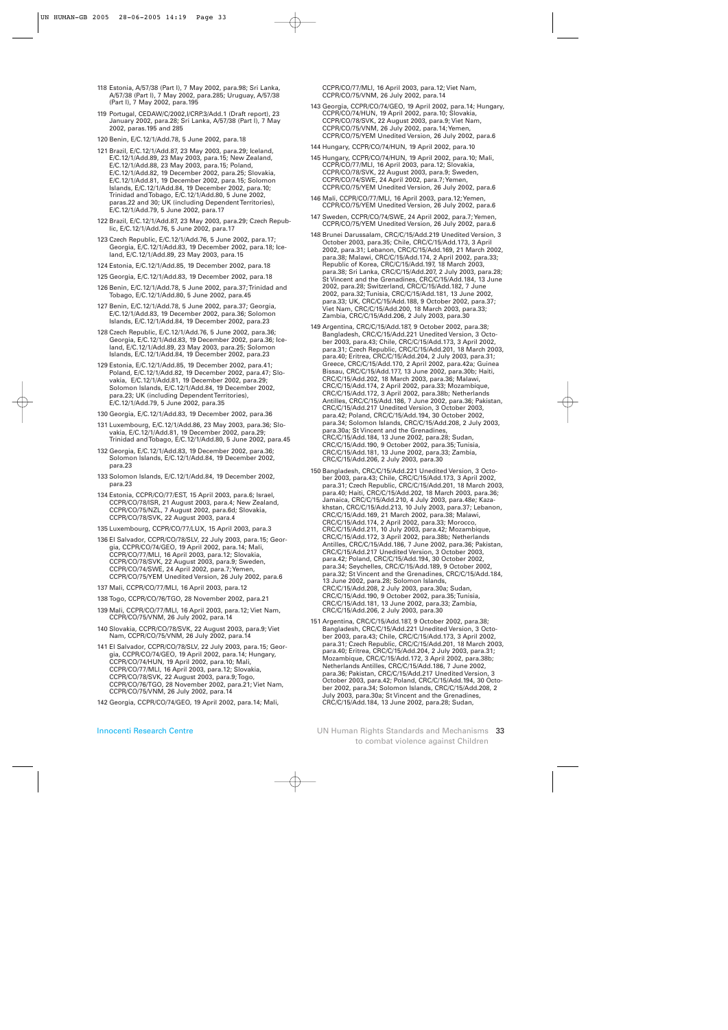118 Estonia, A/57/38 (Part I), 7 May 2002, para.98; Sri Lanka, A/57/38 (Part I), 7 May 2002, para.285; Uruguay, A/57/38 (Part I), 7 May 2002, para.195

119 Portugal, CEDAW/C/2002,I/CRP3/Add.1 (Draft report), 23 January 2002, para.28; Sri Lanka, A/57/38 (Part I), 7 May 2002, paras.195 and 285

120 Benin, E/C.12/1/Add.78, 5 June 2002, para.18

121 Brazil, E/C.12/1/Add.87, 23 May 2003, para.29; Iceland, E/C.12/1/Add.89, 23 May 2003, para.15; New Zealand, E/C.12/1/Add.88, 23 May 2003, para.15; Poland, E/C.12/1/Add.82, 19 December 2002, para.25; Slovakia, E/C.12/1/Add.81, 19 December 2002, para.15; Solomon Islands, E/C.12/1/Add.84, 19 December 2002, para.10; Trinidad and Tobago, E/C.12/1/Add.80, 5 June 2002, paras.22 and 30; UK (including Dependent Territories), E/C.12/1/Add.79, 5 June 2002, para.17

122 Brazil, E/C.12/1/Add.87, 23 May 2003, para.29; Czech Republic, E/C.12/1/Add.76, 5 June 2002, para.17

123 Czech Republic, E/C.12/1/Add.76, 5 June 2002, para.17; Georgia, E/C.12/1/Add.83, 19 December 2002, para.18; Iceland, E/C.12/1/Add.89, 23 May 2003, para.15

124 Estonia, E/C.12/1/Add.85, 19 December 2002, para.18

125 Georgia, E/C.12/1/Add.83, 19 December 2002, para.18

126 Benin, E/C.12/1/Add.78, 5 June 2002, para.37; Trinidad and Tobago, E/C.12/1/Add.80, 5 June 2002, para.45

127 Benin, E/C.12/1/Add.78, 5 June 2002, para.37; Georgia, E/C.12/1/Add.83, 19 December 2002, para.36; Solomon Islands, E/C.12/1/Add.84, 19 December 2002, para.23

128 Czech Republic, E/C.12/1/Add.76, 5 June 2002, para.36; Georgia, E/C.12/1/Add.83, 19 December 2002, para.36; Iceland, E/C.12/1/Add.89, 23 May 2003, para.25; Solomon Islands, E/C.12/1/Add.84, 19 December 2002, para.23

129 Estonia, E/C.12/1/Add.85, 19 December 2002, para.41; Poland, E/C.12/1/Add.82, 19 December 2002, para.47; Slovakia, E/C.12/1/Add.81, 19 December 2002, para.29; Solomon Islands, E/C.12/1/Add.84, 19 December 2002, para.23; UK (including Dependent Territories), E/C.12/1/Add.79, 5 June 2002, para.35

130 Georgia, E/C.12/1/Add.83, 19 December 2002, para.36

131 Luxembourg, E/C.12/1/Add.86, 23 May 2003, para.36; Slovakia, E/C.12/1/Add.81, 19 December 2002, para.29; Trinidad and Tobago, E/C.12/1/Add.80, 5 June 2002, para.45

132 Georgia, E/C.12/1/Add.83, 19 December 2002, para.36; Solomon Islands, E/C.12/1/Add.84, 19 December 2002, para.23

133 Solomon Islands, E/C.12/1/Add.84, 19 December 2002, para.23

134 Estonia, CCPR/CO/77/EST, 15 April 2003, para.6; Israel, CCPR/CO/78/ISR, 21 August 2003, para.4; New Zealand, CCPR/CO/75/NZL, 7 August 2002, para.6d; Slovakia, CCPR/CO/78/SVK, 22 August 2003, para.4

135 Luxembourg, CCPR/CO/77/LUX, 15 April 2003, para.3

136 El Salvador, CCPR/CO/78/SLV, 22 July 2003, para.15; Georgia, CCPR/CO/74/GEO, 19 April 2002, para.14; Mali, CCPR/CO/77/MLI, 16 April 2003, para.12; Slovakia, CCPR/CO/78/SVK, 22 August 2003, para.9; Sweden, CCPR/CO/74/SWE, 24 April 2002, para.7; Yemen, CCPR/CO/75/YEM Unedited Version, 26 July 2002, para.6

137 Mali, CCPR/CO/77/MLI, 16 April 2003, para.12

138 Togo, CCPR/CO/76/TGO, 28 November 2002, para.21

139 Mali, CCPR/CO/77/MLI, 16 April 2003, para.12; Viet Nam, CCPR/CO/75/VNM, 26 July 2002, para.14

140 Slovakia, CCPR/CO/78/SVK, 22 August 2003, para.9; Viet Nam, CCPR/CO/75/VNM, 26 July 2002, para.14

141 El Salvador, CCPR/CO/78/SLV, 22 July 2003, para.15; Georgia, CCPR/CO/74/GEO, 19 April 2002, para.14; Hungary, CCPR/CO/74/HUN, 19 April 2002, para.10; Mali, CCPR/CO/77/MLI, 16 April 2003, para.12; Slovakia, CCPR/CO/78/SVK, 22 August 2003, para.9; Togo, CCPR/CO/76/TGO, 28 November 2002, para.21; Viet Nam, CCPR/CO/75/VNM, 26 July 2002, para.14

142 Georgia, CCPR/CO/74/GEO, 19 April 2002, para.14; Mali, CCPR/CO/77/MLI, 16 April 2003, para.12; Viet Nam, CCPR/CO/75/VNM, 26 July 2002, para.14

143 Georgia, CCPR/CO/74/GEO, 19 April 2002, para.14; Hungary, CCPR/CO/74/HUN, 19 April 2002, para.10; Slovakia, CCPR/CO/78/SVK, 22 August 2003, para.9; Viet Nam, CCPR/CO/75/VNM, 26 July 2002, para.14; Yemen, CCPR/CO/75/YEM Unedited Version, 26 July 2002, para.6

144 Hungary, CCPR/CO/74/HUN, 19 April 2002, para.10

145 Hungary, CCPR/CO/74/HUN, 19 April 2002, para.10; Mali, CCPR/CO/77/MLI, 16 April 2003, para.12; Slovakia, CCPR/CO/78/SVK, 22 August 2003, para.9; Sweden, CCPR/CO/74/SWE, 24 April 2002, para.7; Yemen, CCPR/CO/75/YEM Unedited Version, 26 July 2002, para.6

146 Mali, CCPR/CO/77/MLI, 16 April 2003, para.12; Yemen, CCPR/CO/75/YEM Unedited Version, 26 July 2002, para.6

147 Sweden, CCPR/CO/74/SWE, 24 April 2002, para.7; Yemen, CCPR/CO/75/YEM Unedited Version, 26 July 2002, para.6

148 Brunei Darussalam, CRC/C/15/Add.219 Unedited Version, 3 October 2003, para.35; Chile, CRC/C/15/Add.173, 3 April 2002, para.31; Lebanon, CRC/C/15/Add.169, 21 March 2002, para.38; Malawi, CRC/C/15/Add.174, 2 April 2002, para.33; Republic of Korea, CRC/C/15/Add.197, 18 March 2003, para.38; Sri Lanka, CRC/C/15/Add.207, 2 July 2003, para.28; St Vincent and the Grenadines, CRC/C/15/Add.184, 13 June 2002, para.28; Switzerland, CRC/C/15/Add.182, 7 June 2002, para.32; Tunisia, CRC/C/15/Add.181, 13 June 2002, para.33; UK, CRC/C/15/Add.188, 9 October 2002, para.37; Viet Nam, CRC/C/15/Add.200, 18 March 2003, para.33; Zambia, CRC/C/15/Add.206, 2 July 2003, para.30

149 Argentina, CRC/C/15/Add.187, 9 October 2002, para.38; Bangladesh, CRC/C/15/Add.221 Unedited Version, 3 October 2003, para.43; Chile, CRC/C/15/Add.173, 3 April 2002, para.31; Czech Republic, CRC/C/15/Add.201, 18 March 2003, para.40; Eritrea, CRC/C/15/Add.204, 2 July 2003, para.31; Greece, CRC/C/15/Add.170, 2 April 2002, para.42a; Guinea Bissau, CRC/C/15/Add.177, 13 June 2002, para.30b; Haiti, CRC/C/15/Add.202, 18 March 2003, para.36; Malawi, CRC/C/15/Add.174, 2 April 2002, para.33; Mozambique, CRC/C/15/Add.172, 3 April 2002, para.38b; Netherlands Antilles, CRC/C/15/Add.186, 7 June 2002, para.36; Pakistan, CRC/C/15/Add.217 Unedited Version, 3 October 2003, para.42; Poland, CRC/C/15/Add.194, 30 October 2002, para.34; Solomon Islands, CRC/C/15/Add.208, 2 July 2003, para.30a; St Vincent and the Grenadines, CRC/C/15/Add.184, 13 June 2002, para.28; Sudan, CRC/C/15/Add.190, 9 October 2002, para.35; Tunisia, CRC/C/15/Add.181, 13 June 2002, para.33; Zambia, CRC/C/15/Add.206, 2 July 2003, para.30

150 Bangladesh, CRC/C/15/Add.221 Unedited Version, 3 October 2003, para.43; Chile, CRC/C/15/Add.173, 3 April 2002, para.31; Czech Republic, CRC/C/15/Add.201, 18 March 2003, para.40; Haiti, CRC/C/15/Add.202, 18 March 2003, para.36; Jamaica, CRC/C/15/Add.210, 4 July 2003, para.48e; Kazakhstan, CRC/C/15/Add.213, 10 July 2003, para.37; Lebanon, CRC/C/15/Add.169, 21 March 2002, para.38; Malawi, CRC/C/15/Add.174, 2 April 2002, para.33; Morocco, CRC/C/15/Add.211, 10 July 2003, para.42; Mozambique, CRC/C/15/Add.172, 3 April 2002, para.38b; Netherlands Antilles, CRC/C/15/Add.186, 7 June 2002, para.36; Pakistan, CRC/C/15/Add.217 Unedited Version, 3 October 2003, para.42; Poland, CRC/C/15/Add.194, 30 October 2002, para.34; Seychelles, CRC/C/15/Add.189, 9 October 2002, para.32; St Vincent and the Grenadines, CRC/C/15/Add.184, 13 June 2002, para.28; Solomon Islands, CRC/C/15/Add.208, 2 July 2003, para.30a; Sudan, CRC/C/15/Add.190, 9 October 2002, para.35; Tunisia, CRC/C/15/Add.181, 13 June 2002, para.33; Zambia, CRC/C/15/Add.206, 2 July 2003, para.30

151 Argentina, CRC/C/15/Add.187, 9 October 2002, para.38; Bangladesh, CRC/C/15/Add.221 Unedited Version, 3 October 2003, para.43; Chile, CRC/C/15/Add.173, 3 April 2002, para.31; Czech Republic, CRC/C/15/Add.201, 18 March 2003, para.40; Eritrea, CRC/C/15/Add.204, 2 July 2003, para.31; Mozambique, CRC/C/15/Add.172, 3 April 2002, para.38b; Netherlands Antilles, CRC/C/15/Add.186, 7 June 2002, para.36; Pakistan, CRC/C/15/Add.217 Unedited Version, 3 October 2003, para.42; Poland, CRC/C/15/Add.194, 30 October 2002, para.34; Solomon Islands, CRC/C/15/Add.208, 2 July 2003, para.30a; St Vincent and the Grenadines, CRC/C/15/Add.184, 13 June 2002, para.28; Sudan,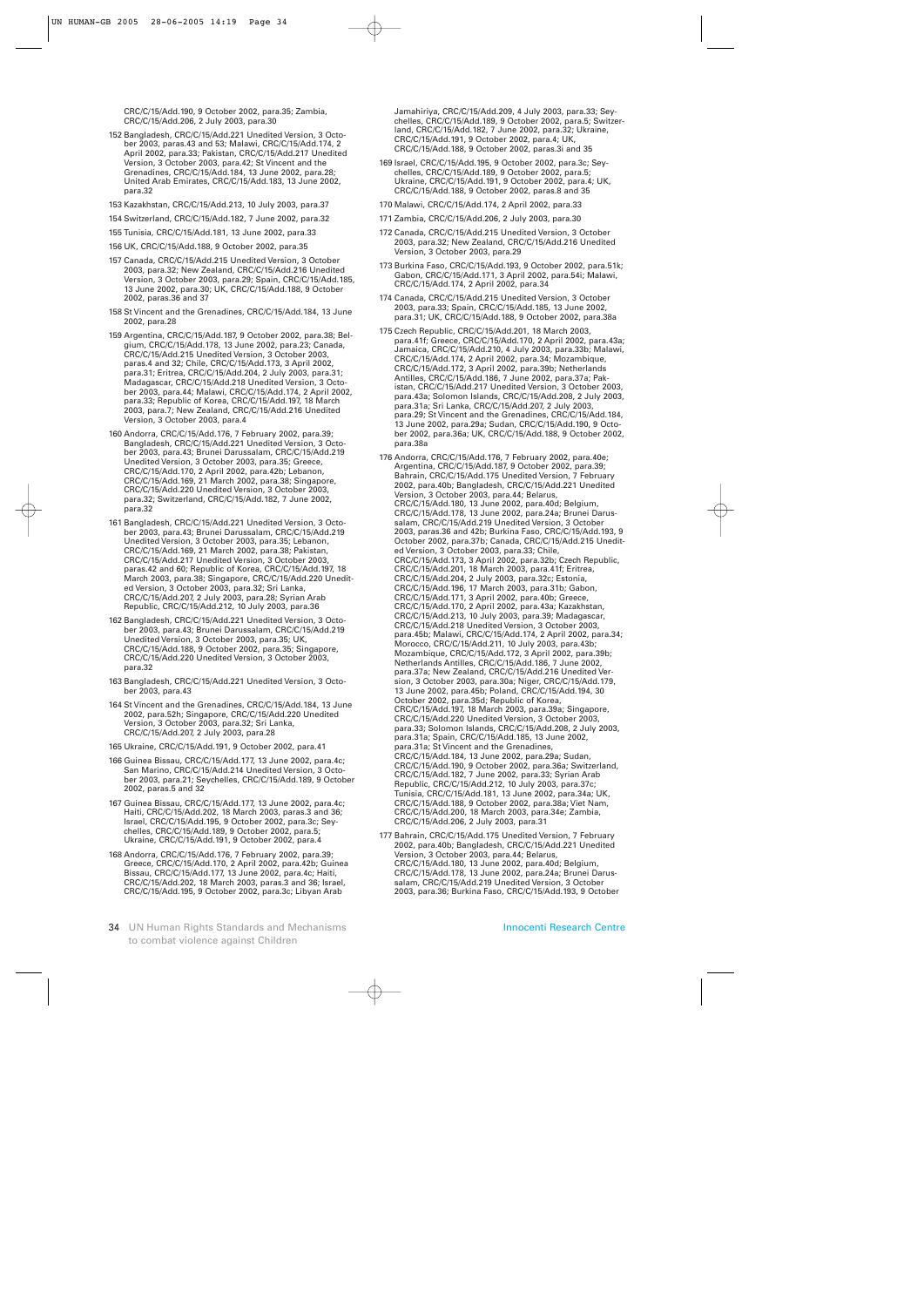CRC/C/15/Add.190, 9 October 2002, para.35; Zambia, CRC/C/15/Add.206, 2 July 2003, para.30

152 Bangladesh, CRC/C/15/Add.221 Unedited Version, 3 October 2003, paras.43 and 53; Malawi, CRC/C/15/Add.174, 2 April 2002, para.33; Pakistan, CRC/C/15/Add.217 Unedited Version, 3 October 2003, para.42; St Vincent and the Grenadines, CRC/C/15/Add.184, 13 June 2002, para.28; United Arab Emirates, CRC/C/15/Add.183, 13 June 2002, para.32

153 Kazakhstan, CRC/C/15/Add.213, 10 July 2003, para.37

154 Switzerland, CRC/C/15/Add.182, 7 June 2002, para.32

155 Tunisia, CRC/C/15/Add.181, 13 June 2002, para.33

156 UK, CRC/C/15/Add.188, 9 October 2002, para.35

157 Canada, CRC/C/15/Add.215 Unedited Version, 3 October 2003, para.32; New Zealand, CRC/C/15/Add.216 Unedited Version, 3 October 2003, para.29; Spain, CRC/C/15/Add.185, 13 June 2002, para.30; UK, CRC/C/15/Add.188, 9 October 2002, paras.36 and 37

158 St Vincent and the Grenadines, CRC/C/15/Add.184, 13 June 2002, para.28

159 Argentina, CRC/C/15/Add.187, 9 October 2002, para.38; Belgium, CRC/C/15/Add.178, 13 June 2002, para.23; Canada, CRC/C/15/Add.215 Unedited Version, 3 October 2003, paras.4 and 32; Chile, CRC/C/15/Add.173, 3 April 2002, para.31; Eritrea, CRC/C/15/Add.204, 2 July 2003, para.31; Madagascar, CRC/C/15/Add.218 Unedited Version, 3 October 2003, para.44; Malawi, CRC/C/15/Add.174, 2 April 2002, para.33; Republic of Korea, CRC/C/15/Add.197, 18 March 2003, para.7; New Zealand, CRC/C/15/Add.216 Unedited Version, 3 October 2003, para.4

160 Andorra, CRC/C/15/Add.176, 7 February 2002, para.39; Bangladesh, CRC/C/15/Add.221 Unedited Version, 3 October 2003, para.43; Brunei Darussalam, CRC/C/15/Add.219 Unedited Version, 3 October 2003, para.35; Greece, CRC/C/15/Add.170, 2 April 2002, para.42b; Lebanon, CRC/C/15/Add.169, 21 March 2002, para.38; Singapore, CRC/C/15/Add.220 Unedited Version, 3 October 2003, para.32; Switzerland, CRC/C/15/Add.182, 7 June 2002, para.32

161 Bangladesh, CRC/C/15/Add.221 Unedited Version, 3 October 2003, para.43; Brunei Darussalam, CRC/C/15/Add.219 Unedited Version, 3 October 2003, para.35; Lebanon, CRC/C/15/Add.169, 21 March 2002, para.38; Pakistan, CRC/C/15/Add.217 Unedited Version, 3 October 2003, paras.42 and 60; Republic of Korea, CRC/C/15/Add.197, 18 March 2003, para.38; Singapore, CRC/C/15/Add.220 Unedited Version, 3 October 2003, para.32; Sri Lanka, CRC/C/15/Add.207, 2 July 2003, para.28; Syrian Arab Republic, CRC/C/15/Add.212, 10 July 2003, para.36

162 Bangladesh, CRC/C/15/Add.221 Unedited Version, 3 October 2003, para.43; Brunei Darussalam, CRC/C/15/Add.219 Unedited Version, 3 October 2003, para.35; UK, CRC/C/15/Add.188, 9 October 2002, para.35; Singapore, CRC/C/15/Add.220 Unedited Version, 3 October 2003, para.32

163 Bangladesh, CRC/C/15/Add.221 Unedited Version, 3 October 2003, para.43

164 St Vincent and the Grenadines, CRC/C/15/Add.184, 13 June 2002, para.52h; Singapore, CRC/C/15/Add.220 Unedited Version, 3 October 2003, para.32; Sri Lanka, CRC/C/15/Add.207, 2 July 2003, para.28

165 Ukraine, CRC/C/15/Add.191, 9 October 2002, para.41

166 Guinea Bissau, CRC/C/15/Add.177, 13 June 2002, para.4c; San Marino, CRC/C/15/Add.214 Unedited Version, 3 October 2003, para.21; Seychelles, CRC/C/15/Add.189, 9 October 2002, paras.5 and 32

167 Guinea Bissau, CRC/C/15/Add.177, 13 June 2002, para.4c; Haiti, CRC/C/15/Add.202, 18 March 2003, paras.3 and 36; Israel, CRC/C/15/Add.195, 9 October 2002, para.3c; Seychelles, CRC/C/15/Add.189, 9 October 2002, para.5; Ukraine, CRC/C/15/Add.191, 9 October 2002, para.4

168 Andorra, CRC/C/15/Add.176, 7 February 2002, para.39; Greece, CRC/C/15/Add.170, 2 April 2002, para.42b; Guinea Bissau, CRC/C/15/Add.177, 13 June 2002, para.4c; Haiti, CRC/C/15/Add.202, 18 March 2003, paras.3 and 36; Israel, CRC/C/15/Add.195, 9 October 2002, para.3c; Libyan Arab Jamahiriya, CRC/C/15/Add.209, 4 July 2003, para.33; Seychelles, CRC/C/15/Add.189, 9 October 2002, para.5; Switzerland, CRC/C/15/Add.182, 7 June 2002, para.32; Ukraine, CRC/C/15/Add.191, 9 October 2002, para.4; UK, CRC/C/15/Add.188, 9 October 2002, paras.3i and 35

169 Israel, CRC/C/15/Add.195, 9 October 2002, para.3c; Seychelles, CRC/C/15/Add.189, 9 October 2002, para.5; Ukraine, CRC/C/15/Add.191, 9 October 2002, para.4; UK, CRC/C/15/Add.188, 9 October 2002, paras.8 and 35

170 Malawi, CRC/C/15/Add.174, 2 April 2002, para.33

171 Zambia, CRC/C/15/Add.206, 2 July 2003, para.30

172 Canada, CRC/C/15/Add.215 Unedited Version, 3 October 2003, para.32; New Zealand, CRC/C/15/Add.216 Unedited Version, 3 October 2003, para.29

173 Burkina Faso, CRC/C/15/Add.193, 9 October 2002, para.51k; Gabon, CRC/C/15/Add.171, 3 April 2002, para.54i; Malawi, CRC/C/15/Add.174, 2 April 2002, para.34

174 Canada, CRC/C/15/Add.215 Unedited Version, 3 October 2003, para.33; Spain, CRC/C/15/Add.185, 13 June 2002, para.31; UK, CRC/C/15/Add.188, 9 October 2002, para.38a

175 Czech Republic, CRC/C/15/Add.201, 18 March 2003, para.41f; Greece, CRC/C/15/Add.170, 2 April 2002, para.43a; Jamaica, CRC/C/15/Add.210, 4 July 2003, para.33b; Malawi, CRC/C/15/Add.174, 2 April 2002, para.34; Mozambique, CRC/C/15/Add.172, 3 April 2002, para.39b; Netherlands Antilles, CRC/C/15/Add.186, 7 June 2002, para.37a; Pakistan, CRC/C/15/Add.217 Unedited Version, 3 October 2003, para.43a; Solomon Islands, CRC/C/15/Add.208, 2 July 2003, para.31a; Sri Lanka, CRC/C/15/Add.207, 2 July 2003, para.29; St Vincent and the Grenadines, CRC/C/15/Add.184, 13 June 2002, para.29a; Sudan, CRC/C/15/Add.190, 9 October 2002, para.36a; UK, CRC/C/15/Add.188, 9 October 2002, para.38a

176 Andorra, CRC/C/15/Add.176, 7 February 2002, para.40e; Argentina, CRC/C/15/Add.187, 9 October 2002, para.39; Bahrain, CRC/C/15/Add.175 Unedited Version, 7 February 2002, para.40b; Bangladesh, CRC/C/15/Add.221 Unedited Version, 3 October 2003, para.44; Belarus, CRC/C/15/Add.180, 13 June 2002, para.40d; Belgium, CRC/C/15/Add.178, 13 June 2002, para.24a; Brunei Darussalam, CRC/C/15/Add.219 Unedited Version, 3 October 2003, paras.36 and 42b; Burkina Faso, CRC/C/15/Add.193, 9 October 2002, para.37b; Canada, CRC/C/15/Add.215 Unedited Version, 3 October 2003, para.33; Chile, CRC/C/15/Add.173, 3 April 2002, para.32b; Czech Republic, CRC/C/15/Add.201, 18 March 2003, para.41f; Eritrea, CRC/C/15/Add.204, 2 July 2003, para.32c; Estonia, CRC/C/15/Add.196, 17 March 2003, para.40b; Gabon, CRC/C/15/Add.171, 3 April 2002, para.31b; Greece, CRC/C/15/Add.170, 2 April 2002, para.43a; Kazakhstan, CRC/C/15/Add.213, 10 July 2003, para.39; Madagascar, CRC/C/15/Add.218 Unedited Version, 3 October 2003, para.45b; Malawi, CRC/C/15/Add.174, 2 April 2002, para.34; Morocco, CRC/C/15/Add.211, 10 July 2003, para.43b; Mozambique, CRC/C/15/Add.172, 3 April 2002, para.39b; Netherlands Antilles, CRC/C/15/Add.186, 7 June 2002, para.37a; New Zealand, CRC/C/15/Add.216 Unedited Version, 3 October 2003, para.30a; Niger, CRC/C/15/Add.179, 13 June 2002, para.45b; Poland, CRC/C/15/Add.194, 30 October 2002, para.35d; Republic of Korea, CRC/C/15/Add.197, 18 March 2003, para.39a; Singapore, CRC/C/15/Add.220 Unedited Version, 3 October 2003, para.33; Solomon Islands, CRC/C/15/Add.208, 2 July 2003, para.31a; Spain, CRC/C/15/Add.185, 13 June 2002, para.31a; St Vincent and the Grenadines, CRC/C/15/Add.184, 13 June 2002, para.29a; Sudan, CRC/C/15/Add.190, 9 October 2002, para.36a; Switzerland, CRC/C/15/Add.182, 7 June 2002, para.33; Syrian Arab Republic, CRC/C/15/Add.212, 10 July 2003, para.37c; Tunisia, CRC/C/15/Add.181, 13 June 2002, para.34a; UK, CRC/C/15/Add.188, 9 October 2002, para.38a; Viet Nam, CRC/C/15/Add.200, 18 March 2003, para.34e; Zambia, CRC/C/15/Add.206, 2 July 2003, para.31

177 Bahrain, CRC/C/15/Add.175 Unedited Version, 7 February 2002, para.40b; Bangladesh, CRC/C/15/Add.221 Unedited Version, 3 October 2003, para.44; Belarus, CRC/C/15/Add.180, 13 June 2002, para.40d; Belgium, CRC/C/15/Add.178, 13 June 2002, para.24a; Brunei Darussalam, CRC/C/15/Add.219 Unedited Version, 3 October 2003, para.36; Burkina Faso, CRC/C/15/Add.193, 9 October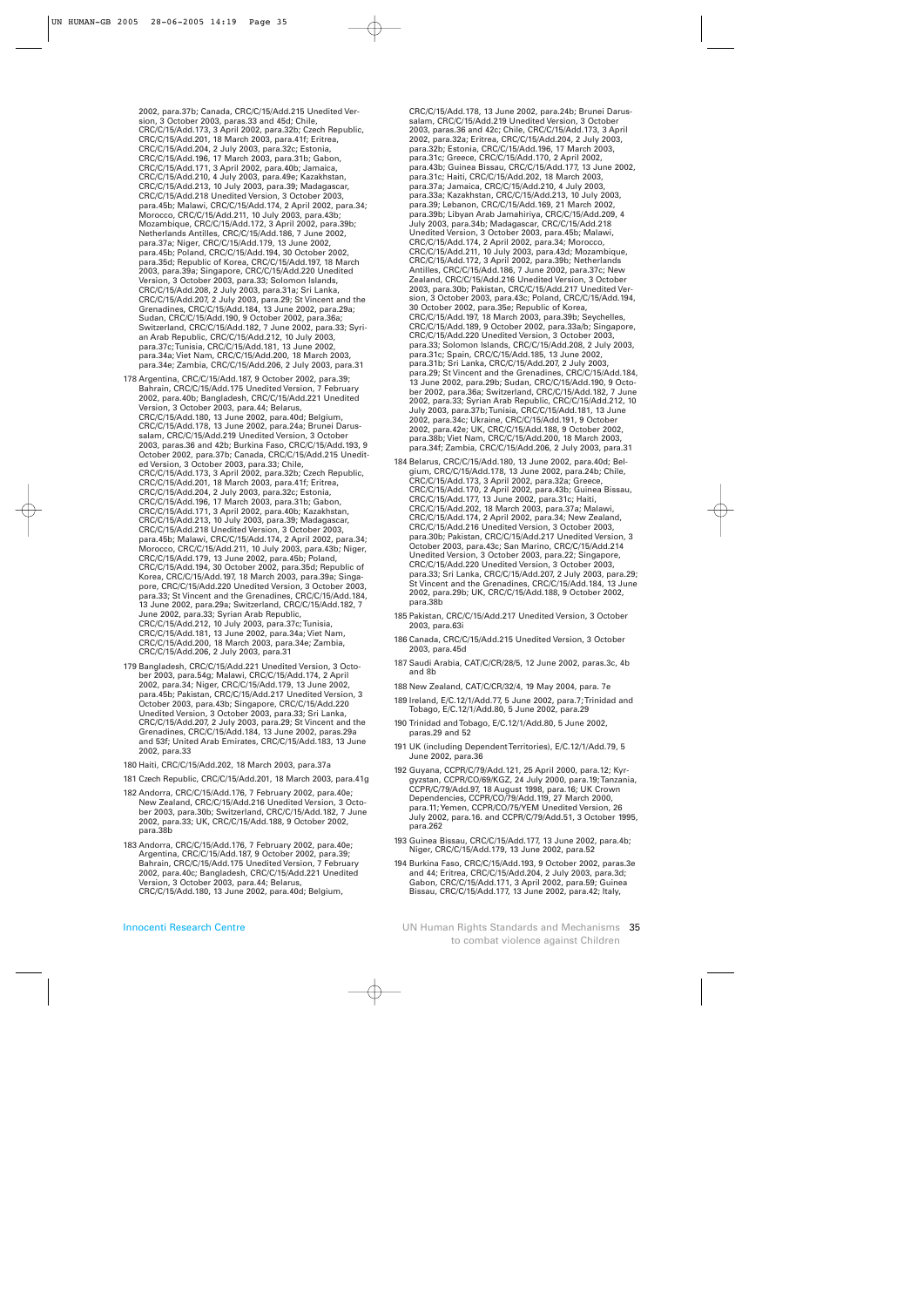2002, para.37b; Canada, CRC/C/15/Add.215 Unedited Version, 3 October 2003, paras.33 and 45d; Chile, CRC/C/15/Add.173, 3 April 2002, para.32b; Czech Republic, CRC/C/15/Add.201, 18 March 2003, para.41f; Eritrea, CRC/C/15/Add.204, 2 July 2003, para.32c; Estonia, CRC/C/15/Add.196, 17 March 2003, para.31b; Gabon, CRC/C/15/Add.171, 3 April 2002, para.40b; Jamaica, CRC/C/15/Add.210, 4 July 2003, para.49e; Kazakhstan, CRC/C/15/Add.213, 10 July 2003, para.39; Madagascar, CRC/C/15/Add.218 Unedited Version, 3 October 2003, para.45b; Malawi, CRC/C/15/Add.174, 2 April 2002, para.34; Morocco, CRC/C/15/Add.211, 10 July 2003, para.43b; Mozambique, CRC/C/15/Add.172, 3 April 2002, para.39b; Netherlands Antilles, CRC/C/15/Add.186, 7 June 2002, para.37a; Niger, CRC/C/15/Add.179, 13 June 2002, para.45b; Poland, CRC/C/15/Add.194, 30 October 2002, para.35d; Republic of Korea, CRC/C/15/Add.197, 18 March 2003, para.39a; Singapore, CRC/C/15/Add.220 Unedited Version, 3 October 2003, para.33; Solomon Islands, CRC/C/15/Add.208, 2 July 2003, para.31a; Sri Lanka, CRC/C/15/Add.207, 2 July 2003, para.29; St Vincent and the Grenadines, CRC/C/15/Add.184, 13 June 2002, para.29a; Sudan, CRC/C/15/Add.190, 9 October 2002, para.36a; Switzerland, CRC/C/15/Add.182, 7 June 2002, para.33; Syrian Arab Republic, CRC/C/15/Add.212, 10 July 2003, para.37c; Tunisia, CRC/C/15/Add.181, 13 June 2002, para.34a; Viet Nam, CRC/C/15/Add.200, 18 March 2003, para.34e; Zambia, CRC/C/15/Add.206, 2 July 2003, para.31

178 Argentina, CRC/C/15/Add.187, 9 October 2002, para.39; Bahrain, CRC/C/15/Add.175 Unedited Version, 7 February 2002, para.40b; Bangladesh, CRC/C/15/Add.221 Unedited Version, 3 October 2003, para.44; Belarus, CRC/C/15/Add.180, 13 June 2002, para.40d; Belgium, CRC/C/15/Add.178, 13 June 2002, para.24a; Brunei Darussalam, CRC/C/15/Add.219 Unedited Version, 3 October 2003, paras.36 and 42b; Burkina Faso, CRC/C/15/Add.193, 9 October 2002, para.37b; Canada, CRC/C/15/Add.215 Unedited Version, 3 October 2003, para.33; Chile, CRC/C/15/Add.173, 3 April 2002, para.32b; Czech Republic, CRC/C/15/Add.201, 18 March 2003, para.41f; Eritrea, CRC/C/15/Add.204, 2 July 2003, para.32c; Estonia, CRC/C/15/Add.196, 17 March 2003, para.31b; Gabon, CRC/C/15/Add.171, 3 April 2002, para.40b; Kazakhstan, CRC/C/15/Add.213, 10 July 2003, para.39; Madagascar, CRC/C/15/Add.218 Unedited Version, 3 October 2003, para.45b; Malawi, CRC/C/15/Add.174, 2 April 2002, para.34; Morocco, CRC/C/15/Add.211, 10 July 2003, para.43b; Niger, CRC/C/15/Add.179, 13 June 2002, para.45b; Poland, CRC/C/15/Add.194, 30 October 2002, para.35d; Republic of Korea, CRC/C/15/Add.197, 18 March 2003, para.39a; Singapore, CRC/C/15/Add.220 Unedited Version, 3 October 2003, para.33; St Vincent and the Grenadines, CRC/C/15/Add.184, 13 June 2002, para.29a; Switzerland, CRC/C/15/Add.182, 7 June 2002, para.33; Syrian Arab Republic, CRC/C/15/Add.212, 10 July 2003, para.37c; Tunisia, CRC/C/15/Add.181, 13 June 2002, para.34a; Viet Nam, CRC/C/15/Add.200, 18 March 2003, para.34e; Zambia, CRC/C/15/Add.206, 2 July 2003, para.31

179 Bangladesh, CRC/C/15/Add.221 Unedited Version, 3 October 2003, para.54g; Malawi, CRC/C/15/Add.174, 2 April 2002, para.34; Niger, CRC/C/15/Add.179, 13 June 2002, para.45b; Pakistan, CRC/C/15/Add.217 Unedited Version, 3 October 2003, para.43b; Singapore, CRC/C/15/Add.220 Unedited Version, 3 October 2003, para.33; Sri Lanka, CRC/C/15/Add.207, 2 July 2003, para.29; St Vincent and the Grenadines, CRC/C/15/Add.184, 13 June 2002, paras.29a and 53f; United Arab Emirates, CRC/C/15/Add.183, 13 June 2002, para.33

180 Haiti, CRC/C/15/Add.202, 18 March 2003, para.37a

181 Czech Republic, CRC/C/15/Add.201, 18 March 2003, para.41g

182 Andorra, CRC/C/15/Add.176, 7 February 2002, para.40e; New Zealand, CRC/C/15/Add.216 Unedited Version, 3 October 2003, para.30b; Switzerland, CRC/C/15/Add.182, 7 June 2002, para.33; UK, CRC/C/15/Add.188, 9 October 2002, para.38b

183 Andorra, CRC/C/15/Add.176, 7 February 2002, para.40e; Argentina, CRC/C/15/Add.187, 9 October 2002, para.39; Bahrain, CRC/C/15/Add.175 Unedited Version, 7 February 2002, para.40c; Bangladesh, CRC/C/15/Add.221 Unedited Version, 3 October 2003, para.44; Belarus, CRC/C/15/Add.180, 13 June 2002, para.40d; Belgium, CRC/C/15/Add.178, 13 June 2002, para.24b; Brunei Darussalam, CRC/C/15/Add.219 Unedited Version, 3 October 2003, paras.36 and 42c; Chile, CRC/C/15/Add.173, 3 April 2002, para.32a; Eritrea, CRC/C/15/Add.204, 2 July 2003, para.32b; Estonia, CRC/C/15/Add.196, 17 March 2003, para.31c; Greece, CRC/C/15/Add.170, 2 April 2002, para.43b; Guinea Bissau, CRC/C/15/Add.177, 13 June 2002, para.31c; Haiti, CRC/C/15/Add.202, 18 March 2003, para.37a; Jamaica, CRC/C/15/Add.210, 4 July 2003, para.33a; Kazakhstan, CRC/C/15/Add.213, 10 July 2003, para.39; Lebanon, CRC/C/15/Add.169, 21 March 2002, para.39b; Libyan Arab Jamahiriya, CRC/C/15/Add.209, 4 July 2003, para.34b; Madagascar, CRC/C/15/Add.218 Unedited Version, 3 October 2003, para.45b; Malawi, CRC/C/15/Add.174, 2 April 2002, para.34; Morocco, CRC/C/15/Add.211, 10 July 2003, para.43d; Mozambique, CRC/C/15/Add.172, 3 April 2002, para.39b; Netherlands Antilles, CRC/C/15/Add.186, 7 June 2002, para.37c; New Zealand, CRC/C/15/Add.216 Unedited Version, 3 October 2003, para.30b; Pakistan, CRC/C/15/Add.217 Unedited Version, 3 October 2003, para.43c; Poland, CRC/C/15/Add.194, 30 October 2002, para.35e; Republic of Korea, CRC/C/15/Add.197, 18 March 2003, para.39b; Seychelles, CRC/C/15/Add.189, 9 October 2002, para.33a/b; Singapore, CRC/C/15/Add.220 Unedited Version, 3 October 2003, para.33; Solomon Islands, CRC/C/15/Add.208, 2 July 2003, para.31c; Spain, CRC/C/15/Add.185, 13 June 2002, para.31b; Sri Lanka, CRC/C/15/Add.207, 2 July 2003, para.29; St Vincent and the Grenadines, CRC/C/15/Add.184, 13 June 2002, para.29b; Sudan, CRC/C/15/Add.190, 9 October 2002, para.36a; Switzerland, CRC/C/15/Add.182, 7 June 2002, para.33; Syrian Arab Republic, CRC/C/15/Add.212, 10 July 2003, para.37b; Tunisia, CRC/C/15/Add.181, 13 June 2002, para.34c; Ukraine, CRC/C/15/Add.191, 9 October 2002, para.42e; UK, CRC/C/15/Add.188, 9 October 2002, para.38b; Viet Nam, CRC/C/15/Add.200, 18 March 2003, para.34f; Zambia, CRC/C/15/Add.206, 2 July 2003, para.31

184 Belarus, CRC/C/15/Add.180, 13 June 2002, para.40d; Belgium, CRC/C/15/Add.178, 13 June 2002, para.24b; Chile, CRC/C/15/Add.173, 3 April 2002, para.32a; Greece, CRC/C/15/Add.170, 2 April 2002, para.43b; Guinea Bissau, CRC/C/15/Add.177, 13 June 2002, para.31c; Haiti, CRC/C/15/Add.202, 18 March 2003, para.37a; Malawi, CRC/C/15/Add.174, 2 April 2002, para.34; New Zealand, CRC/C/15/Add.216 Unedited Version, 3 October 2003, para.30b; Pakistan, CRC/C/15/Add.217 Unedited Version, 3 October 2003, para.43c; San Marino, CRC/C/15/Add.214 Unedited Version, 3 October 2003, para.22; Singapore, CRC/C/15/Add.220 Unedited Version, 3 October 2003, para.33; Sri Lanka, CRC/C/15/Add.207, 2 July 2003, para.29; St Vincent and the Grenadines, CRC/C/15/Add.184, 13 June 2002, para.29b; UK, CRC/C/15/Add.188, 9 October 2002, para.38b

185 Pakistan, CRC/C/15/Add.217 Unedited Version, 3 October 2003, para.63i

186 Canada, CRC/C/15/Add.215 Unedited Version, 3 October 2003, para.45d

187 Saudi Arabia, CAT/C/CR/28/5, 12 June 2002, paras.3c, 4b and 8b

188 New Zealand, CAT/C/CR/32/4, 19 May 2004, para. 7e

189 Ireland, E/C.12/1/Add.77, 5 June 2002, para.7; Trinidad and Tobago, E/C.12/1/Add.80, 5 June 2002, para.29

190 Trinidad and Tobago, E/C.12/1/Add.80, 5 June 2002, paras.29 and 52

191 UK (including Dependent Territories), E/C.12/1/Add.79, 5 June 2002, para.36

192 Guyana, CCPR/C/79/Add.121, 25 April 2000, para.12; Kyrgyzstan, CCPR/CO/69/KGZ, 24 July 2000, para.19; Tanzania, CCPR/C/79/Add.97, 18 August 1998, para.16; UK Crown Dependencies, CCPR/CO/79/Add.119, 27 March 2000, para.11; Yemen, CCPR/CO/75/YEM Unedited Version, 26 July 2002, para.16. and CCPR/C/79/Add.51, 3 October 1995, para.262

193 Guinea Bissau, CRC/C/15/Add.177, 13 June 2002, para.4b; Niger, CRC/C/15/Add.179, 13 June 2002, para.52

194 Burkina Faso, CRC/C/15/Add.193, 9 October 2002, paras.3e and 44; Eritrea, CRC/C/15/Add.204, 2 July 2003, para.3d; Gabon, CRC/C/15/Add.171, 3 April 2002, para.59; Guinea Bissau, CRC/C/15/Add.177, 13 June 2002, para.42; Italy,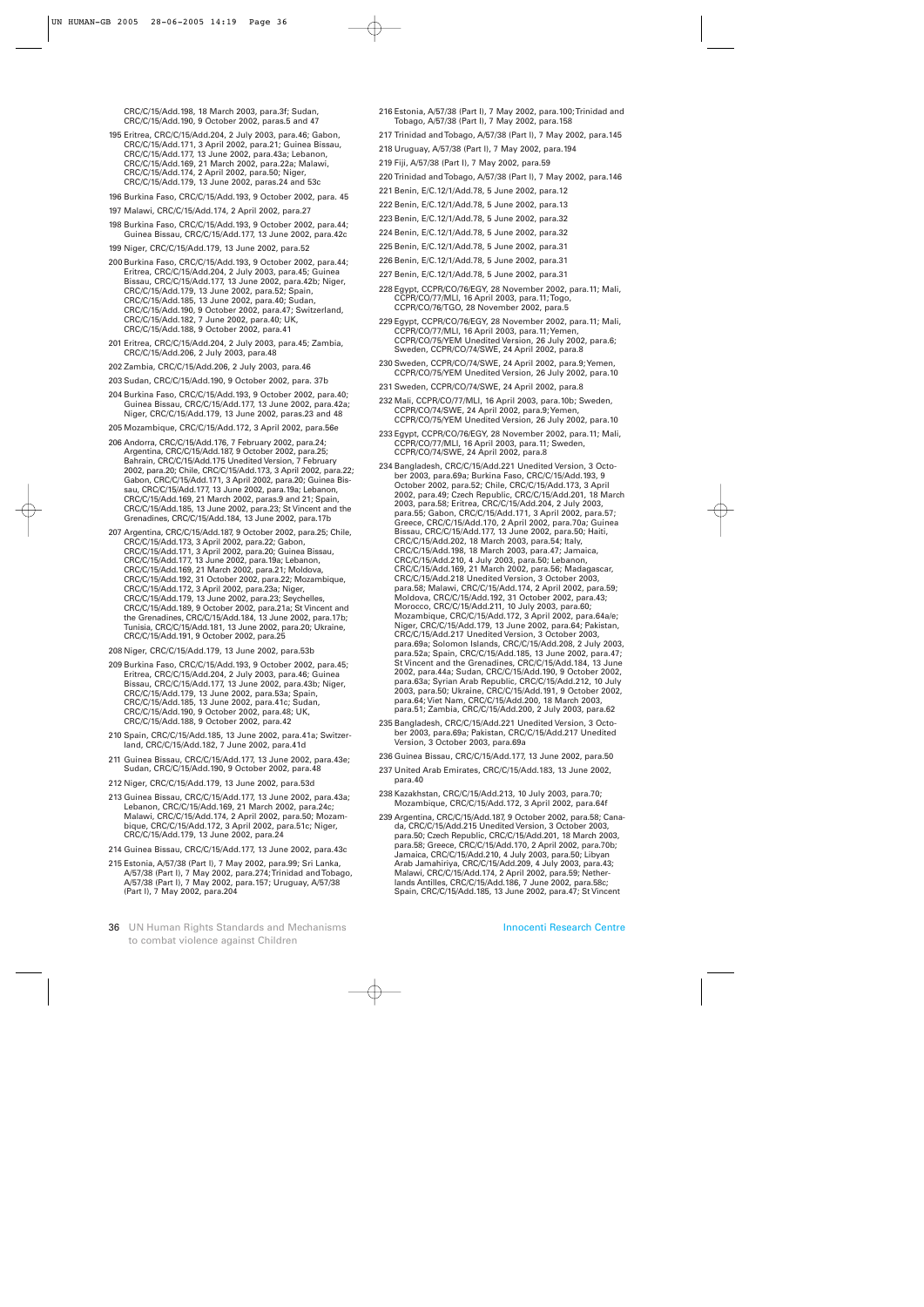CRC/C/15/Add.198, 18 March 2003, para.3f; Sudan, CRC/C/15/Add.190, 9 October 2002, paras.5 and 47

195 Eritrea, CRC/C/15/Add.204, 2 July 2003, para.46; Gabon, CRC/C/15/Add.171, 3 April 2002, para.21; Guinea Bissau, CRC/C/15/Add.177, 13 June 2002, para.43a; Lebanon, CRC/C/15/Add.169, 21 March 2002, para.22a; Malawi, CRC/C/15/Add.174, 2 April 2002, para.50; Niger, CRC/C/15/Add.179, 13 June 2002, paras.24 and 53c

196 Burkina Faso, CRC/C/15/Add.193, 9 October 2002, para. 45

197 Malawi, CRC/C/15/Add.174, 2 April 2002, para.27

198 Burkina Faso, CRC/C/15/Add.193, 9 October 2002, para.44; Guinea Bissau, CRC/C/15/Add.177, 13 June 2002, para.42c

199 Niger, CRC/C/15/Add.179, 13 June 2002, para.52

200 Burkina Faso, CRC/C/15/Add.193, 9 October 2002, para.44; Eritrea, CRC/C/15/Add.204, 2 July 2003, para.45; Guinea Bissau, CRC/C/15/Add.177, 13 June 2002, para.42b; Niger, CRC/C/15/Add.179, 13 June 2002, para.52; Spain, CRC/C/15/Add.185, 13 June 2002, para.40; Sudan, CRC/C/15/Add.190, 9 October 2002, para.47; Switzerland, CRC/C/15/Add.182, 7 June 2002, para.40; UK, CRC/C/15/Add.188, 9 October 2002, para.41

201 Eritrea, CRC/C/15/Add.204, 2 July 2003, para.45; Zambia, CRC/C/15/Add.206, 2 July 2003, para.48

202 Zambia, CRC/C/15/Add.206, 2 July 2003, para.46

203 Sudan, CRC/C/15/Add.190, 9 October 2002, para. 37b

204 Burkina Faso, CRC/C/15/Add.193, 9 October 2002, para.40; Guinea Bissau, CRC/C/15/Add.177, 13 June 2002, para.42a; Niger, CRC/C/15/Add.179, 13 June 2002, paras.23 and 48

205 Mozambique, CRC/C/15/Add.172, 3 April 2002, para.56e

206 Andorra, CRC/C/15/Add.176, 7 February 2002, para.24; Argentina, CRC/C/15/Add.187, 9 October 2002, para.25; Bahrain, CRC/C/15/Add.175 Unedited Version, 7 February 2002, para.20; Chile, CRC/C/15/Add.173, 3 April 2002, para.22; Gabon, CRC/C/15/Add.171, 3 April 2002, para.20; Guinea Bissau, CRC/C/15/Add.177, 13 June 2002, para.19a; Lebanon, CRC/C/15/Add.169, 21 March 2002, paras.9 and 21; Spain, CRC/C/15/Add.185, 13 June 2002, para.23; St Vincent and the Grenadines, CRC/C/15/Add.184, 13 June 2002, para.17b

207 Argentina, CRC/C/15/Add.187, 9 October 2002, para.25; Chile, CRC/C/15/Add.173, 3 April 2002, para.22; Gabon, CRC/C/15/Add.171, 3 April 2002, para.20; Guinea Bissau, CRC/C/15/Add.177, 13 June 2002, para.19a; Lebanon, CRC/C/15/Add.169, 21 March 2002, para.21; Moldova, CRC/C/15/Add.192, 31 October 2002, para.22; Mozambique, CRC/C/15/Add.172, 3 April 2002, para.23a; Niger, CRC/C/15/Add.179, 13 June 2002, para.23; Seychelles, CRC/C/15/Add.189, 9 October 2002, para.21a; St Vincent and the Grenadines, CRC/C/15/Add.184, 13 June 2002, para.17b; Tunisia, CRC/C/15/Add.181, 13 June 2002, para.20; Ukraine, CRC/C/15/Add.191, 9 October 2002, para.25

208 Niger, CRC/C/15/Add.179, 13 June 2002, para.53b

209 Burkina Faso, CRC/C/15/Add.193, 9 October 2002, para.45; Eritrea, CRC/C/15/Add.204, 2 July 2003, para.46; Guinea Bissau, CRC/C/15/Add.177, 13 June 2002, para.43b; Niger, CRC/C/15/Add.179, 13 June 2002, para.53a; Spain, CRC/C/15/Add.185, 13 June 2002, para.41c; Sudan, CRC/C/15/Add.190, 9 October 2002, para.48; UK, CRC/C/15/Add.188, 9 October 2002, para.42

210 Spain, CRC/C/15/Add.185, 13 June 2002, para.41a; Switzerland, CRC/C/15/Add.182, 7 June 2002, para.41d

211 Guinea Bissau, CRC/C/15/Add.177, 13 June 2002, para.43e; Sudan, CRC/C/15/Add.190, 9 October 2002, para.48

212 Niger, CRC/C/15/Add.179, 13 June 2002, para.53d

213 Guinea Bissau, CRC/C/15/Add.177, 13 June 2002, para.43a; Lebanon, CRC/C/15/Add.169, 21 March 2002, para.24c; Malawi, CRC/C/15/Add.174, 2 April 2002, para.50; Mozambique, CRC/C/15/Add.172, 3 April 2002, para.51c; Niger, CRC/C/15/Add.179, 13 June 2002, para.24

214 Guinea Bissau, CRC/C/15/Add.177, 13 June 2002, para.43c

215 Estonia, A/57/38 (Part I), 7 May 2002, para.99; Sri Lanka, A/57/38 (Part I), 7 May 2002, para.274; Trinidad and Tobago, A/57/38 (Part I), 7 May 2002, para.157; Uruguay, A/57/38 (Part I), 7 May 2002, para.204

216 Estonia, A/57/38 (Part I), 7 May 2002, para.100; Trinidad and Tobago, A/57/38 (Part I), 7 May 2002, para.158

217 Trinidad and Tobago, A/57/38 (Part I), 7 May 2002, para.145

218 Uruguay, A/57/38 (Part I), 7 May 2002, para.194

219 Fiji, A/57/38 (Part I), 7 May 2002, para.59

220 Trinidad and Tobago, A/57/38 (Part I), 7 May 2002, para.146

221 Benin, E/C.12/1/Add.78, 5 June 2002, para.12

222 Benin, E/C.12/1/Add.78, 5 June 2002, para.13

223 Benin, E/C.12/1/Add.78, 5 June 2002, para.32

224 Benin, E/C.12/1/Add.78, 5 June 2002, para.32

225 Benin, E/C.12/1/Add.78, 5 June 2002, para.31

226 Benin, E/C.12/1/Add.78, 5 June 2002, para.31

227 Benin, E/C.12/1/Add.78, 5 June 2002, para.31

228 Egypt, CCPR/CO/76/EGY, 28 November 2002, para.11; Mali, CCPR/CO/77/MLI, 16 April 2003, para.11; Togo, CCPR/CO/76/TGO, 28 November 2002, para.5

229 Egypt, CCPR/CO/76/EGY, 28 November 2002, para.11; Mali, CCPR/CO/77/MLI, 16 April 2003, para.11; Yemen, CCPR/CO/75/YEM Unedited Version, 26 July 2002, para.6; Sweden, CCPR/CO/74/SWE, 24 April 2002, para.8

230 Sweden, CCPR/CO/74/SWE, 24 April 2002, para.9; Yemen, CCPR/CO/75/YEM Unedited Version, 26 July 2002, para.10

231 Sweden, CCPR/CO/74/SWE, 24 April 2002, para.8

232 Mali, CCPR/CO/77/MLI, 16 April 2003, para.10b; Sweden, CCPR/CO/74/SWE, 24 April 2002, para.9; Yemen, CCPR/CO/75/YEM Unedited Version, 26 July 2002, para.10

233 Egypt, CCPR/CO/76/EGY, 28 November 2002, para.11; Mali, CCPR/CO/77/MLI, 16 April 2003, para.11; Sweden, CCPR/CO/74/SWE, 24 April 2002, para.8

234 Bangladesh, CRC/C/15/Add.221 Unedited Version, 3 October 2003, para.69a; Burkina Faso, CRC/C/15/Add.193, 9 October 2002, para.52; Chile, CRC/C/15/Add.173, 3 April 2002, para.49; Czech Republic, CRC/C/15/Add.201, 18 March 2003, para.58; Eritrea, CRC/C/15/Add.204, 2 July 2003, para.55; Gabon, CRC/C/15/Add.171, 3 April 2002, para.57; Greece, CRC/C/15/Add.170, 2 April 2002, para.70a; Guinea Bissau, CRC/C/15/Add.177, 13 June 2002, para.50; Haiti, CRC/C/15/Add.202, 18 March 2003, para.54; Italy, CRC/C/15/Add.198, 18 March 2003, para.47; Jamaica, CRC/C/15/Add.210, 4 July 2003, para.50; Lebanon, CRC/C/15/Add.169, 21 March 2002, para.56; Madagascar, CRC/C/15/Add.218 Unedited Version, 3 October 2003, para.58; Malawi, CRC/C/15/Add.174, 2 April 2002, para.59; Moldova, CRC/C/15/Add.192, 31 October 2002, para.43; Morocco, CRC/C/15/Add.211, 10 July 2003, para.60; Mozambique, CRC/C/15/Add.172, 3 April 2002, para.64a/e; Niger, CRC/C/15/Add.179, 13 June 2002, para.64; Pakistan, CRC/C/15/Add.217 Unedited Version, 3 October 2003, para.69a; Solomon Islands, CRC/C/15/Add.208, 2 July 2003, para.52a; Spain, CRC/C/15/Add.185, 13 June 2002, para.47; St Vincent and the Grenadines, CRC/C/15/Add.184, 13 June 2002, para.44a; Sudan, CRC/C/15/Add.190, 9 October 2002, para.63a; Syrian Arab Republic, CRC/C/15/Add.212, 10 July 2003, para.50; Ukraine, CRC/C/15/Add.191, 9 October 2002, para.64; Viet Nam, CRC/C/15/Add.200, 18 March 2003, para.51; Zambia, CRC/C/15/Add.200, 2 July 2003, para.62

235 Bangladesh, CRC/C/15/Add.221 Unedited Version, 3 October 2003, para.69a; Pakistan, CRC/C/15/Add.217 Unedited Version, 3 October 2003, para.69a

236 Guinea Bissau, CRC/C/15/Add.177, 13 June 2002, para.50

237 United Arab Emirates, CRC/C/15/Add.183, 13 June 2002, para.40

238 Kazakhstan, CRC/C/15/Add.213, 10 July 2003, para.70; Mozambique, CRC/C/15/Add.172, 3 April 2002, para.64f

239 Argentina, CRC/C/15/Add.187, 9 October 2002, para.58; Canada, CRC/C/15/Add.215 Unedited Version, 3 October 2003, para.50; Czech Republic, CRC/C/15/Add.201, 18 March 2003, para.58; Greece, CRC/C/15/Add.170, 2 April 2002, para.70b; Jamaica, CRC/C/15/Add.210, 4 July 2003, para.50; Libyan Arab Jamahiriya, CRC/C/15/Add.209, 4 July 2003, para.43; Malawi, CRC/C/15/Add.174, 2 April 2002, para.59; Netherlands Antilles, CRC/C/15/Add.186, 7 June 2002, para.58c; Spain, CRC/C/15/Add.185, 13 June 2002, para.47; St Vincent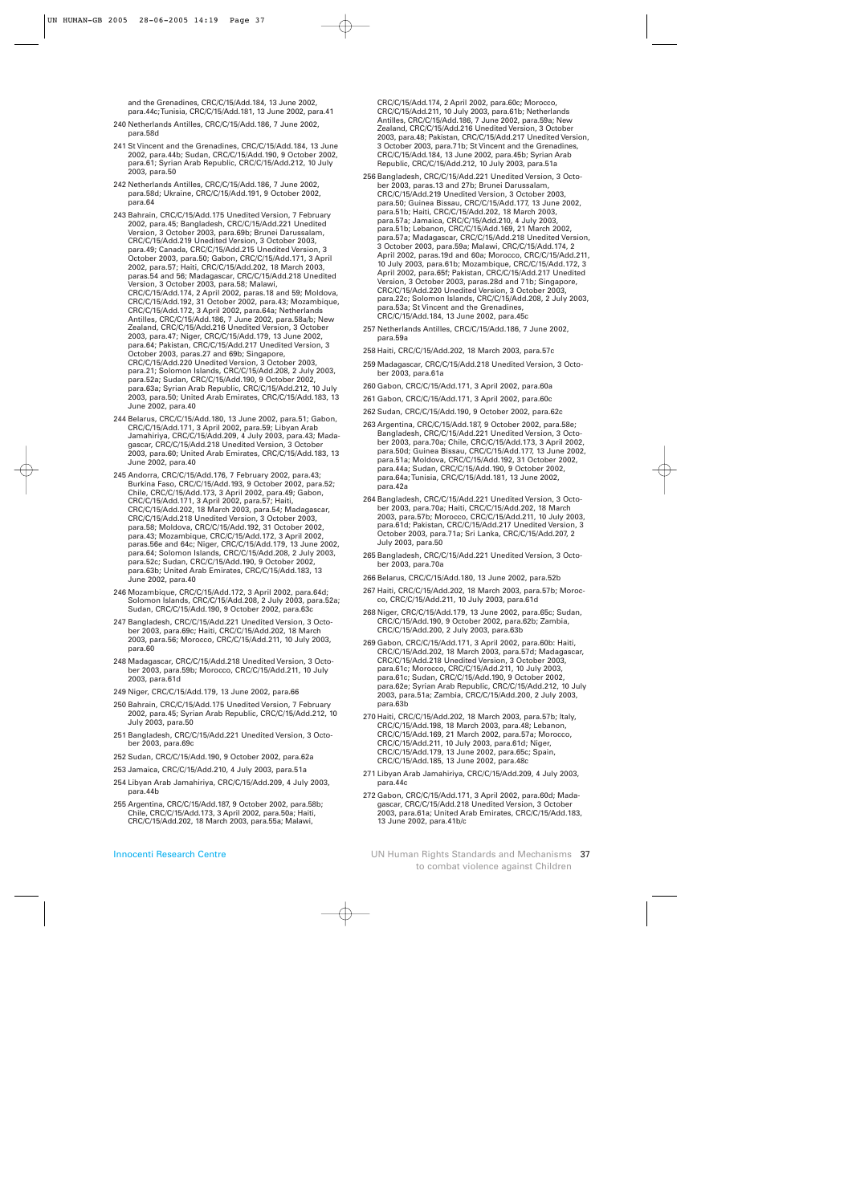and the Grenadines, CRC/C/15/Add.184, 13 June 2002, para.44c; Tunisia, CRC/C/15/Add.181, 13 June 2002, para.41

240 Netherlands Antilles, CRC/C/15/Add.186, 7 June 2002, para.58d

241 St Vincent and the Grenadines, CRC/C/15/Add.184, 13 June 2002, para.44b; Sudan, CRC/C/15/Add.190, 9 October 2002, para.61; Syrian Arab Republic, CRC/C/15/Add.212, 10 July 2003, para.50

242 Netherlands Antilles, CRC/C/15/Add.186, 7 June 2002, para.58d; Ukraine, CRC/C/15/Add.191, 9 October 2002, para.64

243 Bahrain, CRC/C/15/Add.175 Unedited Version, 7 February 2002, para.45; Bangladesh, CRC/C/15/Add.221 Unedited Version, 3 October 2003, para.69b; Brunei Darussalam, CRC/C/15/Add.219 Unedited Version, 3 October 2003, para.49; Canada, CRC/C/15/Add.215 Unedited Version, 3 October 2003, para.50; Gabon, CRC/C/15/Add.171, 3 April 2002, para.57; Haiti, CRC/C/15/Add.202, 18 March 2003, paras.54 and 56; Madagascar, CRC/C/15/Add.218 Unedited Version, 3 October 2003, para.58; Malawi, CRC/C/15/Add.174, 2 April 2002, paras.18 and 59; Moldova, CRC/C/15/Add.192, 31 October 2002, para.43; Mozambique, CRC/C/15/Add.172, 3 April 2002, para.64a; Netherlands Antilles, CRC/C/15/Add.186, 7 June 2002, para.58a/b; New Zealand, CRC/C/15/Add.216 Unedited Version, 3 October 2003, para.47; Niger, CRC/C/15/Add.179, 13 June 2002, para.64; Pakistan, CRC/C/15/Add.217 Unedited Version, 3 October 2003, paras.27 and 69b; Singapore, CRC/C/15/Add.220 Unedited Version, 3 October 2003, para.21; Solomon Islands, CRC/C/15/Add.208, 2 July 2003, para.52a; Sudan, CRC/C/15/Add.190, 9 October 2002, para.63a; Syrian Arab Republic, CRC/C/15/Add.212, 10 July 2003, para.50; United Arab Emirates, CRC/C/15/Add.183, 13 June 2002, para.40

244 Belarus, CRC/C/15/Add.180, 13 June 2002, para.51; Gabon, CRC/C/15/Add.171, 3 April 2002, para.59; Libyan Arab Jamahiriya, CRC/C/15/Add.209, 4 July 2003, para.43; Madagascar, CRC/C/15/Add.218 Unedited Version, 3 October 2003, para.60; United Arab Emirates, CRC/C/15/Add.183, 13 June 2002, para.40

245 Andorra, CRC/C/15/Add.176, 7 February 2002, para.43; Burkina Faso, CRC/C/15/Add.193, 9 October 2002, para.52; Chile, CRC/C/15/Add.173, 3 April 2002, para.49; Gabon, CRC/C/15/Add.171, 3 April 2002, para.57; Haiti, CRC/C/15/Add.202, 18 March 2003, para.54; Madagascar, CRC/C/15/Add.218 Unedited Version, 3 October 2003, para.58; Moldova, CRC/C/15/Add.192, 31 October 2002, para.43; Mozambique, CRC/C/15/Add.172, 3 April 2002, paras.56e and 64c; Niger, CRC/C/15/Add.179, 13 June 2002, para.64; Solomon Islands, CRC/C/15/Add.208, 2 July 2003, para.52c; Sudan, CRC/C/15/Add.190, 9 October 2002, para.63b; United Arab Emirates, CRC/C/15/Add.183, 13 June 2002, para.40

246 Mozambique, CRC/C/15/Add.172, 3 April 2002, para.64d; Solomon Islands, CRC/C/15/Add.208, 2 July 2003, para.52a; Sudan, CRC/C/15/Add.190, 9 October 2002, para.63c

247 Bangladesh, CRC/C/15/Add.221 Unedited Version, 3 October 2003, para.69c; Haiti, CRC/C/15/Add.202, 18 March 2003, para.56; Morocco, CRC/C/15/Add.211, 10 July 2003, para.60

248 Madagascar, CRC/C/15/Add.218 Unedited Version, 3 October 2003, para.59b; Morocco, CRC/C/15/Add.211, 10 July 2003, para.61d

249 Niger, CRC/C/15/Add.179, 13 June 2002, para.66

250 Bahrain, CRC/C/15/Add.175 Unedited Version, 7 February 2002, para.45; Syrian Arab Republic, CRC/C/15/Add.212, 10 July 2003, para.50

251 Bangladesh, CRC/C/15/Add.221 Unedited Version, 3 October 2003, para.69c

252 Sudan, CRC/C/15/Add.190, 9 October 2002, para.62a

253 Jamaica, CRC/C/15/Add.210, 4 July 2003, para.51a

254 Libyan Arab Jamahiriya, CRC/C/15/Add.209, 4 July 2003, para.44b

255 Argentina, CRC/C/15/Add.187, 9 October 2002, para.58b; Chile, CRC/C/15/Add.173, 3 April 2002, para.50a; Haiti, CRC/C/15/Add.202, 18 March 2003, para.55a; Malawi, CRC/C/15/Add.174, 2 April 2002, para.60c; Morocco, CRC/C/15/Add.211, 10 July 2003, para.61b; Netherlands Antilles, CRC/C/15/Add.186, 7 June 2002, para.59a; New Zealand, CRC/C/15/Add.216 Unedited Version, 3 October 2003, para.48; Pakistan, CRC/C/15/Add.217 Unedited Version, 3 October 2003, para.71b; St Vincent and the Grenadines, CRC/C/15/Add.184, 13 June 2002, para.45b; Syrian Arab Republic, CRC/C/15/Add.212, 10 July 2003, para.51a

256 Bangladesh, CRC/C/15/Add.221 Unedited Version, 3 October 2003, paras.13 and 27b; Brunei Darussalam, CRC/C/15/Add.219 Unedited Version, 3 October 2003, para.50; Guinea Bissau, CRC/C/15/Add.177, 13 June 2002, para.51b; Haiti, CRC/C/15/Add.202, 18 March 2003, para.57a; Jamaica, CRC/C/15/Add.210, 4 July 2003, para.51b; Lebanon, CRC/C/15/Add.169, 21 March 2002, para.57a; Madagascar, CRC/C/15/Add.218 Unedited Version, 3 October 2003, para.59a; Malawi, CRC/C/15/Add.174, 2 April 2002, paras.19d and 60a; Morocco, CRC/C/15/Add.211, 10 July 2003, para.61b; Mozambique, CRC/C/15/Add.172, 3 April 2002, para.65f; Pakistan, CRC/C/15/Add.217 Unedited Version, 3 October 2003, paras.28d and 71b; Singapore, CRC/C/15/Add.220 Unedited Version, 3 October 2003, para.22c; Solomon Islands, CRC/C/15/Add.208, 2 July 2003, para.53a; St Vincent and the Grenadines, CRC/C/15/Add.184, 13 June 2002, para.45c

257 Netherlands Antilles, CRC/C/15/Add.186, 7 June 2002, para.59a

258 Haiti, CRC/C/15/Add.202, 18 March 2003, para.57c

259 Madagascar, CRC/C/15/Add.218 Unedited Version, 3 October 2003, para.61a

260 Gabon, CRC/C/15/Add.171, 3 April 2002, para.60a

261 Gabon, CRC/C/15/Add.171, 3 April 2002, para.60c

262 Sudan, CRC/C/15/Add.190, 9 October 2002, para.62c

263 Argentina, CRC/C/15/Add.187, 9 October 2002, para.58e; Bangladesh, CRC/C/15/Add.221 Unedited Version, 3 October 2003, para.70a; Chile, CRC/C/15/Add.173, 3 April 2002, para.50d; Guinea Bissau, CRC/C/15/Add.177, 13 June 2002, para.51a; Moldova, CRC/C/15/Add.192, 31 October 2002, para.44a; Sudan, CRC/C/15/Add.190, 9 October 2002, para.64a; Tunisia, CRC/C/15/Add.181, 13 June 2002, para.42a

264 Bangladesh, CRC/C/15/Add.221 Unedited Version, 3 October 2003, para.70a; Haiti, CRC/C/15/Add.202, 18 March 2003, para.57b; Morocco, CRC/C/15/Add.211, 10 July 2003, para.61d; Pakistan, CRC/C/15/Add.217 Unedited Version, 3 October 2003, para.71a; Sri Lanka, CRC/C/15/Add.207, 2 July 2003, para.50

265 Bangladesh, CRC/C/15/Add.221 Unedited Version, 3 October 2003, para.70a

266 Belarus, CRC/C/15/Add.180, 13 June 2002, para.52b

267 Haiti, CRC/C/15/Add.202, 18 March 2003, para.57b; Morocco, CRC/C/15/Add.211, 10 July 2003, para.61d

268 Niger, CRC/C/15/Add.179, 13 June 2002, para.65c; Sudan, CRC/C/15/Add.190, 9 October 2002, para.62b; Zambia, CRC/C/15/Add.200, 2 July 2003, para.63b

269 Gabon, CRC/C/15/Add.171, 3 April 2002, para.60b: Haiti, CRC/C/15/Add.202, 18 March 2003, para.57d; Madagascar, CRC/C/15/Add.218 Unedited Version, 3 October 2003, para.61c; Morocco, CRC/C/15/Add.211, 10 July 2003, para.61c; Sudan, CRC/C/15/Add.190, 9 October 2002, para.62e; Syrian Arab Republic, CRC/C/15/Add.212, 10 July 2003, para.51a; Zambia, CRC/C/15/Add.200, 2 July 2003, para.63b

270 Haiti, CRC/C/15/Add.202, 18 March 2003, para.57b; Italy, CRC/C/15/Add.198, 18 March 2003, para.48; Lebanon, CRC/C/15/Add.169, 21 March 2002, para.57a; Morocco, CRC/C/15/Add.211, 10 July 2003, para.61d; Niger, CRC/C/15/Add.179, 13 June 2002, para.65c; Spain, CRC/C/15/Add.185, 13 June 2002, para.48c

271 Libyan Arab Jamahiriya, CRC/C/15/Add.209, 4 July 2003, para.44c

272 Gabon, CRC/C/15/Add.171, 3 April 2002, para.60d; Madagascar, CRC/C/15/Add.218 Unedited Version, 3 October 2003, para.61a; United Arab Emirates, CRC/C/15/Add.183, 13 June 2002, para.41b/c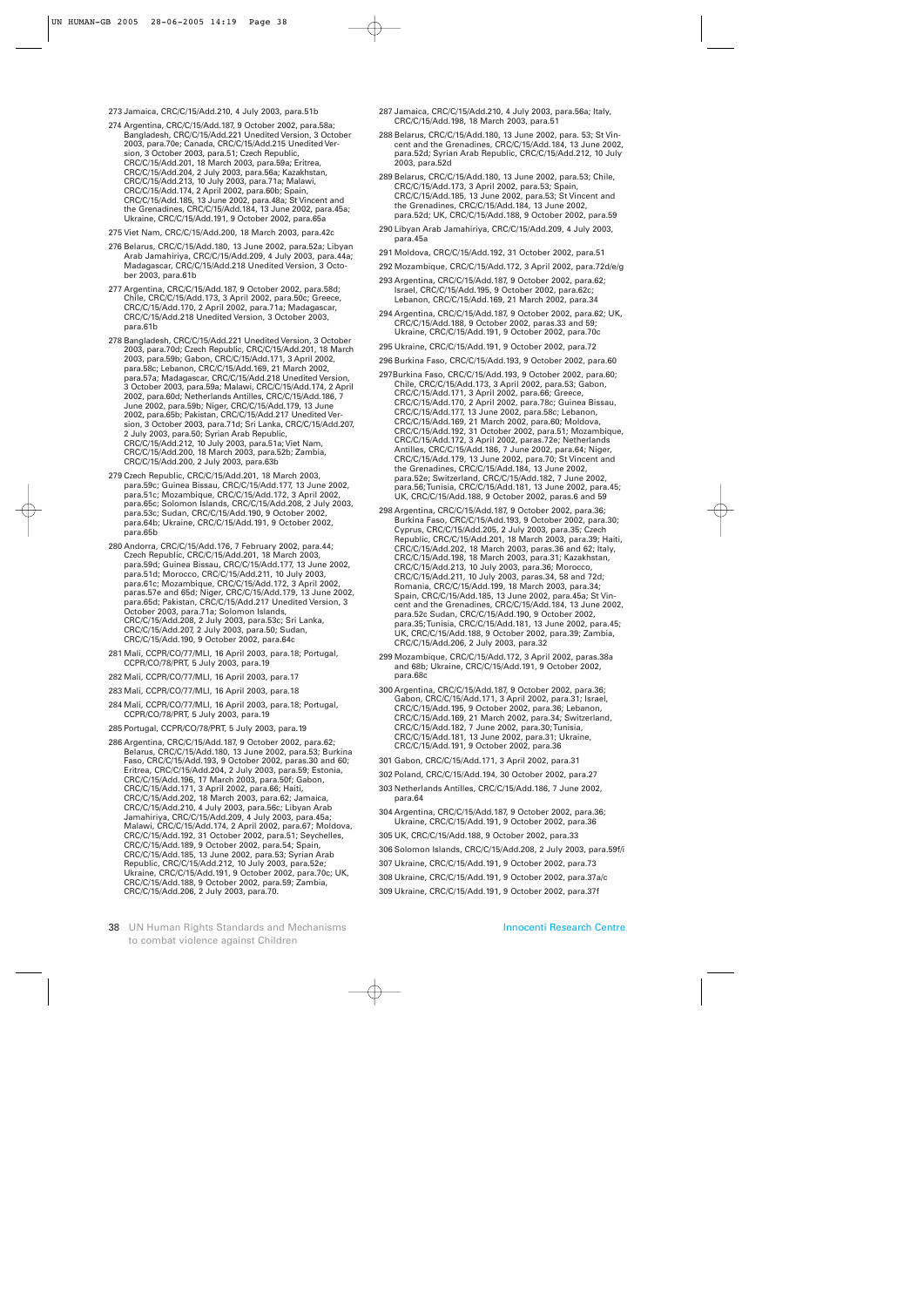273 Jamaica, CRC/C/15/Add.210, 4 July 2003, para.51b

274 Argentina, CRC/C/15/Add.187, 9 October 2002, para.58a; Bangladesh, CRC/C/15/Add.221 Unedited Version, 3 October 2003, para.70e; Canada, CRC/C/15/Add.215 Unedited Version, 3 October 2003, para.51; Czech Republic, CRC/C/15/Add.201, 18 March 2003, para.59a; Eritrea, CRC/C/15/Add.204, 2 July 2003, para.56a; Kazakhstan, CRC/C/15/Add.213, 10 July 2003, para.71a; Malawi, CRC/C/15/Add.174, 2 April 2002, para.60b; Spain, CRC/C/15/Add.185, 13 June 2002, para.48a; St Vincent and the Grenadines, CRC/C/15/Add.184, 13 June 2002, para.45a; Ukraine, CRC/C/15/Add.191, 9 October 2002, para.65a

275 Viet Nam, CRC/C/15/Add.200, 18 March 2003, para.42c

276 Belarus, CRC/C/15/Add.180, 13 June 2002, para.52a; Libyan Arab Jamahiriya, CRC/C/15/Add.209, 4 July 2003, para.44a; Madagascar, CRC/C/15/Add.218 Unedited Version, 3 October 2003, para.61b

277 Argentina, CRC/C/15/Add.187, 9 October 2002, para.58d; Chile, CRC/C/15/Add.173, 3 April 2002, para.50c; Greece, CRC/C/15/Add.170, 2 April 2002, para.71a; Madagascar, CRC/C/15/Add.218 Unedited Version, 3 October 2003, para.61b

278 Bangladesh, CRC/C/15/Add.221 Unedited Version, 3 October 2003, para.70d; Czech Republic, CRC/C/15/Add.201, 18 March 2003, para.59b; Gabon, CRC/C/15/Add.171, 3 April 2002, para.58c; Lebanon, CRC/C/15/Add.169, 21 March 2002, para.57a; Madagascar, CRC/C/15/Add.218 Unedited Version, 3 October 2003, para.59a; Malawi, CRC/C/15/Add.174, 2 April 2002, para.60d; Netherlands Antilles, CRC/C/15/Add.186, 7 June 2002, para.59b; Niger, CRC/C/15/Add.179, 13 June 2002, para.65b; Pakistan, CRC/C/15/Add.217 Unedited Version, 3 October 2003, para.71d; Sri Lanka, CRC/C/15/Add.207, 2 July 2003, para.50; Syrian Arab Republic, CRC/C/15/Add.212, 10 July 2003, para.51a; Viet Nam, CRC/C/15/Add.200, 18 March 2003, para.52b; Zambia, CRC/C/15/Add.200, 2 July 2003, para.63b

279 Czech Republic, CRC/C/15/Add.201, 18 March 2003, para.59c; Guinea Bissau, CRC/C/15/Add.177, 13 June 2002, para.51c; Mozambique, CRC/C/15/Add.172, 3 April 2002, para.65c; Solomon Islands, CRC/C/15/Add.208, 2 July 2003, para.53c; Sudan, CRC/C/15/Add.190, 9 October 2002, para.64b; Ukraine, CRC/C/15/Add.191, 9 October 2002, para.65b

280 Andorra, CRC/C/15/Add.176, 7 February 2002, para.44; Czech Republic, CRC/C/15/Add.201, 18 March 2003, para.59d; Guinea Bissau, CRC/C/15/Add.177, 13 June 2002, para.51d; Morocco, CRC/C/15/Add.211, 10 July 2003, para.61c; Mozambique, CRC/C/15/Add.172, 3 April 2002, paras.57e and 65d; Niger, CRC/C/15/Add.179, 13 June 2002, para.65d; Pakistan, CRC/C/15/Add.217 Unedited Version, 3 October 2003, para.71a; Solomon Islands, CRC/C/15/Add.208, 2 July 2003, para.53c; Sri Lanka, CRC/C/15/Add.207, 2 July 2003, para.50; Sudan, CRC/C/15/Add.190, 9 October 2002, para.64c

281 Mali, CCPR/CO/77/MLI, 16 April 2003, para.18; Portugal, CCPR/CO/78/PRT, 5 July 2003, para.19

282 Mali, CCPR/CO/77/MLI, 16 April 2003, para.17

283 Mali, CCPR/CO/77/MLI, 16 April 2003, para.18

284 Mali, CCPR/CO/77/MLI, 16 April 2003, para.18; Portugal, CCPR/CO/78/PRT, 5 July 2003, para.19

285 Portugal, CCPR/CO/78/PRT, 5 July 2003, para.19

286 Argentina, CRC/C/15/Add.187, 9 October 2002, para.62; Belarus, CRC/C/15/Add.180, 13 June 2002, para.53; Burkina Faso, CRC/C/15/Add.193, 9 October 2002, paras.30 and 60; Eritrea, CRC/C/15/Add.204, 2 July 2003, para.59; Estonia, CRC/C/15/Add.196, 17 March 2003, para.50f; Gabon, CRC/C/15/Add.171, 3 April 2002, para.66; Haiti, CRC/C/15/Add.202, 18 March 2003, para.62; Jamaica, CRC/C/15/Add.210, 4 July 2003, para.56c; Libyan Arab Jamahiriya, CRC/C/15/Add.209, 4 July 2003, para.45a; Malawi, CRC/C/15/Add.174, 2 April 2002, para.67; Moldova, CRC/C/15/Add.192, 31 October 2002, para.51; Seychelles, CRC/C/15/Add.189, 9 October 2002, para.54; Spain, CRC/C/15/Add.185, 13 June 2002, para.53; Syrian Arab Republic, CRC/C/15/Add.212, 10 July 2003, para.52e; Ukraine, CRC/C/15/Add.191, 9 October 2002, para.70c; UK, CRC/C/15/Add.188, 9 October 2002, para.59; Zambia, CRC/C/15/Add.206, 2 July 2003, para.70.

287 Jamaica, CRC/C/15/Add.210, 4 July 2003, para.56a; Italy, CRC/C/15/Add.198, 18 March 2003, para.51

288 Belarus, CRC/C/15/Add.180, 13 June 2002, para. 53; St Vincent and the Grenadines, CRC/C/15/Add.184, 13 June 2002, para.52d; Syrian Arab Republic, CRC/C/15/Add.212, 10 July 2003, para.52d

289 Belarus, CRC/C/15/Add.180, 13 June 2002, para.53; Chile, CRC/C/15/Add.173, 3 April 2002, para.53; Spain, CRC/C/15/Add.185, 13 June 2002, para.53; St Vincent and the Grenadines, CRC/C/15/Add.184, 13 June 2002, para.52d; UK, CRC/C/15/Add.188, 9 October 2002, para.59

290 Libyan Arab Jamahiriya, CRC/C/15/Add.209, 4 July 2003, para.45a

291 Moldova, CRC/C/15/Add.192, 31 October 2002, para.51

292 Mozambique, CRC/C/15/Add.172, 3 April 2002, para.72d/e/g

293 Argentina, CRC/C/15/Add.187, 9 October 2002, para.62; Israel, CRC/C/15/Add.195, 9 October 2002, para.62c; Lebanon, CRC/C/15/Add.169, 21 March 2002, para.34

294 Argentina, CRC/C/15/Add.187, 9 October 2002, para.62; UK, CRC/C/15/Add.188, 9 October 2002, paras.33 and 59; Ukraine, CRC/C/15/Add.191, 9 October 2002, para.70c

295 Ukraine, CRC/C/15/Add.191, 9 October 2002, para.72

296 Burkina Faso, CRC/C/15/Add.193, 9 October 2002, para.60

297 Burkina Faso, CRC/C/15/Add.193, 9 October 2002, para.60; Chile, CRC/C/15/Add.173, 3 April 2002, para.53; Gabon, CRC/C/15/Add.171, 3 April 2002, para.66; Greece, CRC/C/15/Add.170, 2 April 2002, para.78c; Guinea Bissau, CRC/C/15/Add.177, 13 June 2002, para.58c; Lebanon, CRC/C/15/Add.169, 21 March 2002, para.60; Moldova, CRC/C/15/Add.192, 31 October 2002, para.51; Mozambique, CRC/C/15/Add.172, 3 April 2002, paras.72e; Netherlands Antilles, CRC/C/15/Add.186, 7 June 2002, para.64; Niger, CRC/C/15/Add.179, 13 June 2002, para.70; St Vincent and the Grenadines, CRC/C/15/Add.184, 13 June 2002, para.52e; Switzerland, CRC/C/15/Add.182, 7 June 2002, para.56; Tunisia, CRC/C/15/Add.181, 13 June 2002, para.45; UK, CRC/C/15/Add.188, 9 October 2002, paras.6 and 59

298 Argentina, CRC/C/15/Add.187, 9 October 2002, para.36; Burkina Faso, CRC/C/15/Add.193, 9 October 2002, para.30; Cyprus, CRC/C/15/Add.205, 2 July 2003, para.35; Czech Republic, CRC/C/15/Add.201, 18 March 2003, para.39; Haiti, CRC/C/15/Add.202, 18 March 2003, paras.36 and 62; Italy, CRC/C/15/Add.198, 18 March 2003, para.31; Kazakhstan, CRC/C/15/Add.213, 10 July 2003, para.36; Morocco, CRC/C/15/Add.211, 10 July 2003, paras.34, 58 and 72d; Romania, CRC/C/15/Add.199, 18 March 2003, para.34; Spain, CRC/C/15/Add.185, 13 June 2002, para.45a; St Vincent and the Grenadines, CRC/C/15/Add.184, 13 June 2002, para.52c Sudan, CRC/C/15/Add.190, 9 October 2002, para.35; Tunisia, CRC/C/15/Add.181, 13 June 2002, para.45; UK, CRC/C/15/Add.188, 9 October 2002, para.39; Zambia, CRC/C/15/Add.206, 2 July 2003, para.32

299 Mozambique, CRC/C/15/Add.172, 3 April 2002, paras.38a and 68b; Ukraine, CRC/C/15/Add.191, 9 October 2002, para.68c

300 Argentina, CRC/C/15/Add.187, 9 October 2002, para.36; Gabon, CRC/C/15/Add.171, 3 April 2002, para.31; Israel, CRC/C/15/Add.195, 9 October 2002, para.36; Lebanon, CRC/C/15/Add.169, 21 March 2002, para.34; Switzerland, CRC/C/15/Add.182, 7 June 2002, para.30; Tunisia, CRC/C/15/Add.181, 13 June 2002, para.31; Ukraine, CRC/C/15/Add.191, 9 October 2002, para.36

301 Gabon, CRC/C/15/Add.171, 3 April 2002, para.31

302 Poland, CRC/C/15/Add.194, 30 October 2002, para.27

303 Netherlands Antilles, CRC/C/15/Add.186, 7 June 2002, para.64

304 Argentina, CRC/C/15/Add.187, 9 October 2002, para.36; Ukraine, CRC/C/15/Add.191, 9 October 2002, para.36

305 UK, CRC/C/15/Add.188, 9 October 2002, para.33

306 Solomon Islands, CRC/C/15/Add.208, 2 July 2003, para.59f/i

307 Ukraine, CRC/C/15/Add.191, 9 October 2002, para.73

308 Ukraine, CRC/C/15/Add.191, 9 October 2002, para.37a/c

309 Ukraine, CRC/C/15/Add.191, 9 October 2002, para.37f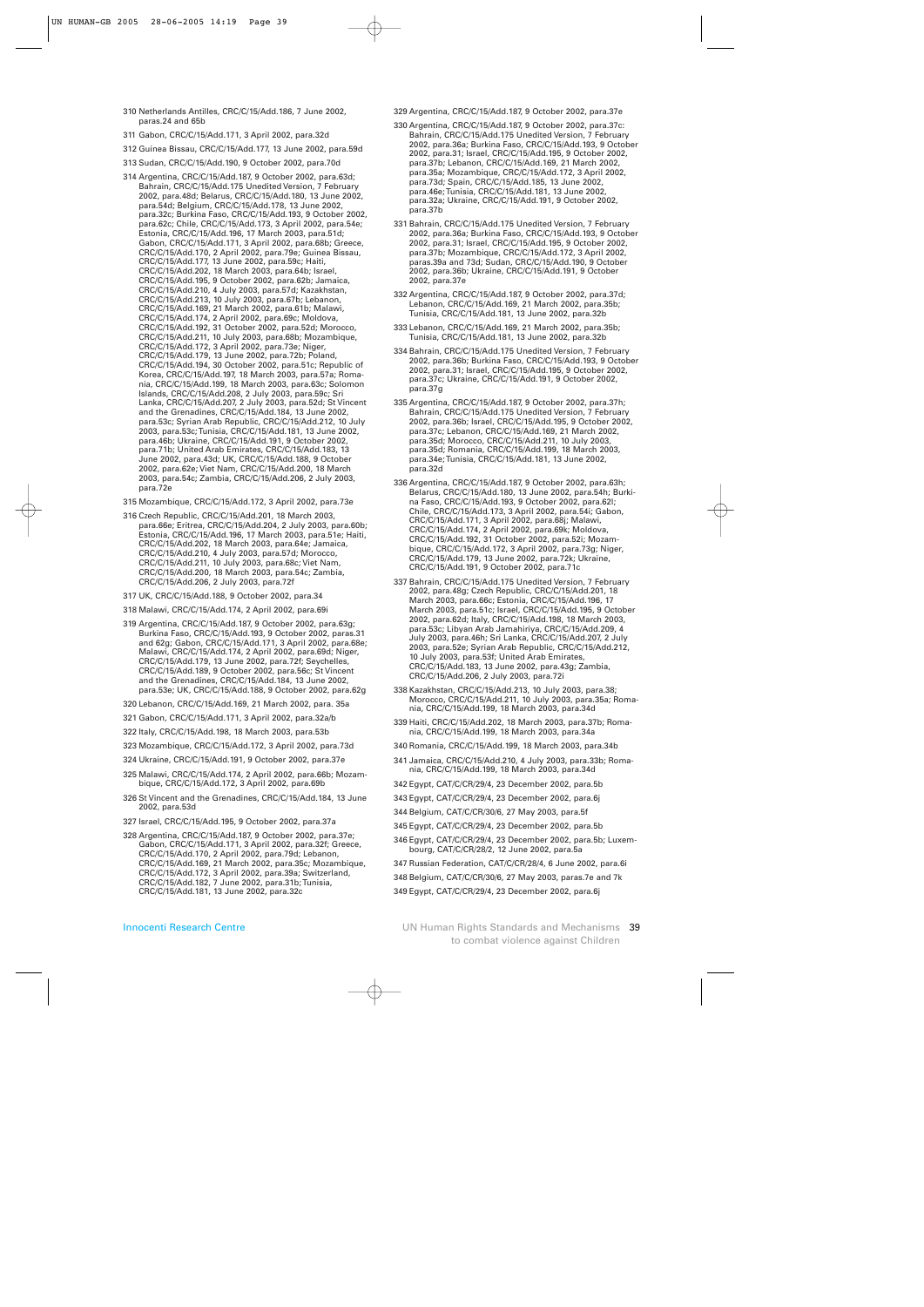310 Netherlands Antilles, CRC/C/15/Add.186, 7 June 2002, paras.24 and 65b

311 Gabon, CRC/C/15/Add.171, 3 April 2002, para.32d

312 Guinea Bissau, CRC/C/15/Add.177, 13 June 2002, para.59d

313 Sudan, CRC/C/15/Add.190, 9 October 2002, para.70d

314 Argentina, CRC/C/15/Add.187, 9 October 2002, para.63d; Bahrain, CRC/C/15/Add.175 Unedited Version, 7 February 2002, para.48d; Belarus, CRC/C/15/Add.180, 13 June 2002, para.54d; Belgium, CRC/C/15/Add.178, 13 June 2002, para.32c; Burkina Faso, CRC/C/15/Add.193, 9 October 2002, para.62c; Chile, CRC/C/15/Add.173, 3 April 2002, para.54e; Estonia, CRC/C/15/Add.196, 17 March 2003, para.51d; Gabon, CRC/C/15/Add.171, 3 April 2002, para.68b; Greece, CRC/C/15/Add.170, 2 April 2002, para.79e; Guinea Bissau, CRC/C/15/Add.177, 13 June 2002, para.59c; Haiti, CRC/C/15/Add.202, 18 March 2003, para.64b; Israel, CRC/C/15/Add.195, 9 October 2002, para.62b; Jamaica, CRC/C/15/Add.210, 4 July 2003, para.57d; Kazakhstan, CRC/C/15/Add.213, 10 July 2003, para.67b; Lebanon, CRC/C/15/Add.169, 21 March 2002, para.61b; Malawi, CRC/C/15/Add.174, 2 April 2002, para.69c; Moldova, CRC/C/15/Add.192, 31 October 2002, para.52d; Morocco, CRC/C/15/Add.211, 10 July 2003, para.68b; Mozambique, CRC/C/15/Add.172, 3 April 2002, para.73e; Niger, CRC/C/15/Add.179, 13 June 2002, para.72b; Poland, CRC/C/15/Add.194, 30 October 2002, para.51c; Republic of Korea, CRC/C/15/Add.197, 18 March 2003, para.57a; Romania, CRC/C/15/Add.199, 18 March 2003, para.63c; Solomon Islands, CRC/C/15/Add.208, 2 July 2003, para.59c; Sri Lanka, CRC/C/15/Add.207, 2 July 2003, para.52d; St Vincent and the Grenadines, CRC/C/15/Add.184, 13 June 2002, para.53c; Syrian Arab Republic, CRC/C/15/Add.212, 10 July 2003, para.53c; Tunisia, CRC/C/15/Add.181, 13 June 2002, para.46b; Ukraine, CRC/C/15/Add.191, 9 October 2002, para.71b; United Arab Emirates, CRC/C/15/Add.183, 13 June 2002, para.43d; UK, CRC/C/15/Add.188, 9 October 2002, para.62e; Viet Nam, CRC/C/15/Add.200, 18 March 2003, para.54c; Zambia, CRC/C/15/Add.206, 2 July 2003, para.72e

315 Mozambique, CRC/C/15/Add.172, 3 April 2002, para.73e

316 Czech Republic, CRC/C/15/Add.201, 18 March 2003, para.66e; Eritrea, CRC/C/15/Add.204, 2 July 2003, para.60b; Estonia, CRC/C/15/Add.196, 17 March 2003, para.51e; Haiti, CRC/C/15/Add.202, 18 March 2003, para.64e; Jamaica, CRC/C/15/Add.210, 4 July 2003, para.57d; Morocco, CRC/C/15/Add.211, 10 July 2003, para.68c; Viet Nam, CRC/C/15/Add.200, 18 March 2003, para.54c; Zambia, CRC/C/15/Add.206, 2 July 2003, para.72f

317 UK, CRC/C/15/Add.188, 9 October 2002, para.34

318 Malawi, CRC/C/15/Add.174, 2 April 2002, para.69i

319 Argentina, CRC/C/15/Add.187, 9 October 2002, para.63g; Burkina Faso, CRC/C/15/Add.193, 9 October 2002, paras.31 and 62g; Gabon, CRC/C/15/Add.171, 3 April 2002, para.68e; Malawi, CRC/C/15/Add.174, 2 April 2002, para.69d; Niger, CRC/C/15/Add.179, 13 June 2002, para.72f; Seychelles, CRC/C/15/Add.189, 9 October 2002, para.56c; St Vincent and the Grenadines, CRC/C/15/Add.184, 13 June 2002, para.53e; UK, CRC/C/15/Add.188, 9 October 2002, para.62g

320 Lebanon, CRC/C/15/Add.169, 21 March 2002, para. 35a

321 Gabon, CRC/C/15/Add.171, 3 April 2002, para.32a/b

322 Italy, CRC/C/15/Add.198, 18 March 2003, para.53b

323 Mozambique, CRC/C/15/Add.172, 3 April 2002, para.73d

324 Ukraine, CRC/C/15/Add.191, 9 October 2002, para.37e

325 Malawi, CRC/C/15/Add.174, 2 April 2002, para.66b; Mozambique, CRC/C/15/Add.172, 3 April 2002, para.69b

326 St Vincent and the Grenadines, CRC/C/15/Add.184, 13 June 2002, para.53d

327 Israel, CRC/C/15/Add.195, 9 October 2002, para.37a

328 Argentina, CRC/C/15/Add.187, 9 October 2002, para.37e; Gabon, CRC/C/15/Add.171, 3 April 2002, para.32f; Greece, CRC/C/15/Add.170, 2 April 2002, para.79d; Lebanon, CRC/C/15/Add.169, 21 March 2002, para.35c; Mozambique, CRC/C/15/Add.172, 3 April 2002, para.39a; Switzerland, CRC/C/15/Add.182, 7 June 2002, para.31b; Tunisia, CRC/C/15/Add.181, 13 June 2002, para.32c

329 Argentina, CRC/C/15/Add.187, 9 October 2002, para.37e

330 Argentina, CRC/C/15/Add.187, 9 October 2002, para.37c: Bahrain, CRC/C/15/Add.175 Unedited Version, 7 February 2002, para.36a; Burkina Faso, CRC/C/15/Add.193, 9 October 2002, para.31; Israel, CRC/C/15/Add.195, 9 October 2002, para.37b; Lebanon, CRC/C/15/Add.169, 21 March 2002, para.35a; Mozambique, CRC/C/15/Add.172, 3 April 2002, para.73d; Spain, CRC/C/15/Add.185, 13 June 2002, para.46e; Tunisia, CRC/C/15/Add.181, 13 June 2002, para.32a; Ukraine, CRC/C/15/Add.191, 9 October 2002, para.37b

331 Bahrain, CRC/C/15/Add.175 Unedited Version, 7 February 2002, para.36a; Burkina Faso, CRC/C/15/Add.193, 9 October 2002, para.31; Israel, CRC/C/15/Add.195, 9 October 2002, para.37b; Mozambique, CRC/C/15/Add.172, 3 April 2002, paras.39a and 73d; Sudan, CRC/C/15/Add.190, 9 October 2002, para.36b; Ukraine, CRC/C/15/Add.191, 9 October 2002, para.37e

332 Argentina, CRC/C/15/Add.187, 9 October 2002, para.37d; Lebanon, CRC/C/15/Add.169, 21 March 2002, para.35b; Tunisia, CRC/C/15/Add.181, 13 June 2002, para.32b

333 Lebanon, CRC/C/15/Add.169, 21 March 2002, para.35b; Tunisia, CRC/C/15/Add.181, 13 June 2002, para.32b

334 Bahrain, CRC/C/15/Add.175 Unedited Version, 7 February 2002, para.36b; Burkina Faso, CRC/C/15/Add.193, 9 October 2002, para.31; Israel, CRC/C/15/Add.195, 9 October 2002, para.37c; Ukraine, CRC/C/15/Add.191, 9 October 2002, para.37g

335 Argentina, CRC/C/15/Add.187, 9 October 2002, para.37h; Bahrain, CRC/C/15/Add.175 Unedited Version, 7 February 2002, para.36b; Israel, CRC/C/15/Add.195, 9 October 2002, para.37c; Lebanon, CRC/C/15/Add.169, 21 March 2002, para.35d; Morocco, CRC/C/15/Add.211, 10 July 2003, para.35d; Romania, CRC/C/15/Add.199, 18 March 2003, para.34e; Tunisia, CRC/C/15/Add.181, 13 June 2002, para.32d

336 Argentina, CRC/C/15/Add.187, 9 October 2002, para.63h; Belarus, CRC/C/15/Add.180, 13 June 2002, para.54h; Burkina Faso, CRC/C/15/Add.193, 9 October 2002, para.62l; Chile, CRC/C/15/Add.173, 3 April 2002, para.54i; Gabon, CRC/C/15/Add.171, 3 April 2002, para.68j; Malawi, CRC/C/15/Add.174, 2 April 2002, para.69k; Moldova, CRC/C/15/Add.192, 31 October 2002, para.52i; Mozambique, CRC/C/15/Add.172, 3 April 2002, para.73g; Niger, CRC/C/15/Add.179, 13 June 2002, para.72k; Ukraine, CRC/C/15/Add.191, 9 October 2002, para.71c

337 Bahrain, CRC/C/15/Add.175 Unedited Version, 7 February 2002, para.48g; Czech Republic, CRC/C/15/Add.201, 18 March 2003, para.66c; Estonia, CRC/C/15/Add.196, 17 March 2003, para.51c; Israel, CRC/C/15/Add.195, 9 October 2002, para.62d; Italy, CRC/C/15/Add.198, 18 March 2003, para.53c; Libyan Arab Jamahiriya, CRC/C/15/Add.209, 4 July 2003, para.46h; Sri Lanka, CRC/C/15/Add.207, 2 July 2003, para.52e; Syrian Arab Republic, CRC/C/15/Add.212, 10 July 2003, para.53f; United Arab Emirates, CRC/C/15/Add.183, 13 June 2002, para.43g; Zambia, CRC/C/15/Add.206, 2 July 2003, para.72i

338 Kazakhstan, CRC/C/15/Add.213, 10 July 2003, para.38; Morocco, CRC/C/15/Add.211, 10 July 2003, para.35a; Romania, CRC/C/15/Add.199, 18 March 2003, para.34d

339 Haiti, CRC/C/15/Add.202, 18 March 2003, para.37b; Romania, CRC/C/15/Add.199, 18 March 2003, para.34a

340 Romania, CRC/C/15/Add.199, 18 March 2003, para.34b

341 Jamaica, CRC/C/15/Add.210, 4 July 2003, para.33b; Romania, CRC/C/15/Add.199, 18 March 2003, para.34d

342 Egypt, CAT/C/CR/29/4, 23 December 2002, para.5b

343 Egypt, CAT/C/CR/29/4, 23 December 2002, para.6j

344 Belgium, CAT/C/CR/30/6, 27 May 2003, para.5f

345 Egypt, CAT/C/CR/29/4, 23 December 2002, para.5b

346 Egypt, CAT/C/CR/29/4, 23 December 2002, para.5b; Luxembourg, CAT/C/CR/28/2, 12 June 2002, para.5a

347 Russian Federation, CAT/C/CR/28/4, 6 June 2002, para.6i

348 Belgium, CAT/C/CR/30/6, 27 May 2003, paras.7e and 7k

349 Egypt, CAT/C/CR/29/4, 23 December 2002, para.6j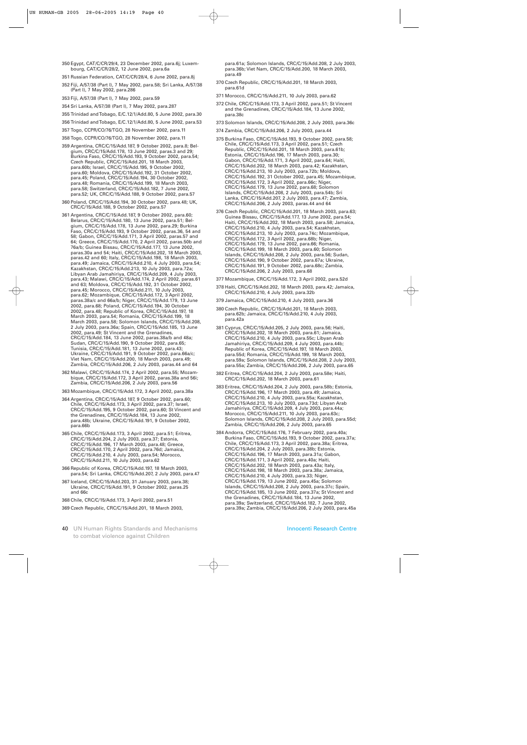350 Egypt, CAT/C/CR/29/4, 23 December 2002, para.6j; Luxembourg, CAT/C/CR/28/2, 12 June 2002, para.6a

351 Russian Federation, CAT/C/CR/28/4, 6 June 2002, para.8j

352 Fiji, A/57/38 (Part I), 7 May 2002, para.58; Sri Lanka, A/57/38 (Part I), 7 May 2002, para.286

353 Fiji, A/57/38 (Part I), 7 May 2002, para.59

354 Sri Lanka, A/57/38 (Part I), 7 May 2002, para.287

355 Trinidad and Tobago, E/C.12/1/Add.80, 5 June 2002, para.30

356 Trinidad and Tobago, E/C.12/1/Add.80, 5 June 2002, para.53

357 Togo, CCPR/CO/76/TGO, 28 November 2002, para.11

358 Togo, CCPR/CO/76/TGO, 28 November 2002, para.11

359 Argentina, CRC/C/15/Add.187, 9 October 2002, para.8; Belgium, CRC/C/15/Add.178, 13 June 2002, paras.3 and 29; Burkina Faso, CRC/C/15/Add.193, 9 October 2002, para.54; Czech Republic, CRC/C/15/Add.201, 18 March 2003, para.60b; Israel, CRC/C/15/Add.195, 9 October 2002, para.60; Moldova, CRC/C/15/Add.192, 31 October 2002, para.45; Poland, CRC/C/15/Add.194, 30 October 2002, para.48; Romania, CRC/C/15/Add.199, 18 March 2003, para.58; Switzerland, CRC/C/15/Add.182, 7 June 2002, para.52; UK, CRC/C/15/Add.188, 9 October 2002, para.57

360 Poland, CRC/C/15/Add.194, 30 October 2002, para.48; UK, CRC/C/15/Add.188, 9 October 2002, para.57

361 Argentina, CRC/C/15/Add.187, 9 October 2002, para.60; Belarus, CRC/C/15/Add.180, 13 June 2002, para.51; Belgium, CRC/C/15/Add.178, 13 June 2002, para.29; Burkina Faso, CRC/C/15/Add.193, 9 October 2002, paras.36, 54 and 58; Gabon, CRC/C/15/Add.171, 3 April 2002, paras.57 and 64; Greece, CRC/C/15/Add.170, 2 April 2002, paras.50b and 76a/b; Guinea Bissau, CRC/C/15/Add.177, 13 June 2002, paras.30a and 54; Haiti, CRC/C/15/Add.202, 18 March 2003, paras.42 and 60; Italy, CRC/C/15/Add.198, 18 March 2003, para.49; Jamaica, CRC/C/15/Add.210, 4 July 2003, para.54; Kazakhstan, CRC/C/15/Add.213, 10 July 2003, para.72a; Libyan Arab Jamahiriya, CRC/C/15/Add.209, 4 July 2003, para.43; Malawi, CRC/C/15/Add.174, 2 April 2002, paras.61 and 63; Moldova, CRC/C/15/Add.192, 31 October 2002, para.45; Morocco, CRC/C/15/Add.211, 10 July 2003, para.62; Mozambique, CRC/C/15/Add.172, 3 April 2002, paras.38a/c and 66a/b; Niger, CRC/C/15/Add.179, 13 June 2002, para.68; Poland, CRC/C/15/Add.194, 30 October 2002, para.48; Republic of Korea, CRC/C/15/Add.197, 18 March 2003, para.54; Romania, CRC/C/15/Add.199, 18 March 2003, para.58; Solomon Islands, CRC/C/15/Add.208, 2 July 2003, para.36a; Spain, CRC/C/15/Add.185, 13 June 2002, para.49; St Vincent and the Grenadines, CRC/C/15/Add.184, 13 June 2002, paras.38a/b and 48a; Sudan, CRC/C/15/Add.190, 9 October 2002, para.65; Tunisia, CRC/C/15/Add.181, 13 June 2002, para.43; Ukraine, CRC/C/15/Add.191, 9 October 2002, para.66a/c; Viet Nam, CRC/C/15/Add.200, 18 March 2003, para.49; Zambia, CRC/C/15/Add.206, 2 July 2003, paras.44 and 64

362 Malawi, CRC/C/15/Add.174, 2 April 2002, para.55; Mozambique, CRC/C/15/Add.172, 3 April 2002, paras.38a and 56i; Zambia, CRC/C/15/Add.206, 2 July 2003, para.56

363 Mozambique, CRC/C/15/Add.172, 3 April 2002, para.38a

364 Argentina, CRC/C/15/Add.187, 9 October 2002, para.60; Chile, CRC/C/15/Add.173, 3 April 2002, para.37; Israel, CRC/C/15/Add.195, 9 October 2002, para.60; St Vincent and the Grenadines, CRC/C/15/Add.184, 13 June 2002, para.48b; Ukraine, CRC/C/15/Add.191, 9 October 2002, para.66b

365 Chile, CRC/C/15/Add.173, 3 April 2002, para.51; Eritrea, CRC/C/15/Add.204, 2 July 2003, para.37; Estonia, CRC/C/15/Add.196, 17 March 2003, para.48; Greece, CRC/C/15/Add.170, 2 April 2002, para.76d; Jamaica, CRC/C/15/Add.210, 4 July 2003, para.54; Morocco, CRC/C/15/Add.211, 10 July 2003, para.62

366 Republic of Korea, CRC/C/15/Add.197, 18 March 2003, para.54; Sri Lanka, CRC/C/15/Add.207, 2 July 2003, para.47

367 Iceland, CRC/C/15/Add.203, 31 January 2003, para.38; Ukraine, CRC/C/15/Add.191, 9 October 2002, paras.25 and 66c

368 Chile, CRC/C/15/Add.173, 3 April 2002, para.51

369 Czech Republic, CRC/C/15/Add.201, 18 March 2003, para.61a; Solomon Islands, CRC/C/15/Add.208, 2 July 2003, para.36b; Viet Nam, CRC/C/15/Add.200, 18 March 2003, para.49

370 Czech Republic, CRC/C/15/Add.201, 18 March 2003, para.61d

371 Morocco, CRC/C/15/Add.211, 10 July 2003, para.62

372 Chile, CRC/C/15/Add.173, 3 April 2002, para.51; St Vincent and the Grenadines, CRC/C/15/Add.184, 13 June 2002, para.38c

373 Solomon Islands, CRC/C/15/Add.208, 2 July 2003, para.36c

374 Zambia, CRC/C/15/Add.206, 2 July 2003, para.44

375 Burkina Faso, CRC/C/15/Add.193, 9 October 2002, para.58; Chile, CRC/C/15/Add.173, 3 April 2002, para.51; Czech Republic, CRC/C/15/Add.201, 18 March 2003, para.61b; Estonia, CRC/C/15/Add.196, 17 March 2003, para.30; Gabon, CRC/C/15/Add.171, 3 April 2002, para.64; Haiti, CRC/C/15/Add.202, 18 March 2003, para.42; Kazakhstan, CRC/C/15/Add.213, 10 July 2003, para.72b; Moldova, CRC/C/15/Add.192, 31 October 2002, para.45; Mozambique, CRC/C/15/Add.172, 3 April 2002, para.66c; Niger, CRC/C/15/Add.179, 13 June 2002, para.68; Solomon Islands, CRC/C/15/Add.208, 2 July 2003, para.54b; Sri Lanka, CRC/C/15/Add.207, 2 July 2003, para.47; Zambia, CRC/C/15/Add.206, 2 July 2003, paras.44 and 64

376 Czech Republic, CRC/C/15/Add.201, 18 March 2003, para.63; Guinea Bissau, CRC/C/15/Add.177, 13 June 2002, para.54; Haiti, CRC/C/15/Add.202, 18 March 2003, para.58; Jamaica, CRC/C/15/Add.210, 4 July 2003, para.54; Kazakhstan, CRC/C/15/Add.213, 10 July 2003, para.74c; Mozambique, CRC/C/15/Add.172, 3 April 2002, para.68b; Niger, CRC/C/15/Add.179, 13 June 2002, para.66; Romania, CRC/C/15/Add.199, 18 March 2003, para.60; Solomon Islands, CRC/C/15/Add.208, 2 July 2003, para.56; Sudan, CRC/C/15/Add.190, 9 October 2002, para.67a; Ukraine, CRC/C/15/Add.191, 9 October 2002, para.68c; Zambia, CRC/C/15/Add.206, 2 July 2003, para.68

377 Mozambique, CRC/C/15/Add.172, 3 April 2002, para.52d

378 Haiti, CRC/C/15/Add.202, 18 March 2003, para.42; Jamaica, CRC/C/15/Add.210, 4 July 2003, para.32b

379 Jamaica, CRC/C/15/Add.210, 4 July 2003, para.36

380 Czech Republic, CRC/C/15/Add.201, 18 March 2003, para.62b; Jamaica, CRC/C/15/Add.210, 4 July 2003, para.42a

381 Cyprus, CRC/C/15/Add.205, 2 July 2003, para.56; Haiti, CRC/C/15/Add.202, 18 March 2003, para.61; Jamaica, CRC/C/15/Add.210, 4 July 2003, para.55c; Libyan Arab Jamahiriya, CRC/C/15/Add.209, 4 July 2003, para.44b; Republic of Korea, CRC/C/15/Add.197, 18 March 2003, para.55d; Romania, CRC/C/15/Add.199, 18 March 2003, para.59a; Solomon Islands, CRC/C/15/Add.208, 2 July 2003, para.55a; Zambia, CRC/C/15/Add.206, 2 July 2003, para.65

382 Eritrea, CRC/C/15/Add.204, 2 July 2003, para.58e; Haiti, CRC/C/15/Add.202, 18 March 2003, para.61

383 Eritrea, CRC/C/15/Add.204, 2 July 2003, para.58b; Estonia, CRC/C/15/Add.196, 17 March 2003, para.49; Jamaica, CRC/C/15/Add.210, 4 July 2003, para.55a; Kazakhstan, CRC/C/15/Add.213, 10 July 2003, para.73d; Libyan Arab Jamahiriya, CRC/C/15/Add.209, 4 July 2003, para.44a; Morocco, CRC/C/15/Add.211, 10 July 2003, para.63c; Solomon Islands, CRC/C/15/Add.208, 2 July 2003, para.55d; Zambia, CRC/C/15/Add.206, 2 July 2003, para.65

384 Andorra, CRC/C/15/Add.176, 7 February 2002, para.40a; Burkina Faso, CRC/C/15/Add.193, 9 October 2002, para.37a; Chile, CRC/C/15/Add.173, 3 April 2002, para.38a; Eritrea, CRC/C/15/Add.204, 2 July 2003, para.38b; Estonia, CRC/C/15/Add.196, 17 March 2003, para.31a; Gabon, CRC/C/15/Add.171, 3 April 2002, para.40a; Haiti, CRC/C/15/Add.202, 18 March 2003, para.43a; Italy, CRC/C/15/Add.198, 18 March 2003, para.38a; Jamaica, CRC/C/15/Add.210, 4 July 2003, para.33; Niger, CRC/C/15/Add.179, 13 June 2002, para.45a; Solomon Islands, CRC/C/15/Add.208, 2 July 2003, para.37c; Spain, CRC/C/15/Add.185, 13 June 2002, para.37a; St Vincent and the Grenadines, CRC/C/15/Add.184, 13 June 2002, para.39a; Switzerland, CRC/C/15/Add.182, 7 June 2002, para.39a; Zambia, CRC/C/15/Add.206, 2 July 2003, para.45a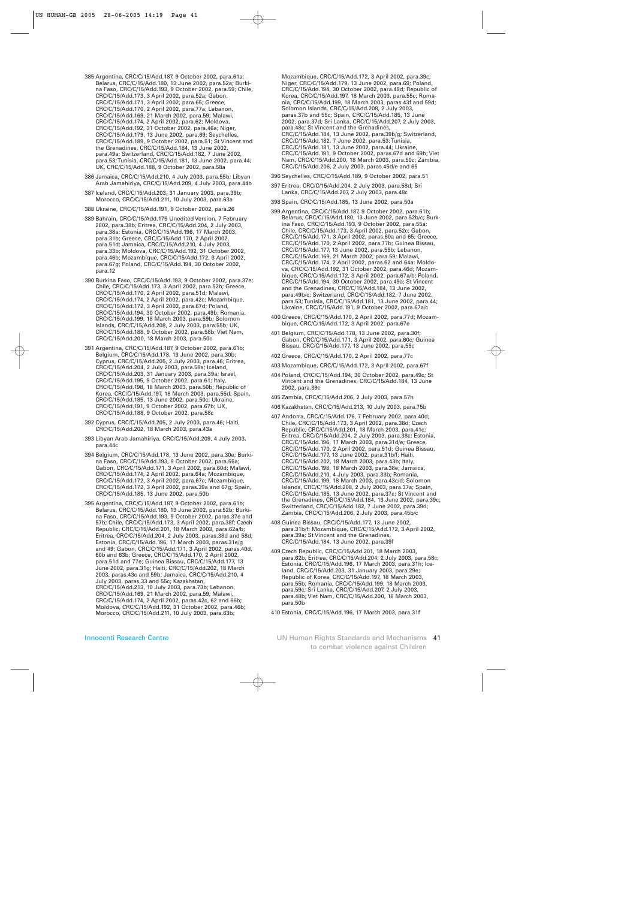385 Argentina, CRC/C/15/Add.187, 9 October 2002, para.61a; Belarus, CRC/C/15/Add.180, 13 June 2002, para.52a; Burkina Faso, CRC/C/15/Add.193, 9 October 2002, para.59; Chile, CRC/C/15/Add.173, 3 April 2002, para.52a; Gabon, CRC/C/15/Add.171, 3 April 2002, para.65; Greece, CRC/C/15/Add.170, 2 April 2002, para.77a; Lebanon, CRC/C/15/Add.169, 21 March 2002, para.59; Malawi, CRC/C/15/Add.174, 2 April 2002, para.62; Moldova, CRC/C/15/Add.192, 31 October 2002, para.46a; Niger, CRC/C/15/Add.179, 13 June 2002, para.69; Seychelles, CRC/C/15/Add.189, 9 October 2002, para.51; St Vincent and the Grenadines, CRC/C/15/Add.184, 13 June 2002, para.49a; Switzerland, CRC/C/15/Add.182, 7 June 2002, para.53; Tunisia, CRC/C/15/Add.181, 13 June 2002, para.44; UK, CRC/C/15/Add.188, 9 October 2002, para.58a

386 Jamaica, CRC/C/15/Add.210, 4 July 2003, para.55b; Libyan Arab Jamahiriya, CRC/C/15/Add.209, 4 July 2003, para.44b

387 Iceland, CRC/C/15/Add.203, 31 January 2003, para.39b; Morocco, CRC/C/15/Add.211, 10 July 2003, para.63a

388 Ukraine, CRC/C/15/Add.191, 9 October 2002, para.26

389 Bahrain, CRC/C/15/Add.175 Unedited Version, 7 February 2002, para.38b; Eritrea, CRC/C/15/Add.204, 2 July 2003, para.38a; Estonia, CRC/C/15/Add.196, 17 March 2003, para.31b; Greece, CRC/C/15/Add.170, 2 April 2002, para.51d; Jamaica, CRC/C/15/Add.210, 4 July 2003, para.33b; Moldova, CRC/C/15/Add.192, 31 October 2002, para.46b; Mozambique, CRC/C/15/Add.172, 3 April 2002, para.67g; Poland, CRC/C/15/Add.194, 30 October 2002, para.12

390 Burkina Faso, CRC/C/15/Add.193, 9 October 2002, para.37e; Chile, CRC/C/15/Add.173, 3 April 2002, para.52b; Greece, CRC/C/15/Add.170, 2 April 2002, para.51d; Malawi, CRC/C/15/Add.174, 2 April 2002, para.42c; Mozambique, CRC/C/15/Add.172, 3 April 2002, para.67d; Poland, CRC/C/15/Add.194, 30 October 2002, para.49b; Romania, CRC/C/15/Add.199, 18 March 2003, para.59b; Solomon Islands, CRC/C/15/Add.208, 2 July 2003, para.55b; UK, CRC/C/15/Add.188, 9 October 2002, para.58b; Viet Nam, CRC/C/15/Add.200, 18 March 2003, para.50c

391 Argentina, CRC/C/15/Add.187, 9 October 2002, para.61b; Belgium, CRC/C/15/Add.178, 13 June 2002, para.30b; Cyprus, CRC/C/15/Add.205, 2 July 2003, para.46; Eritrea, CRC/C/15/Add.204, 2 July 2003, para.58a; Iceland, CRC/C/15/Add.203, 31 January 2003, para.39a; Israel, CRC/C/15/Add.195, 9 October 2002, para.61; Italy, CRC/C/15/Add.198, 18 March 2003, para.50b; Republic of Korea, CRC/C/15/Add.197, 18 March 2003, para.55d; Spain, CRC/C/15/Add.185, 13 June 2002, para.50c; Ukraine, CRC/C/15/Add.191, 9 October 2002, para.67b; UK, CRC/C/15/Add.188, 9 October 2002, para.58c

392 Cyprus, CRC/C/15/Add.205, 2 July 2003, para.46; Haiti, CRC/C/15/Add.202, 18 March 2003, para.43a

393 Libyan Arab Jamahiriya, CRC/C/15/Add.209, 4 July 2003, para.44c

394 Belgium, CRC/C/15/Add.178, 13 June 2002, para.30e; Burkina Faso, CRC/C/15/Add.193, 9 October 2002, para.55a; Gabon, CRC/C/15/Add.171, 3 April 2002, para.60d; Malawi, CRC/C/15/Add.174, 2 April 2002, para.64a; Mozambique, CRC/C/15/Add.172, 3 April 2002, para.67c; Mozambique, CRC/C/15/Add.172, 3 April 2002, paras.39a and 67g; Spain, CRC/C/15/Add.185, 13 June 2002, para.50b

395 Argentina, CRC/C/15/Add.187, 9 October 2002, para.61b; Belarus, CRC/C/15/Add.180, 13 June 2002, para.52b; Burkina Faso, CRC/C/15/Add.193, 9 October 2002, paras.37e and 57b; Chile, CRC/C/15/Add.173, 3 April 2002, para.38f; Czech Republic, CRC/C/15/Add.201, 18 March 2003, para.62a/b; Eritrea, CRC/C/15/Add.204, 2 July 2003, paras.38d and 58d; Estonia, CRC/C/15/Add.196, 17 March 2003, paras.31e/g and 49; Gabon, CRC/C/15/Add.171, 3 April 2002, paras.40d, 60b and 63b; Greece, CRC/C/15/Add.170, 2 April 2002, para.51d and 77e; Guinea Bissau, CRC/C/15/Add.177, 13 June 2002, para.31g; Haiti, CRC/C/15/Add.202, 18 March 2003, paras.43c and 59b; Jamaica, CRC/C/15/Add.210, 4 July 2003, paras.33 and 55c; Kazakhstan, CRC/C/15/Add.213, 10 July 2003, para.73b; Lebanon, CRC/C/15/Add.169, 21 March 2002, para.59; Malawi, CRC/C/15/Add.174, 2 April 2002, paras.42c, 62 and 66b; Moldova, CRC/C/15/Add.192, 31 October 2002, para.46b; Morocco, CRC/C/15/Add.211, 10 July 2003, para.63b; Mozambique, CRC/C/15/Add.172, 3 April 2002, para.39c; Niger, CRC/C/15/Add.179, 13 June 2002, para.69; Poland, CRC/C/15/Add.194, 30 October 2002, para.49d; Republic of Korea, CRC/C/15/Add.197, 18 March 2003, para.55c; Romania, CRC/C/15/Add.199, 18 March 2003, paras.43f and 59d; Solomon Islands, CRC/C/15/Add.208, 2 July 2003, paras.37b and 55c; Spain, CRC/C/15/Add.185, 13 June 2002, para.48c; St Vincent and the Grenadines, CRC/C/15/Add.184, 13 June 2002, para.39b/g; Switzerland, CRC/C/15/Add.182, 7 June 2002, para.53; Tunisia, CRC/C/15/Add.181, 13 June 2002, para.44; Ukraine, CRC/C/15/Add.191, 9 October 2002, paras.67d and 69b; Viet Nam, CRC/C/15/Add.200, 18 March 2003, para.50c; Zambia, CRC/C/15/Add.206, 2 July 2003, paras.45d/e and 65

396 Seychelles, CRC/C/15/Add.189, 9 October 2002, para.51

397 Eritrea, CRC/C/15/Add.204, 2 July 2003, para.58d; Sri Lanka, CRC/C/15/Add.207, 2 July 2003, para.48c

398 Spain, CRC/C/15/Add.185, 13 June 2002, para.50a

399 Argentina, CRC/C/15/Add.187, 9 October 2002, para.61b; Belarus, CRC/C/15/Add.180, 13 June 2002, para.52b/c; Burkina Faso, CRC/C/15/Add.193, 9 October 2002, para.55a; Chile, CRC/C/15/Add.173, 3 April 2002, para.52c; Gabon, CRC/C/15/Add.171, 3 April 2002, paras.60a and 65; Greece, CRC/C/15/Add.170, 2 April 2002, para.77b; Guinea Bissau, CRC/C/15/Add.177, 13 June 2002, para.55b; Lebanon, CRC/C/15/Add.169, 21 March 2002, para.59; Malawi, CRC/C/15/Add.174, 2 April 2002, paras.62 and 64a: Moldova, CRC/C/15/Add.192, 31 October 2002, para.46d; Mozambique, CRC/C/15/Add.172, 3 April 2002, para.67a/b; Poland, CRC/C/15/Add.194, 30 October 2002, para.49a; St Vincent and the Grenadines, CRC/C/15/Add.184, 13 June 2002, para.49b/c; Switzerland, CRC/C/15/Add.182, 7 June 2002, para.53; Tunisia, CRC/C/15/Add.181, 13 June 2002, para.44; Ukraine, CRC/C/15/Add.191, 9 October 2002, para.67a/c

400 Greece, CRC/C/15/Add.170, 2 April 2002, para.77d; Mozambique, CRC/C/15/Add.172, 3 April 2002, para.67e

401 Belgium, CRC/C/15/Add.178, 13 June 2002, para.30f; Gabon, CRC/C/15/Add.171, 3 April 2002, para.60c; Guinea Bissau, CRC/C/15/Add.177, 13 June 2002, para.55c

402 Greece, CRC/C/15/Add.170, 2 April 2002, para.77c

403 Mozambique, CRC/C/15/Add.172, 3 April 2002, para.67f

404 Poland, CRC/C/15/Add.194, 30 October 2002, para.49c; St Vincent and the Grenadines, CRC/C/15/Add.184, 13 June 2002, para.39c

405 Zambia, CRC/C/15/Add.206, 2 July 2003, para.57h

406 Kazakhstan, CRC/C/15/Add.213, 10 July 2003, para.75b

407 Andorra, CRC/C/15/Add.176, 7 February 2002, para.40d; Chile, CRC/C/15/Add.173, 3 April 2002, para.38d; Czech Republic, CRC/C/15/Add.201, 18 March 2003, para.41c; Eritrea, CRC/C/15/Add.204, 2 July 2003, para.38c; Estonia, CRC/C/15/Add.196, 17 March 2003, para.31d/e; Greece, CRC/C/15/Add.170, 2 April 2002, para.51d; Guinea Bissau, CRC/C/15/Add.177, 13 June 2002, para.31b/f; Haiti, CRC/C/15/Add.202, 18 March 2003, para.43b; Italy, CRC/C/15/Add.198, 18 March 2003, para.38e; Jamaica, CRC/C/15/Add.210, 4 July 2003, para.33b; Romania, CRC/C/15/Add.199, 18 March 2003, para.43c/d; Solomon Islands, CRC/C/15/Add.208, 2 July 2003, para.37a; Spain, CRC/C/15/Add.185, 13 June 2002, para.37c; St Vincent and the Grenadines, CRC/C/15/Add.184, 13 June 2002, para.39c; Switzerland, CRC/C/15/Add.182, 7 June 2002, para.39d; Zambia, CRC/C/15/Add.206, 2 July 2003, para.45b/c

408 Guinea Bissau, CRC/C/15/Add.177, 13 June 2002, para.31b/f; Mozambique, CRC/C/15/Add.172, 3 April 2002, para.39a; St Vincent and the Grenadines, CRC/C/15/Add.184, 13 June 2002, para.39f

409 Czech Republic, CRC/C/15/Add.201, 18 March 2003, para.62b; Eritrea, CRC/C/15/Add.204, 2 July 2003, para.58c; Estonia, CRC/C/15/Add.196, 17 March 2003, para.31h; Iceland, CRC/C/15/Add.203, 31 January 2003, para.29e; Republic of Korea, CRC/C/15/Add.197, 18 March 2003, para.55b; Romania, CRC/C/15/Add.199, 18 March 2003, para.59c; Sri Lanka, CRC/C/15/Add.207, 2 July 2003, para.48b; Viet Nam, CRC/C/15/Add.200, 18 March 2003, para.50b

410 Estonia, CRC/C/15/Add.196, 17 March 2003, para.31f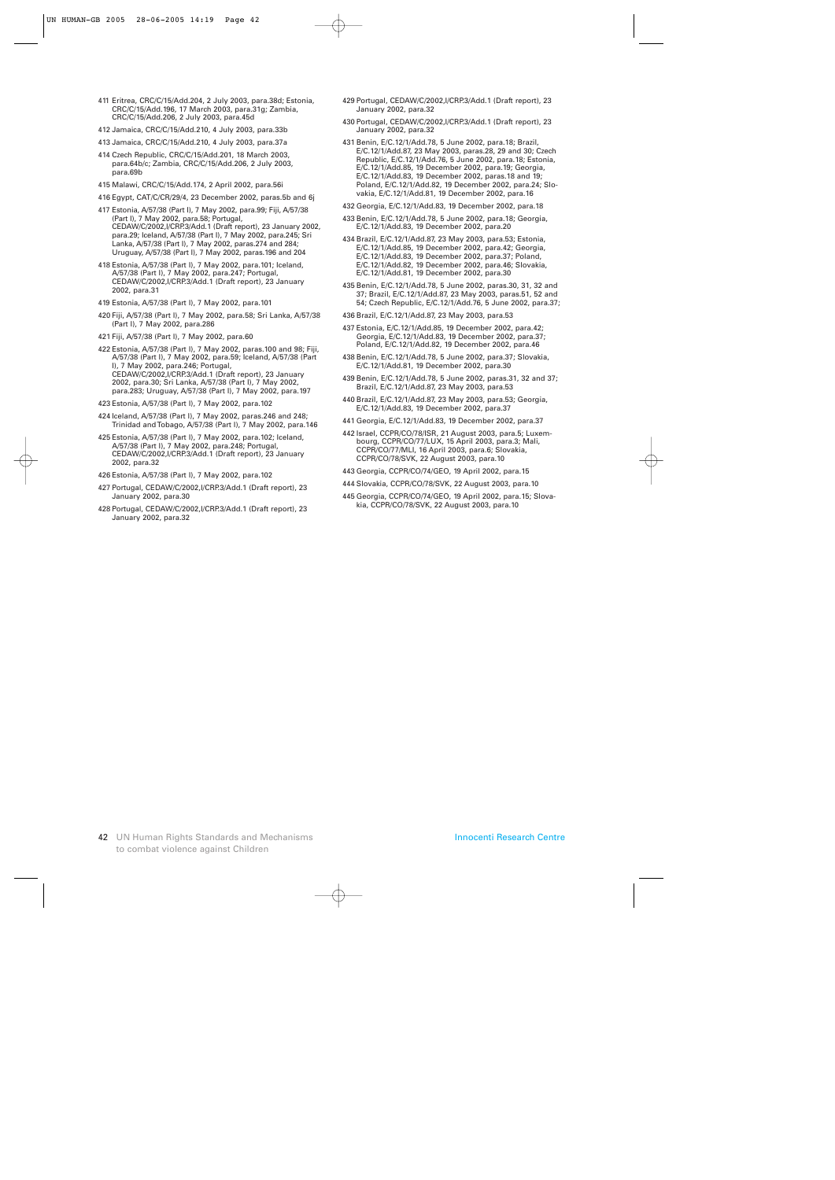411 Eritrea, CRC/C/15/Add.204, 2 July 2003, para.38d; Estonia, CRC/C/15/Add.196, 17 March 2003, para.31g; Zambia, CRC/C/15/Add.206, 2 July 2003, para.45d

412 Jamaica, CRC/C/15/Add.210, 4 July 2003, para.33b

413 Jamaica, CRC/C/15/Add.210, 4 July 2003, para.37a

414 Czech Republic, CRC/C/15/Add.201, 18 March 2003, para.64b/c; Zambia, CRC/C/15/Add.206, 2 July 2003, para.69b

415 Malawi, CRC/C/15/Add.174, 2 April 2002, para.56i

416 Egypt, CAT/C/CR/29/4, 23 December 2002, paras.5b and 6j

417 Estonia, A/57/38 (Part I), 7 May 2002, para.99; Fiji, A/57/38 (Part I), 7 May 2002, para.58; Portugal, CEDAW/C/2002,I/CRP.3/Add.1 (Draft report), 23 January 2002, para.29; Iceland, A/57/38 (Part I), 7 May 2002, para.245; Sri Lanka, A/57/38 (Part I), 7 May 2002, paras.274 and 284; Uruguay, A/57/38 (Part I), 7 May 2002, paras.196 and 204

418 Estonia, A/57/38 (Part I), 7 May 2002, para.101; Iceland, A/57/38 (Part I), 7 May 2002, para.247; Portugal, CEDAW/C/2002,I/CRP.3/Add.1 (Draft report), 23 January 2002, para.31

419 Estonia, A/57/38 (Part I), 7 May 2002, para.101

420 Fiji, A/57/38 (Part I), 7 May 2002, para.58; Sri Lanka, A/57/38 (Part I), 7 May 2002, para.286

421 Fiji, A/57/38 (Part I), 7 May 2002, para.60

422 Estonia, A/57/38 (Part I), 7 May 2002, paras.100 and 98; Fiji, A/57/38 (Part I), 7 May 2002, para.59; Iceland, A/57/38 (Part I), 7 May 2002, para.246; Portugal, CEDAW/C/2002,I/CRP.3/Add.1 (Draft report), 23 January 2002, para.30; Sri Lanka, A/57/38 (Part I), 7 May 2002, para.283; Uruguay, A/57/38 (Part I), 7 May 2002, para.197

423 Estonia, A/57/38 (Part I), 7 May 2002, para.102

424 Iceland, A/57/38 (Part I), 7 May 2002, paras.246 and 248; Trinidad and Tobago, A/57/38 (Part I), 7 May 2002, para.146

425 Estonia, A/57/38 (Part I), 7 May 2002, para.102; Iceland, A/57/38 (Part I), 7 May 2002, para.248; Portugal, CEDAW/C/2002,I/CRP.3/Add.1 (Draft report), 23 January 2002, para.32

426 Estonia, A/57/38 (Part I), 7 May 2002, para.102

427 Portugal, CEDAW/C/2002,I/CRP.3/Add.1 (Draft report), 23 January 2002, para.30

428 Portugal, CEDAW/C/2002,I/CRP.3/Add.1 (Draft report), 23 January 2002, para.32

429 Portugal, CEDAW/C/2002,I/CRP.3/Add.1 (Draft report), 23 January 2002, para.32

430 Portugal, CEDAW/C/2002,I/CRP.3/Add.1 (Draft report), 23 January 2002, para.32

431 Benin, E/C.12/1/Add.78, 5 June 2002, para.18; Brazil, E/C.12/1/Add.87, 23 May 2003, paras.28, 29 and 30; Czech Republic, E/C.12/1/Add.76, 5 June 2002, para.18; Estonia, E/C.12/1/Add.85, 19 December 2002, para.19; Georgia, E/C.12/1/Add.83, 19 December 2002, paras.18 and 19; Poland, E/C.12/1/Add.82, 19 December 2002, para.24; Slovakia, E/C.12/1/Add.81, 19 December 2002, para.16

432 Georgia, E/C.12/1/Add.83, 19 December 2002, para.18

433 Benin, E/C.12/1/Add.78, 5 June 2002, para.18; Georgia, E/C.12/1/Add.83, 19 December 2002, para.20

434 Brazil, E/C.12/1/Add.87, 23 May 2003, para.53; Estonia, E/C.12/1/Add.85, 19 December 2002, para.42; Georgia, E/C.12/1/Add.83, 19 December 2002, para.37; Poland, E/C.12/1/Add.82, 19 December 2002, para.46; Slovakia, E/C.12/1/Add.81, 19 December 2002, para.30

435 Benin, E/C.12/1/Add.78, 5 June 2002, paras.30, 31, 32 and 37; Brazil, E/C.12/1/Add.87, 23 May 2003, paras.51, 52 and 54; Czech Republic, E/C.12/1/Add.76, 5 June 2002, para.37;

436 Brazil, E/C.12/1/Add.87, 23 May 2003, para.53

437 Estonia, E/C.12/1/Add.85, 19 December 2002, para.42; Georgia, E/C.12/1/Add.83, 19 December 2002, para.37; Poland, E/C.12/1/Add.82, 19 December 2002, para.46

438 Benin, E/C.12/1/Add.78, 5 June 2002, para.37; Slovakia, E/C.12/1/Add.81, 19 December 2002, para.30

439 Benin, E/C.12/1/Add.78, 5 June 2002, paras.31, 32 and 37; Brazil, E/C.12/1/Add.87, 23 May 2003, para.53

440 Brazil, E/C.12/1/Add.87, 23 May 2003, para.53; Georgia, E/C.12/1/Add.83, 19 December 2002, para.37

441 Georgia, E/C.12/1/Add.83, 19 December 2002, para.37

442 Israel, CCPR/CO/78/ISR, 21 August 2003, para.5; Luxembourg, CCPR/CO/77/LUX, 15 April 2003, para.3; Mali, CCPR/CO/77/MLI, 16 April 2003, para.6; Slovakia, CCPR/CO/78/SVK, 22 August 2003, para.10

443 Georgia, CCPR/CO/74/GEO, 19 April 2002, para.15

444 Slovakia, CCPR/CO/78/SVK, 22 August 2003, para.10

445 Georgia, CCPR/CO/74/GEO, 19 April 2002, para.15; Slovakia, CCPR/CO/78/SVK, 22 August 2003, para.10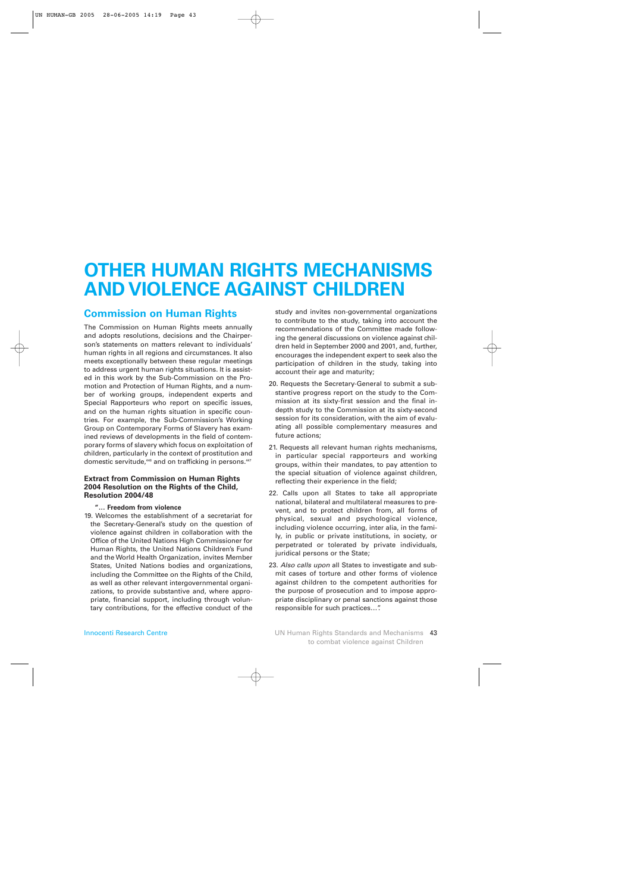# OTHER HUMAN RIGHTS MECHANISMS AND VIOLENCE AGAINST CHILDREN

## Commission on Human Rights

The Commission on Human Rights meets annually and adopts resolutions, decisions and the Chairperson's statements on matters relevant to individuals' human rights in all regions and circumstances. It also meets exceptionally between these regular meetings to address urgent human rights situations. It is assisted in this work by the Sub-Commission on the Promotion and Protection of Human Rights, and a number of working groups, independent experts and Special Rapporteurs who report on specific issues, and on the human rights situation in specific countries. For example, the Sub-Commission's Working Group on Contemporary Forms of Slavery has examined reviews of developments in the field of contemporary forms of slavery which focus on exploitation of children, particularly in the context of prostitution and domestic servitude,[446] and on trafficking in persons.[447]

### Extract from Commission on Human Rights 2004 Resolution on the Rights of the Child, Resolution 2004/48

**"… Freedom from violence**

19. Welcomes the establishment of a secretariat for the Secretary-General's study on the question of violence against children in collaboration with the Office of the United Nations High Commissioner for Human Rights, the United Nations Children's Fund and the World Health Organization, invites Member States, United Nations bodies and organizations, including the Committee on the Rights of the Child, as well as other relevant intergovernmental organizations, to provide substantive and, where appropriate, financial support, including through voluntary contributions, for the effective conduct of the study and invites non-governmental organizations to contribute to the study, taking into account the recommendations of the Committee made following the general discussions on violence against children held in September 2000 and 2001, and, further, encourages the independent expert to seek also the participation of children in the study, taking into account their age and maturity;
20. Requests the Secretary-General to submit a substantive progress report on the study to the Commission at its sixty-first session and the final in-depth study to the Commission at its sixty-second session for its consideration, with the aim of evaluating all possible complementary measures and future actions;
21. Requests all relevant human rights mechanisms, in particular special rapporteurs and working groups, within their mandates, to pay attention to the special situation of violence against children, reflecting their experience in the field;
22. Calls upon all States to take all appropriate national, bilateral and multilateral measures to prevent, and to protect children from, all forms of physical, sexual and psychological violence, including violence occurring, inter alia, in the family, in public or private institutions, in society, or perpetrated or tolerated by private individuals, juridical persons or the State;
23. *Also calls upon* all States to investigate and submit cases of torture and other forms of violence against children to the competent authorities for the purpose of prosecution and to impose appropriate disciplinary or penal sanctions against those responsible for such practices…".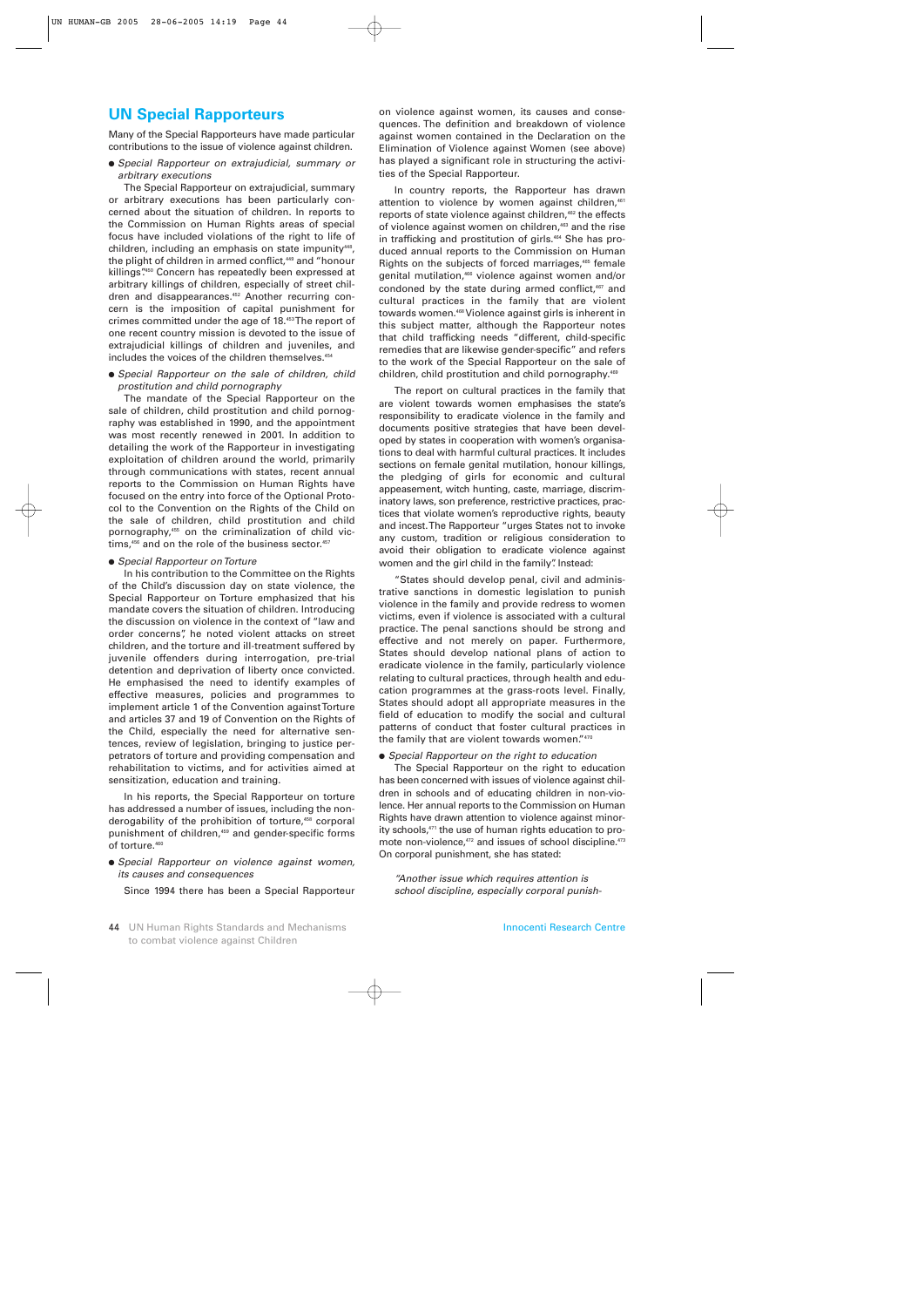## UN Special Rapporteurs

Many of the Special Rapporteurs have made particular contributions to the issue of violence against children.

- *Special Rapporteur on extrajudicial, summary or arbitrary executions*

The Special Rapporteur on extrajudicial, summary or arbitrary executions has been particularly concerned about the situation of children. In reports to the Commission on Human Rights areas of special focus have included violations of the right to life of children, including an emphasis on state impunity[448], the plight of children in armed conflict,[449] and "honour killings".[450] Concern has repeatedly been expressed at arbitrary killings of children, especially of street children and disappearances.[452] Another recurring concern is the imposition of capital punishment for crimes committed under the age of 18.[453] The report of one recent country mission is devoted to the issue of extrajudicial killings of children and juveniles, and includes the voices of the children themselves.[454]

- *Special Rapporteur on the sale of children, child prostitution and child pornography*

The mandate of the Special Rapporteur on the sale of children, child prostitution and child pornography was established in 1990, and the appointment was most recently renewed in 2001. In addition to detailing the work of the Rapporteur in investigating exploitation of children around the world, primarily through communications with states, recent annual reports to the Commission on Human Rights have focused on the entry into force of the Optional Protocol to the Convention on the Rights of the Child on the sale of children, child prostitution and child pornography,[455] on the criminalization of child victims,[456] and on the role of the business sector.[457]

- *Special Rapporteur on Torture*

In his contribution to the Committee on the Rights of the Child's discussion day on state violence, the Special Rapporteur on Torture emphasized that his mandate covers the situation of children. Introducing the discussion on violence in the context of "law and order concerns", he noted violent attacks on street children, and the torture and ill-treatment suffered by juvenile offenders during interrogation, pre-trial detention and deprivation of liberty once convicted. He emphasised the need to identify examples of effective measures, policies and programmes to implement article 1 of the Convention against Torture and articles 37 and 19 of Convention on the Rights of the Child, especially the need for alternative sentences, review of legislation, bringing to justice perpetrators of torture and providing compensation and rehabilitation to victims, and for activities aimed at sensitization, education and training.

In his reports, the Special Rapporteur on torture has addressed a number of issues, including the non-derogability of the prohibition of torture,[458] corporal punishment of children,[459] and gender-specific forms of torture.[460]

- *Special Rapporteur on violence against women, its causes and consequences*

Since 1994 there has been a Special Rapporteur on violence against women, its causes and consequences. The definition and breakdown of violence against women contained in the Declaration on the Elimination of Violence against Women (see above) has played a significant role in structuring the activities of the Special Rapporteur.

In country reports, the Rapporteur has drawn attention to violence by women against children,[461] reports of state violence against children,[462] the effects of violence against women on children,[463] and the rise in trafficking and prostitution of girls.[464] She has produced annual reports to the Commission on Human Rights on the subjects of forced marriages,[465] female genital mutilation,[466] violence against women and/or condoned by the state during armed conflict,[467] and cultural practices in the family that are violent towards women.[468] Violence against girls is inherent in this subject matter, although the Rapporteur notes that child trafficking needs "different, child-specific remedies that are likewise gender-specific" and refers to the work of the Special Rapporteur on the sale of children, child prostitution and child pornography.[469]

The report on cultural practices in the family that are violent towards women emphasises the state's responsibility to eradicate violence in the family and documents positive strategies that have been developed by states in cooperation with women's organisations to deal with harmful cultural practices. It includes sections on female genital mutilation, honour killings, the pledging of girls for economic and cultural appeasement, witch hunting, caste, marriage, discriminatory laws, son preference, restrictive practices, practices that violate women's reproductive rights, beauty and incest. The Rapporteur "urges States not to invoke any custom, tradition or religious consideration to avoid their obligation to eradicate violence against women and the girl child in the family". Instead:

"States should develop penal, civil and administrative sanctions in domestic legislation to punish violence in the family and provide redress to women victims, even if violence is associated with a cultural practice. The penal sanctions should be strong and effective and not merely on paper. Furthermore, States should develop national plans of action to eradicate violence in the family, particularly violence relating to cultural practices, through health and education programmes at the grass-roots level. Finally, States should adopt all appropriate measures in the field of education to modify the social and cultural patterns of conduct that foster cultural practices in the family that are violent towards women."[470]

- *Special Rapporteur on the right to education*

The Special Rapporteur on the right to education has been concerned with issues of violence against children in schools and of educating children in non-violence. Her annual reports to the Commission on Human Rights have drawn attention to violence against minority schools,[471] the use of human rights education to promote non-violence,[472] and issues of school discipline.[473] On corporal punishment, she has stated:

*"Another issue which requires attention is school discipline, especially corporal punish-*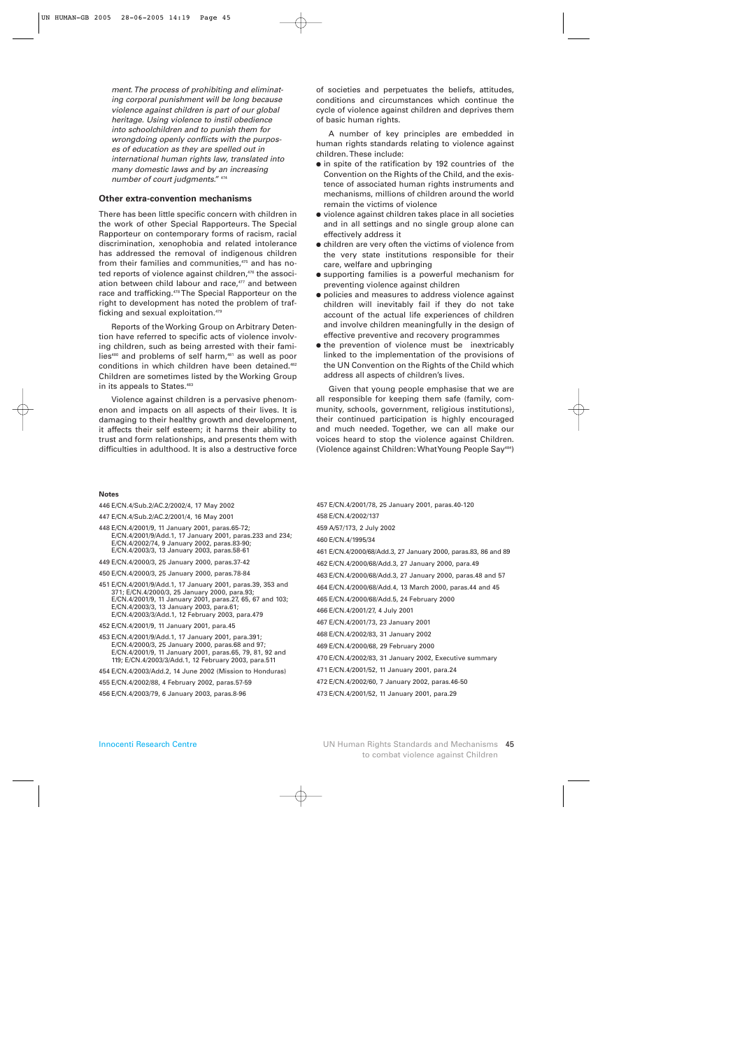*ment. The process of prohibiting and eliminating corporal punishment will be long because violence against children is part of our global heritage. Using violence to instil obedience into schoolchildren and to punish them for wrongdoing openly conflicts with the purposes of education as they are spelled out in international human rights law, translated into many domestic laws and by an increasing number of court judgments."* [474]

### Other extra-convention mechanisms

There has been little specific concern with children in the work of other Special Rapporteurs. The Special Rapporteur on contemporary forms of racism, racial discrimination, xenophobia and related intolerance has addressed the removal of indigenous children from their families and communities,[475] and has noted reports of violence against children,[476] the association between child labour and race,[477] and between race and trafficking.[478] The Special Rapporteur on the right to development has noted the problem of trafficking and sexual exploitation.[479]

Reports of the Working Group on Arbitrary Detention have referred to specific acts of violence involving children, such as being arrested with their families[480] and problems of self harm,[481] as well as poor conditions in which children have been detained.[482] Children are sometimes listed by the Working Group in its appeals to States.[483]

Violence against children is a pervasive phenomenon and impacts on all aspects of their lives. It is damaging to their healthy growth and development, it affects their self esteem; it harms their ability to trust and form relationships, and presents them with difficulties in adulthood. It is also a destructive force of societies and perpetuates the beliefs, attitudes, conditions and circumstances which continue the cycle of violence against children and deprives them of basic human rights.

A number of key principles are embedded in human rights standards relating to violence against children. These include:

- in spite of the ratification by 192 countries of the Convention on the Rights of the Child, and the existence of associated human rights instruments and mechanisms, millions of children around the world remain the victims of violence
- violence against children takes place in all societies and in all settings and no single group alone can effectively address it
- children are very often the victims of violence from the very state institutions responsible for their care, welfare and upbringing
- supporting families is a powerful mechanism for preventing violence against children
- policies and measures to address violence against children will inevitably fail if they do not take account of the actual life experiences of children and involve children meaningfully in the design of effective preventive and recovery programmes
- the prevention of violence must be inextricably linked to the implementation of the provisions of the UN Convention on the Rights of the Child which address all aspects of children's lives.

Given that young people emphasise that we are all responsible for keeping them safe (family, community, schools, government, religious institutions), their continued participation is highly encouraged and much needed. Together, we can all make our voices heard to stop the violence against Children. (Violence against Children: What Young People Say[484])

#### Notes

446 E/CN.4/Sub.2/AC.2/2002/4, 17 May 2002

447 E/CN.4/Sub.2/AC.2/2001/4, 16 May 2001

448 E/CN.4/2001/9, 11 January 2001, paras.65-72; E/CN.4/2001/9/Add.1, 17 January 2001, paras.233 and 234; E/CN.4/2002/74, 9 January 2002, paras.83-90; E/CN.4/2003/3, 13 January 2003, paras.58-61

449 E/CN.4/2000/3, 25 January 2000, paras.37-42

450 E/CN.4/2000/3, 25 January 2000, paras.78-84

451 E/CN.4/2001/9/Add.1, 17 January 2001, paras.39, 353 and 371; E/CN.4/2000/3, 25 January 2000, para.93; E/CN.4/2001/9, 11 January 2001, paras.27, 65, 67 and 103; E/CN.4/2003/3, 13 January 2003, para.61; E/CN.4/2003/3/Add.1, 12 February 2003, para.479

452 E/CN.4/2001/9, 11 January 2001, para.45

453 E/CN.4/2001/9/Add.1, 17 January 2001, para.391; E/CN.4/2000/3, 25 January 2000, paras.68 and 97; E/CN.4/2001/9, 11 January 2001, paras.65, 79, 81, 92 and 119; E/CN.4/2003/3/Add.1, 12 February 2003, para.511

454 E/CN.4/2003/Add.2, 14 June 2002 (Mission to Honduras)

455 E/CN.4/2002/88, 4 February 2002, paras.57-59

456 E/CN.4/2003/79, 6 January 2003, paras.8-96

457 E/CN.4/2001/78, 25 January 2001, paras.40-120

458 E/CN.4/2002/137

459 A/57/173, 2 July 2002

460 E/CN.4/1995/34

461 E/CN.4/2000/68/Add.3, 27 January 2000, paras.83, 86 and 89

462 E/CN.4/2000/68/Add.3, 27 January 2000, para.49

463 E/CN.4/2000/68/Add.3, 27 January 2000, paras.48 and 57

464 E/CN.4/2000/68/Add.4, 13 March 2000, paras.44 and 45

465 E/CN.4/2000/68/Add.5, 24 February 2000

466 E/CN.4/2001/27, 4 July 2001

467 E/CN.4/2001/73, 23 January 2001

468 E/CN.4/2002/83, 31 January 2002

469 E/CN.4/2000/68, 29 February 2000

470 E/CN.4/2002/83, 31 January 2002, Executive summary

471 E/CN.4/2001/52, 11 January 2001, para.24

472 E/CN.4/2002/60, 7 January 2002, paras.46-50

473 E/CN.4/2001/52, 11 January 2001, para.29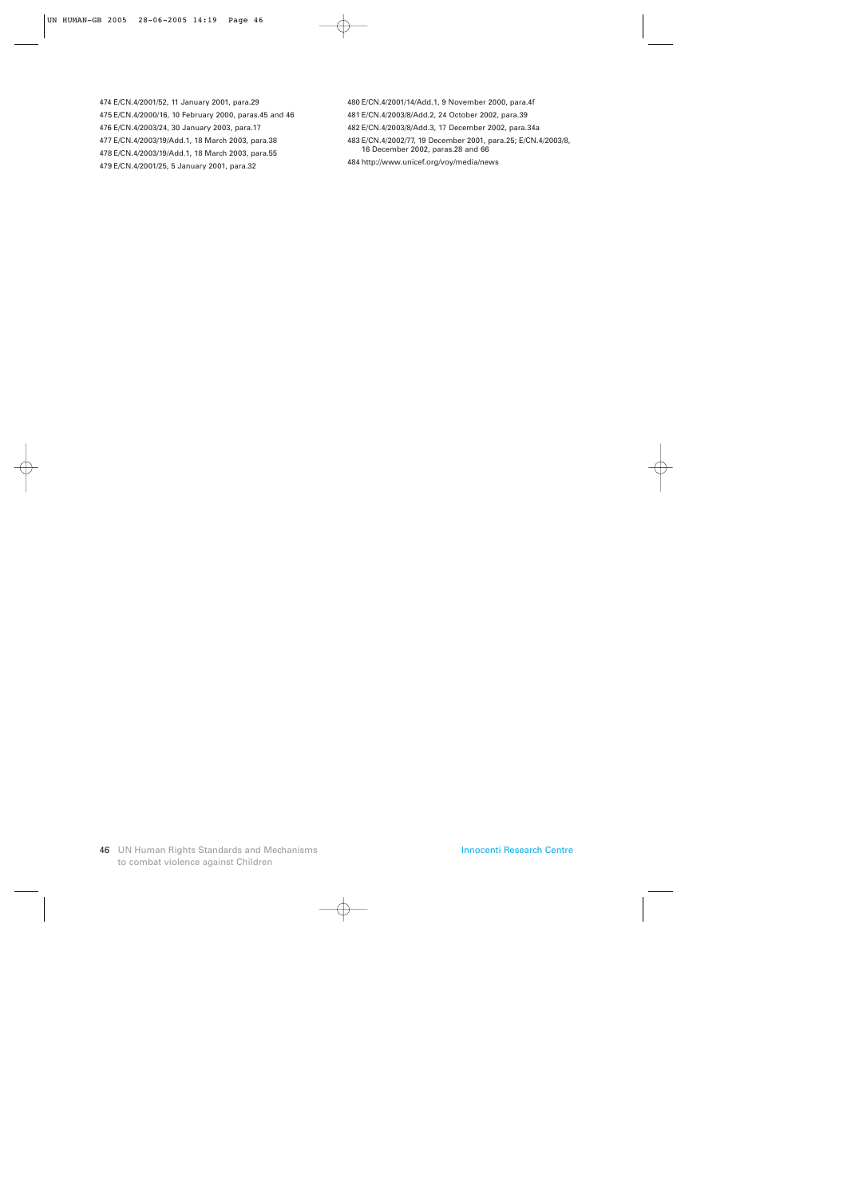474 E/CN.4/2001/52, 11 January 2001, para.29

475 E/CN.4/2000/16, 10 February 2000, paras.45 and 46

476 E/CN.4/2003/24, 30 January 2003, para.17

477 E/CN.4/2003/19/Add.1, 18 March 2003, para.38

478 E/CN.4/2003/19/Add.1, 18 March 2003, para.55

479 E/CN.4/2001/25, 5 January 2001, para.32

480 E/CN.4/2001/14/Add.1, 9 November 2000, para.4f

481 E/CN.4/2003/8/Add.2, 24 October 2002, para.39

482 E/CN.4/2003/8/Add.3, 17 December 2002, para.34a

483 E/CN.4/2002/77, 19 December 2001, para.25; E/CN.4/2003/8, 16 December 2002, paras.28 and 66

484 http://www.unicef.org/voy/media/news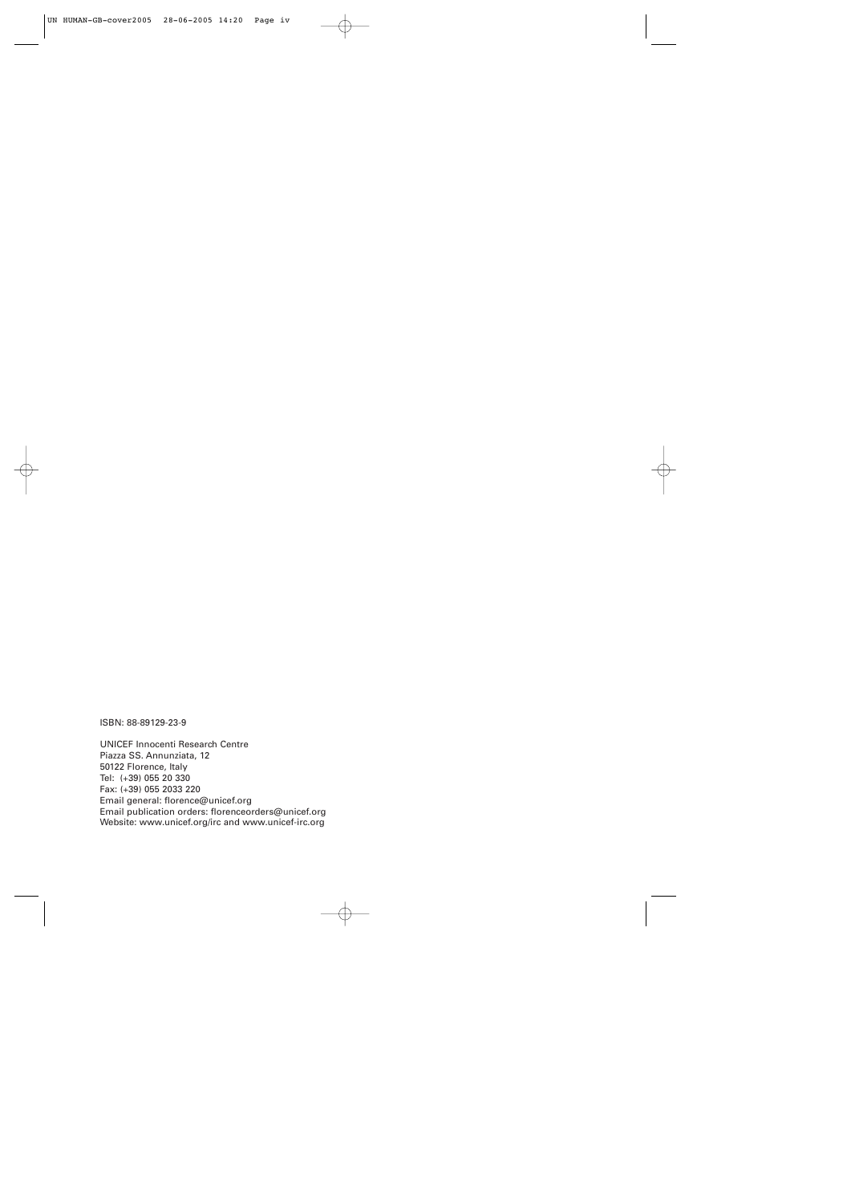ISBN: 88-89129-23-9

UNICEF Innocenti Research Centre
Piazza SS. Annunziata, 12
50122 Florence, Italy
Tel: (+39) 055 20 330
Fax: (+39) 055 2033 220
Email general: florence@unicef.org
Email publication orders: florenceorders@unicef.org
Website: www.unicef.org/irc and www.unicef-irc.org